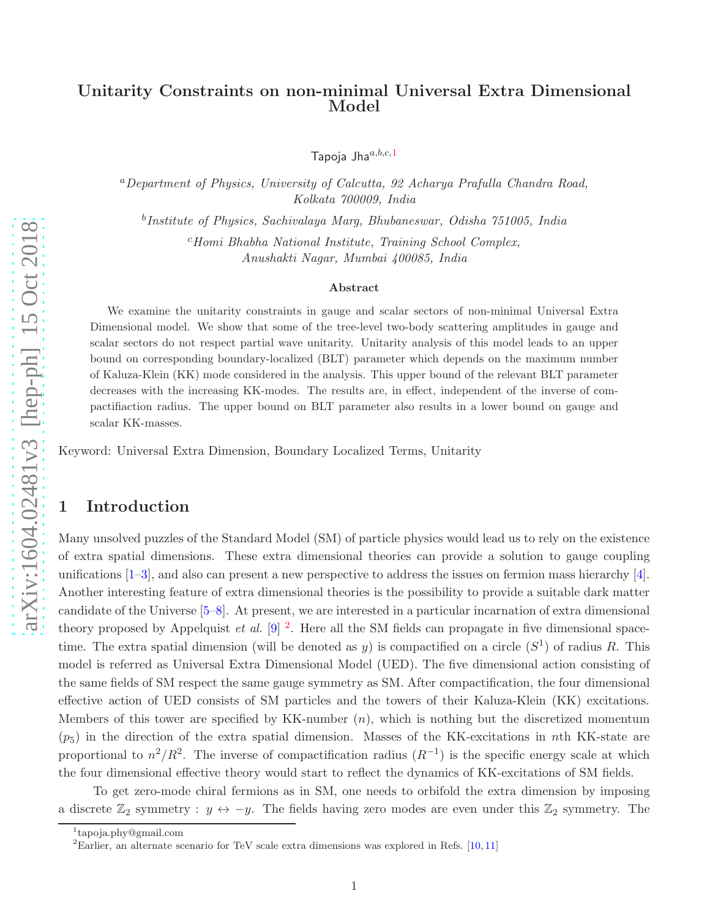# Unitarity Constraints on non-minimal Universal Extra Dimensional Model

Tapoja Jha[a,b,c,1]

[a] *Department of Physics, University of Calcutta, 92 Acharya Prafulla Chandra Road, Kolkata 700009, India*

[b] *Institute of Physics, Sachivalaya Marg, Bhubaneswar, Odisha 751005, India*

[c] *Homi Bhabha National Institute, Training School Complex, Anushakti Nagar, Mumbai 400085, India*

### Abstract

We examine the unitarity constraints in gauge and scalar sectors of non-minimal Universal Extra Dimensional model. We show that some of the tree-level two-body scattering amplitudes in gauge and scalar sectors do not respect partial wave unitarity. Unitarity analysis of this model leads to an upper bound on corresponding boundary-localized (BLT) parameter which depends on the maximum number of Kaluza-Klein (KK) mode considered in the analysis. This upper bound of the relevant BLT parameter decreases with the increasing KK-modes. The results are, in effect, independent of the inverse of compactifiaction radius. The upper bound on BLT parameter also results in a lower bound on gauge and scalar KK-masses.

Keyword: Universal Extra Dimension, Boundary Localized Terms, Unitarity

## 1 Introduction

Many unsolved puzzles of the Standard Model (SM) of particle physics would lead us to rely on the existence of extra spatial dimensions. These extra dimensional theories can provide a solution to gauge coupling unifications [1–3], and also can present a new perspective to address the issues on fermion mass hierarchy [4]. Another interesting feature of extra dimensional theories is the possibility to provide a suitable dark matter candidate of the Universe [5–8]. At present, we are interested in a particular incarnation of extra dimensional theory proposed by Appelquist *et al.* [9] [2]. Here all the SM fields can propagate in five dimensional space-time. The extra spatial dimension (will be denoted as $y$) is compactified on a circle ($S^1$) of radius $R$. This model is referred as Universal Extra Dimensional Model (UED). The five dimensional action consisting of the same fields of SM respect the same gauge symmetry as SM. After compactification, the four dimensional effective action of UED consists of SM particles and the towers of their Kaluza-Klein (KK) excitations. Members of this tower are specified by KK-number ($n$), which is nothing but the discretized momentum ($p_5$) in the direction of the extra spatial dimension. Masses of the KK-excitations in $n$th KK-state are proportional to $n^2/R^2$. The inverse of compactification radius ($R^{-1}$) is the specific energy scale at which the four dimensional effective theory would start to reflect the dynamics of KK-excitations of SM fields.

To get zero-mode chiral fermions as in SM, one needs to orbifold the extra dimension by imposing a discrete $\mathbb{Z}_2$ symmetry : $y \leftrightarrow -y$. The fields having zero modes are even under this $\mathbb{Z}_2$ symmetry. The

[1] tapoja.phy@gmail.com

[2] Earlier, an alternate scenario for TeV scale extra dimensions was explored in Refs. [10, 11]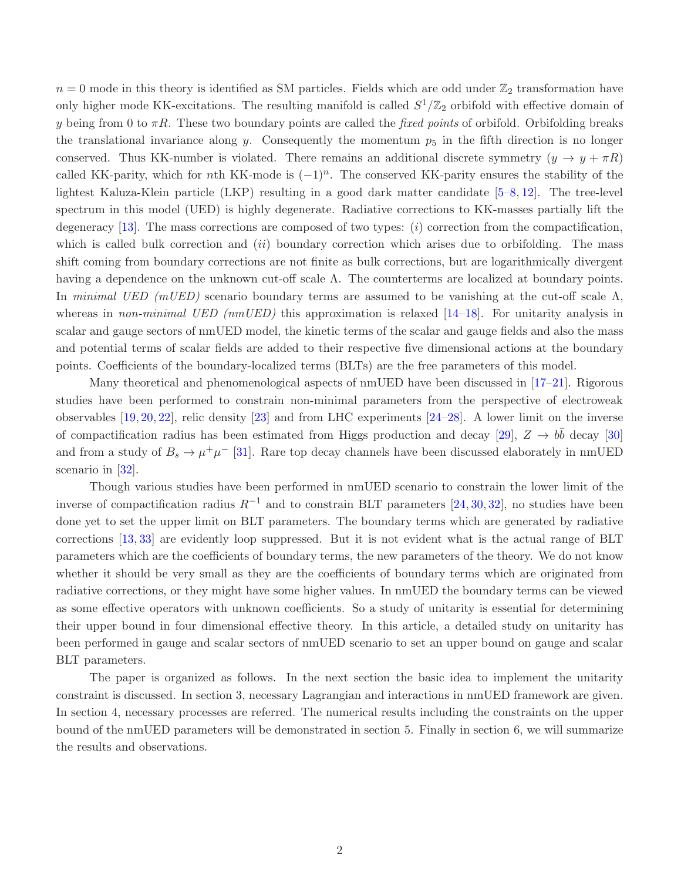$n = 0$ mode in this theory is identified as SM particles. Fields which are odd under $\mathbb{Z}_2$ transformation have only higher mode KK-excitations. The resulting manifold is called $S^1/\mathbb{Z}_2$ orbifold with effective domain of $y$ being from 0 to $\pi R$. These two boundary points are called the *fixed points* of orbifold. Orbifolding breaks the translational invariance along $y$. Consequently the momentum $p_5$ in the fifth direction is no longer conserved. Thus KK-number is violated. There remains an additional discrete symmetry ($y \to y + \pi R$) called KK-parity, which for $n$th KK-mode is $(-1)^n$. The conserved KK-parity ensures the stability of the lightest Kaluza-Klein particle (LKP) resulting in a good dark matter candidate [5–8, 12]. The tree-level spectrum in this model (UED) is highly degenerate. Radiative corrections to KK-masses partially lift the degeneracy [13]. The mass corrections are composed of two types: $(i)$ correction from the compactification, which is called bulk correction and $(ii)$ boundary correction which arises due to orbifolding. The mass shift coming from boundary corrections are not finite as bulk corrections, but are logarithmically divergent having a dependence on the unknown cut-off scale $\Lambda$. The counterterms are localized at boundary points. In *minimal UED (mUED)* scenario boundary terms are assumed to be vanishing at the cut-off scale $\Lambda$, whereas in *non-minimal UED (nmUED)* this approximation is relaxed [14–18]. For unitarity analysis in scalar and gauge sectors of nmUED model, the kinetic terms of the scalar and gauge fields and also the mass and potential terms of scalar fields are added to their respective five dimensional actions at the boundary points. Coefficients of the boundary-localized terms (BLTs) are the free parameters of this model.

Many theoretical and phenomenological aspects of nmUED have been discussed in [17–21]. Rigorous studies have been performed to constrain non-minimal parameters from the perspective of electroweak observables [19, 20, 22], relic density [23] and from LHC experiments [24–28]. A lower limit on the inverse of compactification radius has been estimated from Higgs production and decay [29], $Z \to b\bar{b}$ decay [30] and from a study of $B_s \to \mu^+\mu^-$ [31]. Rare top decay channels have been discussed elaborately in nmUED scenario in [32].

Though various studies have been performed in nmUED scenario to constrain the lower limit of the inverse of compactification radius $R^{-1}$ and to constrain BLT parameters [24, 30, 32], no studies have been done yet to set the upper limit on BLT parameters. The boundary terms which are generated by radiative corrections [13, 33] are evidently loop suppressed. But it is not evident what is the actual range of BLT parameters which are the coefficients of boundary terms, the new parameters of the theory. We do not know whether it should be very small as they are the coefficients of boundary terms which are originated from radiative corrections, or they might have some higher values. In nmUED the boundary terms can be viewed as some effective operators with unknown coefficients. So a study of unitarity is essential for determining their upper bound in four dimensional effective theory. In this article, a detailed study on unitarity has been performed in gauge and scalar sectors of nmUED scenario to set an upper bound on gauge and scalar BLT parameters.

The paper is organized as follows. In the next section the basic idea to implement the unitarity constraint is discussed. In section 3, necessary Lagrangian and interactions in nmUED framework are given. In section 4, necessary processes are referred. The numerical results including the constraints on the upper bound of the nmUED parameters will be demonstrated in section 5. Finally in section 6, we will summarize the results and observations.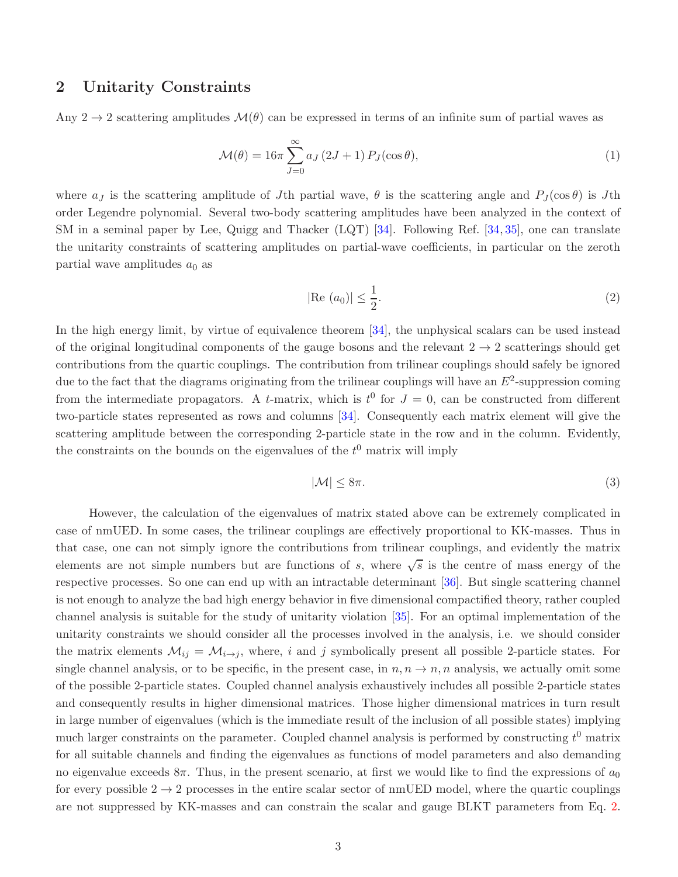## 2 Unitarity Constraints

Any $2 \to 2$ scattering amplitudes $\mathcal{M}(\theta)$ can be expressed in terms of an infinite sum of partial waves as

$$\mathcal{M}(\theta) = 16\pi \sum_{J=0}^{\infty} a_J \, (2J+1) \, P_J(\cos\theta), \tag{1}$$

where $a_J$ is the scattering amplitude of $J$th partial wave, $\theta$ is the scattering angle and $P_J(\cos\theta)$ is $J$th order Legendre polynomial. Several two-body scattering amplitudes have been analyzed in the context of SM in a seminal paper by Lee, Quigg and Thacker (LQT) [34]. Following Ref. [34, 35], one can translate the unitarity constraints of scattering amplitudes on partial-wave coefficients, in particular on the zeroth partial wave amplitudes $a_0$ as

$$|\text{Re } (a_0)| \leq \frac{1}{2}. \tag{2}$$

In the high energy limit, by virtue of equivalence theorem [34], the unphysical scalars can be used instead of the original longitudinal components of the gauge bosons and the relevant $2 \to 2$ scatterings should get contributions from the quartic couplings. The contribution from trilinear couplings should safely be ignored due to the fact that the diagrams originating from the trilinear couplings will have an $E^2$-suppression coming from the intermediate propagators. A $t$-matrix, which is $t^0$ for $J = 0$, can be constructed from different two-particle states represented as rows and columns [34]. Consequently each matrix element will give the scattering amplitude between the corresponding 2-particle state in the row and in the column. Evidently, the constraints on the bounds on the eigenvalues of the $t^0$ matrix will imply

$$|\mathcal{M}| \leq 8\pi. \tag{3}$$

However, the calculation of the eigenvalues of matrix stated above can be extremely complicated in case of nmUED. In some cases, the trilinear couplings are effectively proportional to KK-masses. Thus in that case, one can not simply ignore the contributions from trilinear couplings, and evidently the matrix elements are not simple numbers but are functions of $s$, where $\sqrt{s}$ is the centre of mass energy of the respective processes. So one can end up with an intractable determinant [36]. But single scattering channel is not enough to analyze the bad high energy behavior in five dimensional compactified theory, rather coupled channel analysis is suitable for the study of unitarity violation [35]. For an optimal implementation of the unitarity constraints we should consider all the processes involved in the analysis, i.e. we should consider the matrix elements $\mathcal{M}_{ij} = \mathcal{M}_{i \to j}$, where, $i$ and $j$ symbolically present all possible 2-particle states. For single channel analysis, or to be specific, in the present case, in $n, n \to n, n$ analysis, we actually omit some of the possible 2-particle states. Coupled channel analysis exhaustively includes all possible 2-particle states and consequently results in higher dimensional matrices. Those higher dimensional matrices in turn result in large number of eigenvalues (which is the immediate result of the inclusion of all possible states) implying much larger constraints on the parameter. Coupled channel analysis is performed by constructing $t^0$ matrix for all suitable channels and finding the eigenvalues as functions of model parameters and also demanding no eigenvalue exceeds $8\pi$. Thus, in the present scenario, at first we would like to find the expressions of $a_0$ for every possible $2 \to 2$ processes in the entire scalar sector of nmUED model, where the quartic couplings are not suppressed by KK-masses and can constrain the scalar and gauge BLKT parameters from Eq. 2.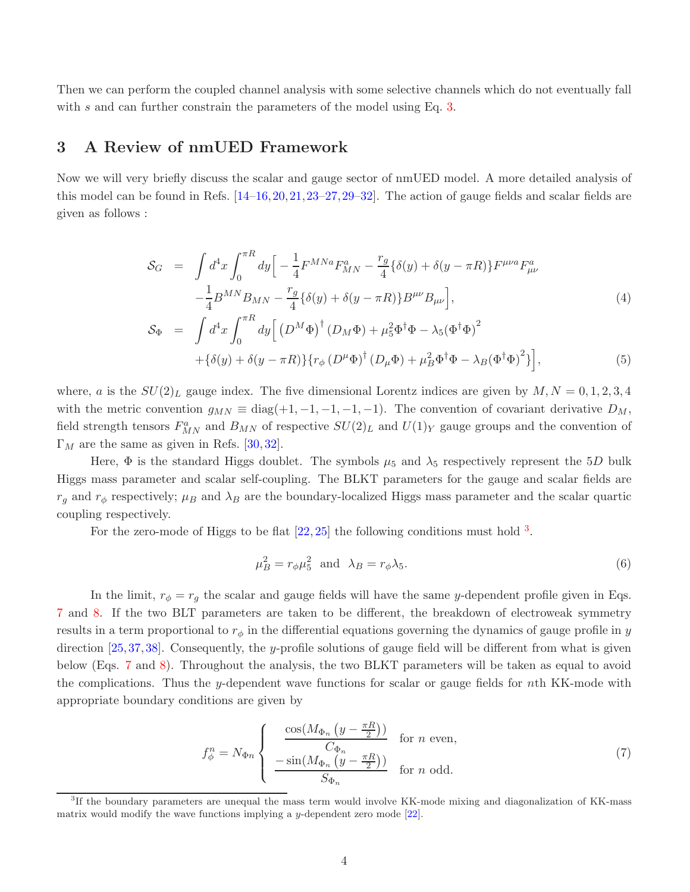Then we can perform the coupled channel analysis with some selective channels which do not eventually fall with $s$ and can further constrain the parameters of the model using Eq. 3.

## 3 A Review of nmUED Framework

Now we will very briefly discuss the scalar and gauge sector of nmUED model. A more detailed analysis of this model can be found in Refs. [14–16,20,21,23–27,29–32]. The action of gauge fields and scalar fields are given as follows :

$$
\begin{aligned}
\mathcal{S}_G &= \int d^4x \int_0^{\pi R} dy \Big[ -\frac{1}{4} F^{MNa} F^a_{MN} - \frac{r_g}{4} \{\delta(y) + \delta(y - \pi R)\} F^{\mu\nu a} F^a_{\mu\nu} \\
&\quad - \frac{1}{4} B^{MN} B_{MN} - \frac{r_g}{4} \{\delta(y) + \delta(y - \pi R)\} B^{\mu\nu} B_{\mu\nu} \Big], \qquad (4) \\
\mathcal{S}_\Phi &= \int d^4x \int_0^{\pi R} dy \Big[ \left(D^M \Phi\right)^\dagger \left(D_M \Phi\right) + \mu_5^2 \Phi^\dagger \Phi - \lambda_5 (\Phi^\dagger \Phi)^2 \\
&\quad + \{\delta(y) + \delta(y - \pi R)\} \{ r_\phi \left(D^\mu \Phi\right)^\dagger \left(D_\mu \Phi\right) + \mu_B^2 \Phi^\dagger \Phi - \lambda_B (\Phi^\dagger \Phi)^2 \} \Big], \qquad (5)
\end{aligned}
$$

where, $a$ is the $SU(2)_L$ gauge index. The five dimensional Lorentz indices are given by $M, N = 0, 1, 2, 3, 4$ with the metric convention $g_{MN} \equiv \text{diag}(+1, -1, -1, -1, -1)$. The convention of covariant derivative $D_M$, field strength tensors $F^a_{MN}$ and $B_{MN}$ of respective $SU(2)_L$ and $U(1)_Y$ gauge groups and the convention of $\Gamma_M$ are the same as given in Refs. [30,32].

Here, $\Phi$ is the standard Higgs doublet. The symbols $\mu_5$ and $\lambda_5$ respectively represent the $5D$ bulk Higgs mass parameter and scalar self-coupling. The BLKT parameters for the gauge and scalar fields are $r_g$ and $r_\phi$ respectively; $\mu_B$ and $\lambda_B$ are the boundary-localized Higgs mass parameter and the scalar quartic coupling respectively.

For the zero-mode of Higgs to be flat [22,25] the following conditions must hold [3].

$$
\mu_B^2 = r_\phi \mu_5^2 \;\; \text{and} \;\; \lambda_B = r_\phi \lambda_5. \qquad (6)
$$

In the limit, $r_\phi = r_g$ the scalar and gauge fields will have the same $y$-dependent profile given in Eqs. 7 and 8. If the two BLT parameters are taken to be different, the breakdown of electroweak symmetry results in a term proportional to $r_\phi$ in the differential equations governing the dynamics of gauge profile in $y$ direction [25,37,38]. Consequently, the $y$-profile solutions of gauge field will be different from what is given below (Eqs. 7 and 8). Throughout the analysis, the two BLKT parameters will be taken as equal to avoid the complications. Thus the $y$-dependent wave functions for scalar or gauge fields for $n$th KK-mode with appropriate boundary conditions are given by

$$
f_\phi^n = N_{\Phi n} \begin{cases} \dfrac{\cos\left(M_{\Phi_n}\left(y - \frac{\pi R}{2}\right)\right)}{C_{\Phi_n}} & \text{for } n \text{ even}, \\[2ex] \dfrac{-\sin\left(M_{\Phi_n}\left(y - \frac{\pi R}{2}\right)\right)}{S_{\Phi_n}} & \text{for } n \text{ odd}. \end{cases} \qquad (7)
$$

---

[3] If the boundary parameters are unequal the mass term would involve KK-mode mixing and diagonalization of KK-mass matrix would modify the wave functions implying a $y$-dependent zero mode [22].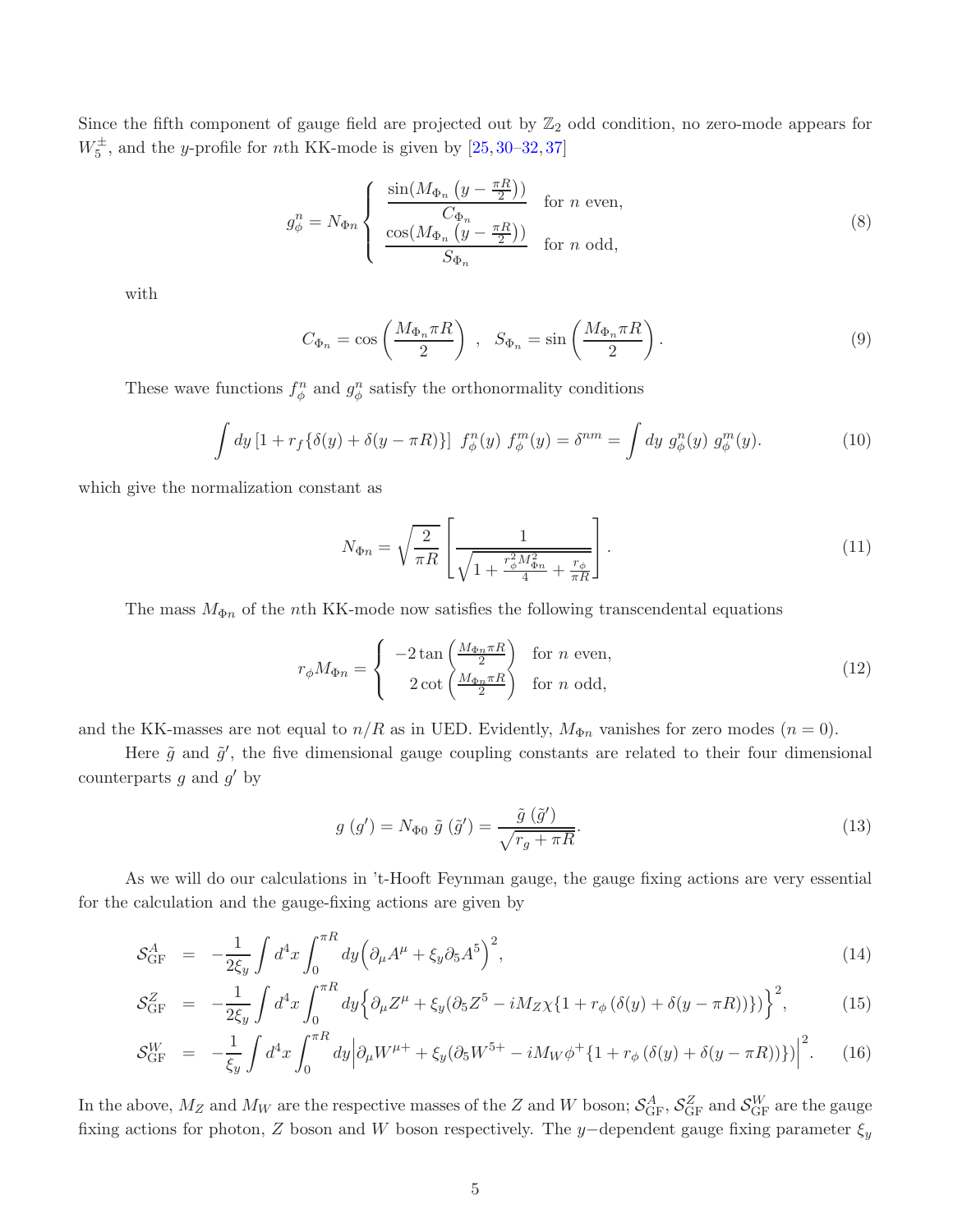Since the fifth component of gauge field are projected out by $\mathbb{Z}_2$ odd condition, no zero-mode appears for $W_5^{\pm}$, and the $y$-profile for $n$th KK-mode is given by [25, 30–32, 37]

$$
g_{\phi}^{n} = N_{\Phi n} \left\{ \begin{array}{ll} \dfrac{\sin(M_{\Phi_n}\left(y - \frac{\pi R}{2}\right))}{C_{\Phi_n}} & \text{for } n \text{ even,} \\ \dfrac{\cos(M_{\Phi_n}\left(y - \frac{\pi R}{2}\right))}{S_{\Phi_n}} & \text{for } n \text{ odd,} \end{array} \right. \tag{8}
$$

with

$$
C_{\Phi_n} = \cos\left(\frac{M_{\Phi_n}\pi R}{2}\right) \ , \quad S_{\Phi_n} = \sin\left(\frac{M_{\Phi_n}\pi R}{2}\right). \tag{9}
$$

These wave functions $f_{\phi}^{n}$ and $g_{\phi}^{n}$ satisfy the orthonormality conditions

$$
\int dy \left[1 + r_f\{\delta(y) + \delta(y - \pi R)\}\right] \ f_{\phi}^{n}(y) \ f_{\phi}^{m}(y) = \delta^{nm} = \int dy \ g_{\phi}^{n}(y) \ g_{\phi}^{m}(y). \tag{10}
$$

which give the normalization constant as

$$
N_{\Phi n} = \sqrt{\frac{2}{\pi R}} \left[ \frac{1}{\sqrt{1 + \frac{r_{\phi}^2 M_{\Phi n}^2}{4} + \frac{r_{\phi}}{\pi R}}} \right]. \tag{11}
$$

The mass $M_{\Phi n}$ of the $n$th KK-mode now satisfies the following transcendental equations

$$
r_{\phi} M_{\Phi n} = \left\{ \begin{array}{ll} -2\tan\left(\frac{M_{\Phi n}\pi R}{2}\right) & \text{for } n \text{ even,} \\ 2\cot\left(\frac{M_{\Phi n}\pi R}{2}\right) & \text{for } n \text{ odd,} \end{array} \right. \tag{12}
$$

and the KK-masses are not equal to $n/R$ as in UED. Evidently, $M_{\Phi n}$ vanishes for zero modes ($n = 0$).

Here $\tilde{g}$ and $\tilde{g}'$, the five dimensional gauge coupling constants are related to their four dimensional counterparts $g$ and $g'$ by

$$
g \ (g') = N_{\Phi 0} \ \tilde{g} \ (\tilde{g}') = \frac{\tilde{g} \ (\tilde{g}')}{\sqrt{r_g + \pi R}}. \tag{13}
$$

As we will do our calculations in 't-Hooft Feynman gauge, the gauge fixing actions are very essential for the calculation and the gauge-fixing actions are given by

$$
\mathcal{S}_{\rm GF}^{A} = -\frac{1}{2\xi_y}\int d^4x \int_0^{\pi R} dy \Big(\partial_\mu A^\mu + \xi_y \partial_5 A^5\Big)^2, \tag{14}
$$

$$
\mathcal{S}_{\rm GF}^{Z} = -\frac{1}{2\xi_y}\int d^4x \int_0^{\pi R} dy \Big\{\partial_\mu Z^\mu + \xi_y(\partial_5 Z^5 - iM_Z \chi\{1 + r_\phi\left(\delta(y) + \delta(y - \pi R)\right)\})\Big\}^2, \tag{15}
$$

$$
\mathcal{S}_{\rm GF}^{W} = -\frac{1}{\xi_y}\int d^4x \int_0^{\pi R} dy \Big|\partial_\mu W^{\mu +} + \xi_y(\partial_5 W^{5+} - iM_W \phi^{+}\{1 + r_\phi\left(\delta(y) + \delta(y - \pi R)\right)\})\Big|^2. \tag{16}
$$

In the above, $M_Z$ and $M_W$ are the respective masses of the $Z$ and $W$ boson; $\mathcal{S}_{\rm GF}^{A}$, $\mathcal{S}_{\rm GF}^{Z}$ and $\mathcal{S}_{\rm GF}^{W}$ are the gauge fixing actions for photon, $Z$ boson and $W$ boson respectively. The $y-$dependent gauge fixing parameter $\xi_y$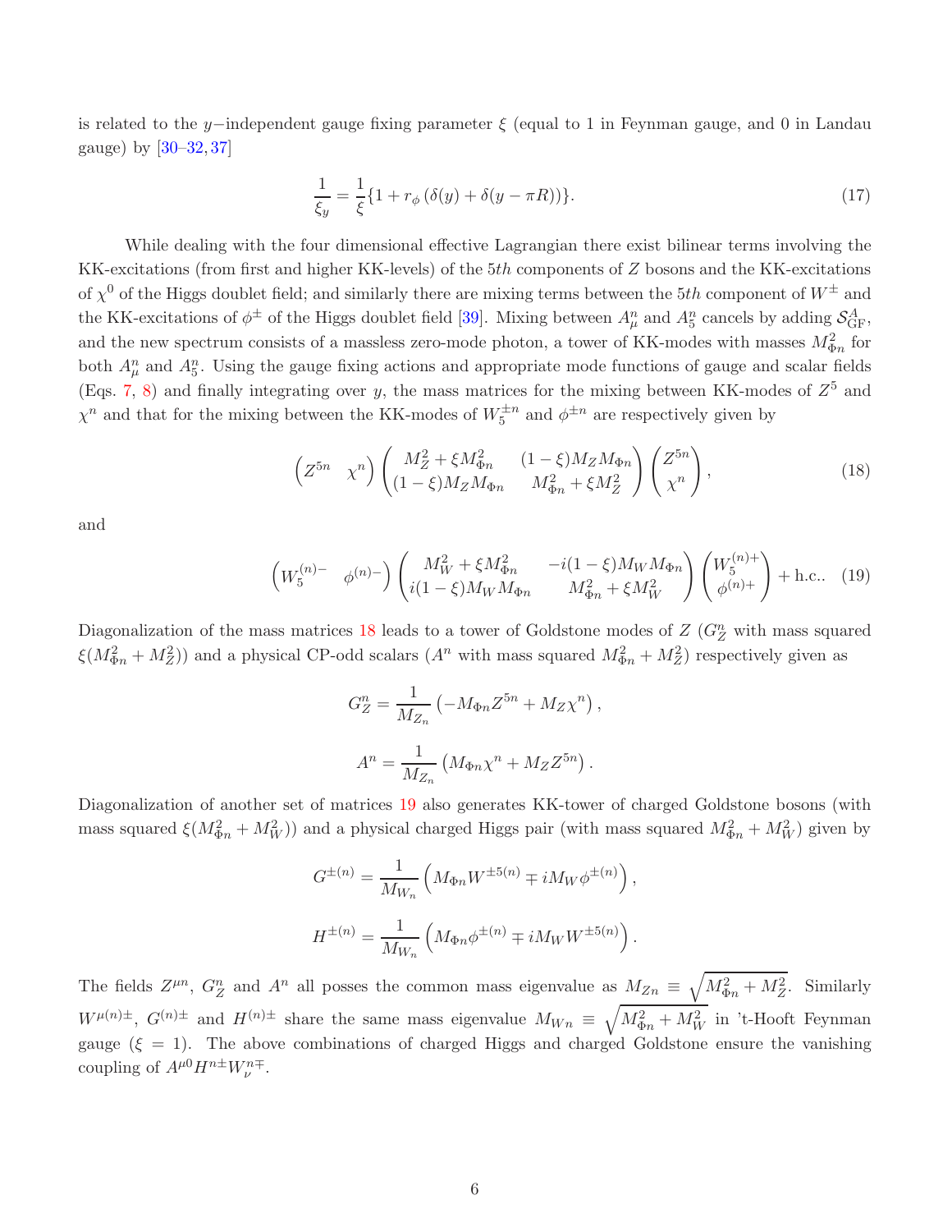is related to the $y-$independent gauge fixing parameter $\xi$ (equal to 1 in Feynman gauge, and 0 in Landau gauge) by [30–32, 37]

$$\frac{1}{\xi_y} = \frac{1}{\xi}\{1 + r_\phi \left(\delta(y) + \delta(y - \pi R)\right)\}. \tag{17}$$

While dealing with the four dimensional effective Lagrangian there exist bilinear terms involving the KK-excitations (from first and higher KK-levels) of the $5th$ components of $Z$ bosons and the KK-excitations of $\chi^0$ of the Higgs doublet field; and similarly there are mixing terms between the $5th$ component of $W^\pm$ and the KK-excitations of $\phi^\pm$ of the Higgs doublet field [39]. Mixing between $A^n_\mu$ and $A^n_5$ cancels by adding $\mathcal{S}^A_{\rm GF}$, and the new spectrum consists of a massless zero-mode photon, a tower of KK-modes with masses $M^2_{\Phi n}$ for both $A^n_\mu$ and $A^n_5$. Using the gauge fixing actions and appropriate mode functions of gauge and scalar fields (Eqs. 7, 8) and finally integrating over $y$, the mass matrices for the mixing between KK-modes of $Z^5$ and $\chi^n$ and that for the mixing between the KK-modes of $W^{\pm n}_5$ and $\phi^{\pm n}$ are respectively given by

$$\begin{pmatrix} Z^{5n} & \chi^n \end{pmatrix} \begin{pmatrix} M^2_Z + \xi M^2_{\Phi n} & (1-\xi) M_Z M_{\Phi n} \\ (1-\xi) M_Z M_{\Phi n} & M^2_{\Phi n} + \xi M^2_Z \end{pmatrix} \begin{pmatrix} Z^{5n} \\ \chi^n \end{pmatrix}, \tag{18}$$

and

$$\begin{pmatrix} W^{(n)-}_5 & \phi^{(n)-} \end{pmatrix} \begin{pmatrix} M^2_W + \xi M^2_{\Phi n} & -i(1-\xi) M_W M_{\Phi n} \\ i(1-\xi) M_W M_{\Phi n} & M^2_{\Phi n} + \xi M^2_W \end{pmatrix} \begin{pmatrix} W^{(n)+}_5 \\ \phi^{(n)+} \end{pmatrix} + \text{h.c.}. \tag{19}$$

Diagonalization of the mass matrices 18 leads to a tower of Goldstone modes of $Z$ ($G^n_Z$ with mass squared $\xi(M^2_{\Phi n} + M^2_Z)$) and a physical CP-odd scalars ($A^n$ with mass squared $M^2_{\Phi n} + M^2_Z$) respectively given as

$$G^n_Z = \frac{1}{M_{Z_n}} \left( -M_{\Phi n} Z^{5n} + M_Z \chi^n \right),$$

$$A^n = \frac{1}{M_{Z_n}} \left( M_{\Phi n} \chi^n + M_Z Z^{5n} \right).$$

Diagonalization of another set of matrices 19 also generates KK-tower of charged Goldstone bosons (with mass squared $\xi(M^2_{\Phi n} + M^2_W)$) and a physical charged Higgs pair (with mass squared $M^2_{\Phi n} + M^2_W$) given by

$$G^{\pm(n)} = \frac{1}{M_{W_n}} \left( M_{\Phi n} W^{\pm 5(n)} \mp i M_W \phi^{\pm(n)} \right),$$

$$H^{\pm(n)} = \frac{1}{M_{W_n}} \left( M_{\Phi n} \phi^{\pm(n)} \mp i M_W W^{\pm 5(n)} \right).$$

The fields $Z^{\mu n}$, $G^n_Z$ and $A^n$ all posses the common mass eigenvalue as $M_{Zn} \equiv \sqrt{M^2_{\Phi n} + M^2_Z}$. Similarly $W^{\mu(n)\pm}$, $G^{(n)\pm}$ and $H^{(n)\pm}$ share the same mass eigenvalue $M_{Wn} \equiv \sqrt{M^2_{\Phi n} + M^2_W}$ in 't-Hooft Feynman gauge ($\xi = 1$). The above combinations of charged Higgs and charged Goldstone ensure the vanishing coupling of $A^{\mu 0} H^{n\pm} W^{n\mp}_\nu$.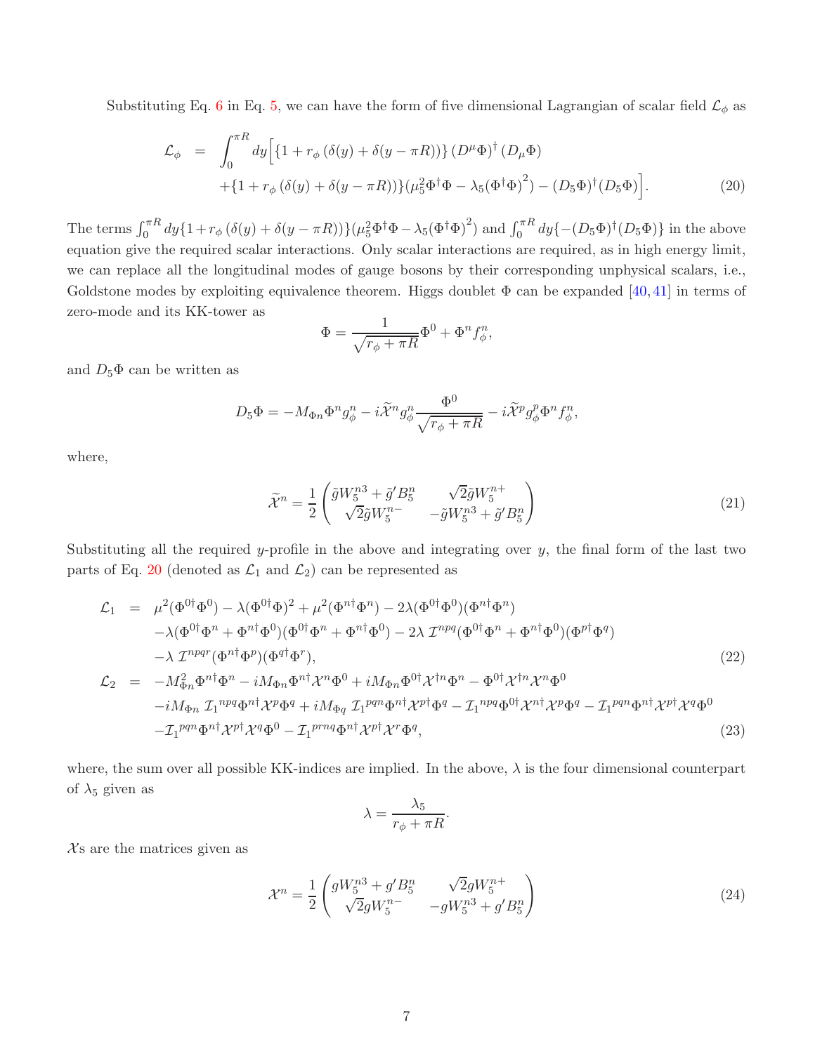Substituting Eq. 6 in Eq. 5, we can have the form of five dimensional Lagrangian of scalar field $\mathcal{L}_\phi$ as

$$
\begin{aligned}
\mathcal{L}_\phi &= \int_0^{\pi R} dy \Big[ \{1 + r_\phi\,(\delta(y) + \delta(y-\pi R))\}\, (D^\mu \Phi)^\dagger\, (D_\mu \Phi) \\
&\quad + \{1 + r_\phi\,(\delta(y) + \delta(y-\pi R))\} (\mu_5^2 \Phi^\dagger \Phi - \lambda_5 (\Phi^\dagger \Phi)^2) - (D_5\Phi)^\dagger (D_5 \Phi) \Big].
\end{aligned} \tag{20}
$$

The terms $\int_0^{\pi R} dy \{1 + r_\phi\,(\delta(y) + \delta(y-\pi R))\} (\mu_5^2 \Phi^\dagger \Phi - \lambda_5 (\Phi^\dagger \Phi)^2)$ and $\int_0^{\pi R} dy \{-(D_5\Phi)^\dagger (D_5 \Phi)\}$ in the above equation give the required scalar interactions. Only scalar interactions are required, as in high energy limit, we can replace all the longitudinal modes of gauge bosons by their corresponding unphysical scalars, i.e., Goldstone modes by exploiting equivalence theorem. Higgs doublet $\Phi$ can be expanded [40, 41] in terms of zero-mode and its KK-tower as

$$
\Phi = \frac{1}{\sqrt{r_\phi + \pi R}} \Phi^0 + \Phi^n f_\phi^n,
$$

and $D_5 \Phi$ can be written as

$$
D_5 \Phi = -M_{\Phi n} \Phi^n g_\phi^n - i \widetilde{\mathcal{X}}^n g_\phi^n \frac{\Phi^0}{\sqrt{r_\phi + \pi R}} - i \widetilde{\mathcal{X}}^p g_\phi^p \Phi^n f_\phi^n,
$$

where,

$$
\widetilde{\mathcal{X}}^n = \frac{1}{2} \begin{pmatrix} \tilde{g} W_5^{n3} + \tilde{g}' B_5^n & \sqrt{2} \tilde{g} W_5^{n+} \\ \sqrt{2} \tilde{g} W_5^{n-} & -\tilde{g} W_5^{n3} + \tilde{g}' B_5^n \end{pmatrix} \tag{21}
$$

Substituting all the required $y$-profile in the above and integrating over $y$, the final form of the last two parts of Eq. 20 (denoted as $\mathcal{L}_1$ and $\mathcal{L}_2$) can be represented as

$$
\begin{aligned}
\mathcal{L}_1 &= \mu^2 (\Phi^{0\dagger} \Phi^0) - \lambda (\Phi^{0\dagger} \Phi)^2 + \mu^2 (\Phi^{n\dagger} \Phi^n) - 2\lambda (\Phi^{0\dagger} \Phi^0)(\Phi^{n\dagger} \Phi^n) \\
&\quad - \lambda (\Phi^{0\dagger} \Phi^n + \Phi^{n\dagger} \Phi^0)(\Phi^{0\dagger} \Phi^n + \Phi^{n\dagger} \Phi^0) - 2\lambda\, \mathcal{I}^{npq} (\Phi^{0\dagger} \Phi^n + \Phi^{n\dagger} \Phi^0)(\Phi^{p\dagger} \Phi^q) \\
&\quad - \lambda\, \mathcal{I}^{npqr} (\Phi^{n\dagger} \Phi^p)(\Phi^{q\dagger} \Phi^r), \qquad\qquad (22) \\
\mathcal{L}_2 &= -M_{\Phi n}^2 \Phi^{n\dagger} \Phi^n - i M_{\Phi n} \Phi^{n\dagger} \mathcal{X}^n \Phi^0 + i M_{\Phi n} \Phi^{0\dagger} \mathcal{X}^{\dagger n} \Phi^n - \Phi^{0\dagger} \mathcal{X}^{\dagger n} \mathcal{X}^n \Phi^0 \\
&\quad - i M_{\Phi n}\, \mathcal{I}_1{}^{npq} \Phi^{n\dagger} \mathcal{X}^p \Phi^q + i M_{\Phi q}\, \mathcal{I}_1{}^{pqn} \Phi^{n\dagger} \mathcal{X}^{p\dagger} \Phi^q - \mathcal{I}_1{}^{npq} \Phi^{0\dagger} \mathcal{X}^{n\dagger} \mathcal{X}^p \Phi^q - \mathcal{I}_1{}^{pqn} \Phi^{n\dagger} \mathcal{X}^{p\dagger} \mathcal{X}^q \Phi^0 \\
&\quad - \mathcal{I}_1{}^{pqn} \Phi^{n\dagger} \mathcal{X}^{p\dagger} \mathcal{X}^q \Phi^0 - \mathcal{I}_1{}^{prnq} \Phi^{n\dagger} \mathcal{X}^{p\dagger} \mathcal{X}^r \Phi^q, \qquad\qquad (23)
\end{aligned}
$$

where, the sum over all possible KK-indices are implied. In the above, $\lambda$ is the four dimensional counterpart of $\lambda_5$ given as

$$
\lambda = \frac{\lambda_5}{r_\phi + \pi R}.
$$

$\mathcal{X}$s are the matrices given as

$$
\mathcal{X}^n = \frac{1}{2} \begin{pmatrix} g W_5^{n3} + g' B_5^n & \sqrt{2} g W_5^{n+} \\ \sqrt{2} g W_5^{n-} & -g W_5^{n3} + g' B_5^n \end{pmatrix} \tag{24}
$$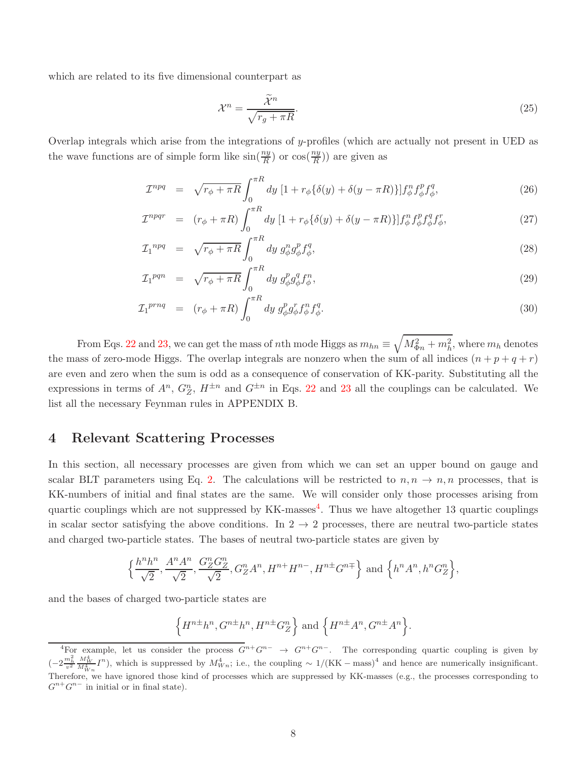which are related to its five dimensional counterpart as

$$\mathcal{X}^n = \frac{\widetilde{\mathcal{X}}^n}{\sqrt{r_g + \pi R}}. \tag{25}$$

Overlap integrals which arise from the integrations of $y$-profiles (which are actually not present in UED as the wave functions are of simple form like $\sin(\frac{ny}{R})$ or $\cos(\frac{ny}{R})$) are given as

$$\mathcal{I}^{npq} = \sqrt{r_\phi + \pi R}\int_0^{\pi R} dy\ [1 + r_\phi\{\delta(y) + \delta(y - \pi R)\}] f_\phi^n f_\phi^p f_\phi^q, \tag{26}$$

$$\mathcal{I}^{npqr} = (r_\phi + \pi R)\int_0^{\pi R} dy\ [1 + r_\phi\{\delta(y) + \delta(y - \pi R)\}] f_\phi^n f_\phi^p f_\phi^q f_\phi^r, \tag{27}$$

$$\mathcal{I}_1{}^{npq} = \sqrt{r_\phi + \pi R}\int_0^{\pi R} dy\ g_\phi^n g_\phi^p f_\phi^q, \tag{28}$$

$$\mathcal{I}_1{}^{pqn} = \sqrt{r_\phi + \pi R}\int_0^{\pi R} dy\ g_\phi^p g_\phi^q f_\phi^n, \tag{29}$$

$$\mathcal{I}_1{}^{prnq} = (r_\phi + \pi R)\int_0^{\pi R} dy\ g_\phi^p g_\phi^r f_\phi^n f_\phi^q. \tag{30}$$

From Eqs. 22 and 23, we can get the mass of $n$th mode Higgs as $m_{hn} \equiv \sqrt{M_{\Phi n}^2 + m_h^2}$, where $m_h$ denotes the mass of zero-mode Higgs. The overlap integrals are nonzero when the sum of all indices $(n + p + q + r)$ are even and zero when the sum is odd as a consequence of conservation of KK-parity. Substituting all the expressions in terms of $A^n$, $G_Z^n$, $H^{\pm n}$ and $G^{\pm n}$ in Eqs. 22 and 23 all the couplings can be calculated. We list all the necessary Feynman rules in APPENDIX B.

## 4 Relevant Scattering Processes

In this section, all necessary processes are given from which we can set an upper bound on gauge and scalar BLT parameters using Eq. 2. The calculations will be restricted to $n, n \to n, n$ processes, that is KK-numbers of initial and final states are the same. We will consider only those processes arising from quartic couplings which are not suppressed by KK-masses[4]. Thus we have altogether 13 quartic couplings in scalar sector satisfying the above conditions. In $2 \to 2$ processes, there are neutral two-particle states and charged two-particle states. The bases of neutral two-particle states are given by

$$\left\{\frac{h^n h^n}{\sqrt{2}}, \frac{A^n A^n}{\sqrt{2}}, \frac{G_Z^n G_Z^n}{\sqrt{2}}, G_Z^n A^n, H^{n+}H^{n-}, H^{n\pm}G^{n\mp}\right\} \text{ and } \left\{h^n A^n, h^n G_Z^n\right\},$$

and the bases of charged two-particle states are

$$\left\{H^{n\pm}h^n, G^{n\pm}h^n, H^{n\pm}G_Z^n\right\} \text{ and } \left\{H^{n\pm}A^n, G^{n\pm}A^n\right\}.$$

[4] For example, let us consider the process $G^{n+}G^{n-} \to G^{n+}G^{n-}$. The corresponding quartic coupling is given by $(-2\frac{m_h^2}{v^2}\frac{M_W^4}{M_{Wn}^4}I^n)$, which is suppressed by $M_{Wn}^4$; i.e., the coupling $\sim 1/(\mathrm{KK-mass})^4$ and hence are numerically insignificant. Therefore, we have ignored those kind of processes which are suppressed by KK-masses (e.g., the processes corresponding to $G^{n+}G^{n-}$ in initial or in final state).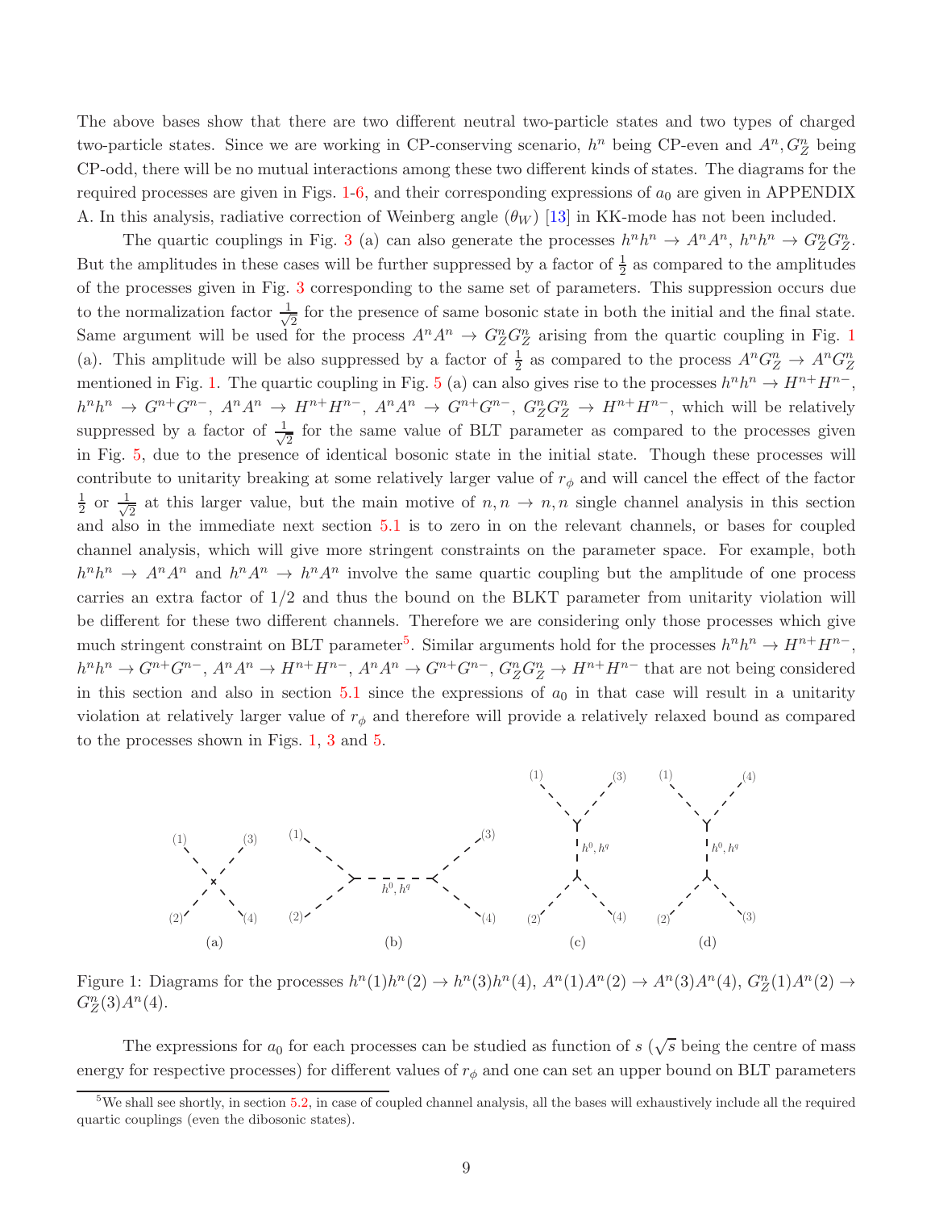The above bases show that there are two different neutral two-particle states and two types of charged two-particle states. Since we are working in CP-conserving scenario, $h^n$ being CP-even and $A^n, G_Z^n$ being CP-odd, there will be no mutual interactions among these two different kinds of states. The diagrams for the required processes are given in Figs. 1-6, and their corresponding expressions of $a_0$ are given in APPENDIX A. In this analysis, radiative correction of Weinberg angle ($\theta_W$) [13] in KK-mode has not been included.

The quartic couplings in Fig. 3 (a) can also generate the processes $h^n h^n \to A^n A^n$, $h^n h^n \to G_Z^n G_Z^n$. But the amplitudes in these cases will be further suppressed by a factor of $\frac{1}{2}$ as compared to the amplitudes of the processes given in Fig. 3 corresponding to the same set of parameters. This suppression occurs due to the normalization factor $\frac{1}{\sqrt{2}}$ for the presence of same bosonic state in both the initial and the final state. Same argument will be used for the process $A^n A^n \to G_Z^n G_Z^n$ arising from the quartic coupling in Fig. 1 (a). This amplitude will be also suppressed by a factor of $\frac{1}{2}$ as compared to the process $A^n G_Z^n \to A^n G_Z^n$ mentioned in Fig. 1. The quartic coupling in Fig. 5 (a) can also gives rise to the processes $h^n h^n \to H^{n+} H^{n-}$, $h^n h^n \to G^{n+} G^{n-}$, $A^n A^n \to H^{n+} H^{n-}$, $A^n A^n \to G^{n+} G^{n-}$, $G_Z^n G_Z^n \to H^{n+} H^{n-}$, which will be relatively suppressed by a factor of $\frac{1}{\sqrt{2}}$ for the same value of BLT parameter as compared to the processes given in Fig. 5, due to the presence of identical bosonic state in the initial state. Though these processes will contribute to unitarity breaking at some relatively larger value of $r_\phi$ and will cancel the effect of the factor $\frac{1}{2}$ or $\frac{1}{\sqrt{2}}$ at this larger value, but the main motive of $n, n \to n, n$ single channel analysis in this section and also in the immediate next section 5.1 is to zero in on the relevant channels, or bases for coupled channel analysis, which will give more stringent constraints on the parameter space. For example, both $h^n h^n \to A^n A^n$ and $h^n A^n \to h^n A^n$ involve the same quartic coupling but the amplitude of one process carries an extra factor of $1/2$ and thus the bound on the BLKT parameter from unitarity violation will be different for these two different channels. Therefore we are considering only those processes which give much stringent constraint on BLT parameter[5]. Similar arguments hold for the processes $h^n h^n \to H^{n+} H^{n-}$, $h^n h^n \to G^{n+} G^{n-}$, $A^n A^n \to H^{n+} H^{n-}$, $A^n A^n \to G^{n+} G^{n-}$, $G_Z^n G_Z^n \to H^{n+} H^{n-}$ that are not being considered in this section and also in section 5.1 since the expressions of $a_0$ in that case will result in a unitarity violation at relatively larger value of $r_\phi$ and therefore will provide a relatively relaxed bound as compared to the processes shown in Figs. 1, 3 and 5.

Figure 1: Diagrams for the processes $h^n(1) h^n(2) \to h^n(3) h^n(4)$, $A^n(1) A^n(2) \to A^n(3) A^n(4)$, $G_Z^n(1) A^n(2) \to G_Z^n(3) A^n(4)$.

The expressions for $a_0$ for each processes can be studied as function of $s$ ($\sqrt{s}$ being the centre of mass energy for respective processes) for different values of $r_\phi$ and one can set an upper bound on BLT parameters

[5] We shall see shortly, in section 5.2, in case of coupled channel analysis, all the bases will exhaustively include all the required quartic couplings (even the dibosonic states).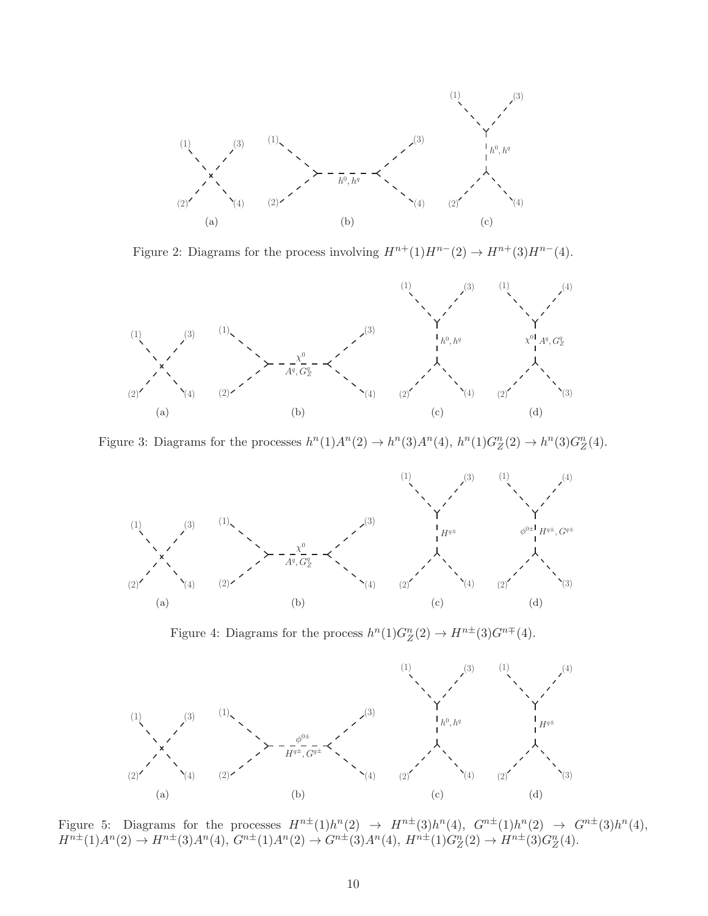Figure 2: Diagrams for the process involving $H^{n+}(1)H^{n-}(2) \to H^{n+}(3)H^{n-}(4)$.

Figure 3: Diagrams for the processes $h^n(1)A^n(2) \to h^n(3)A^n(4)$, $h^n(1)G_Z^n(2) \to h^n(3)G_Z^n(4)$.

Figure 4: Diagrams for the process $h^n(1)G_Z^n(2) \to H^{n\pm}(3)G^{n\mp}(4)$.

Figure 5: Diagrams for the processes $H^{n\pm}(1)h^n(2) \to H^{n\pm}(3)h^n(4)$, $G^{n\pm}(1)h^n(2) \to G^{n\pm}(3)h^n(4)$, $H^{n\pm}(1)A^n(2) \to H^{n\pm}(3)A^n(4)$, $G^{n\pm}(1)A^n(2) \to G^{n\pm}(3)A^n(4)$, $H^{n\pm}(1)G_Z^n(2) \to H^{n\pm}(3)G_Z^n(4)$.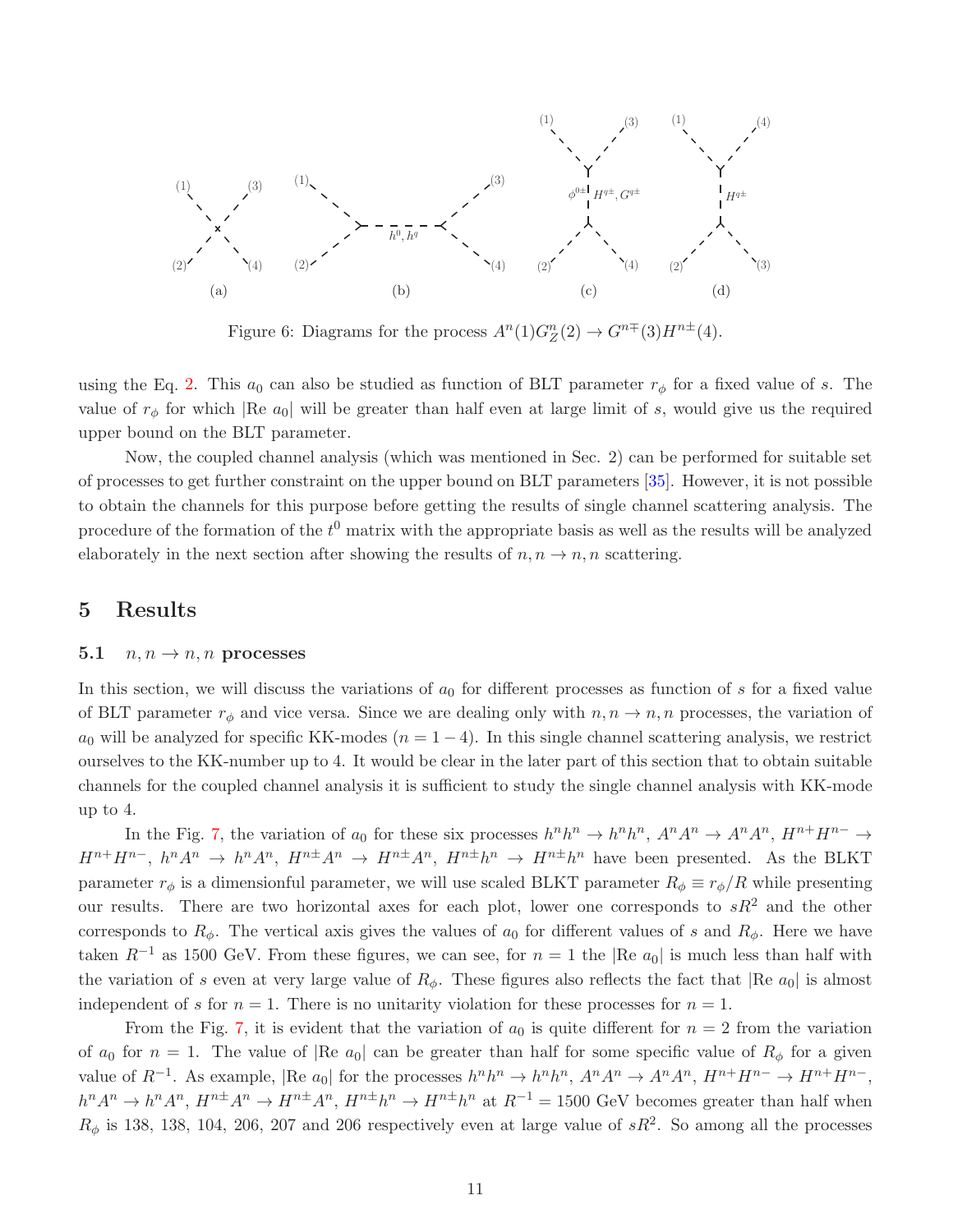Figure 6: Diagrams for the process $A^n(1)G_Z^n(2) \to G^{n\mp}(3)H^{n\pm}(4)$.

using the Eq. 2. This $a_0$ can also be studied as function of BLT parameter $r_\phi$ for a fixed value of $s$. The value of $r_\phi$ for which $|\text{Re } a_0|$ will be greater than half even at large limit of $s$, would give us the required upper bound on the BLT parameter.

Now, the coupled channel analysis (which was mentioned in Sec. 2) can be performed for suitable set of processes to get further constraint on the upper bound on BLT parameters [35]. However, it is not possible to obtain the channels for this purpose before getting the results of single channel scattering analysis. The procedure of the formation of the $t^0$ matrix with the appropriate basis as well as the results will be analyzed elaborately in the next section after showing the results of $n, n \to n, n$ scattering.

## 5 Results

### 5.1 $n, n \to n, n$ processes

In this section, we will discuss the variations of $a_0$ for different processes as function of $s$ for a fixed value of BLT parameter $r_\phi$ and vice versa. Since we are dealing only with $n, n \to n, n$ processes, the variation of $a_0$ will be analyzed for specific KK-modes ($n = 1-4$). In this single channel scattering analysis, we restrict ourselves to the KK-number up to 4. It would be clear in the later part of this section that to obtain suitable channels for the coupled channel analysis it is sufficient to study the single channel analysis with KK-mode up to 4.

In the Fig. 7, the variation of $a_0$ for these six processes $h^n h^n \to h^n h^n$, $A^n A^n \to A^n A^n$, $H^{n+}H^{n-} \to H^{n+}H^{n-}$, $h^n A^n \to h^n A^n$, $H^{n\pm}A^n \to H^{n\pm}A^n$, $H^{n\pm}h^n \to H^{n\pm}h^n$ have been presented. As the BLKT parameter $r_\phi$ is a dimensionful parameter, we will use scaled BLKT parameter $R_\phi \equiv r_\phi/R$ while presenting our results. There are two horizontal axes for each plot, lower one corresponds to $sR^2$ and the other corresponds to $R_\phi$. The vertical axis gives the values of $a_0$ for different values of $s$ and $R_\phi$. Here we have taken $R^{-1}$ as 1500 GeV. From these figures, we can see, for $n = 1$ the $|\text{Re } a_0|$ is much less than half with the variation of $s$ even at very large value of $R_\phi$. These figures also reflects the fact that $|\text{Re } a_0|$ is almost independent of $s$ for $n = 1$. There is no unitarity violation for these processes for $n = 1$.

From the Fig. 7, it is evident that the variation of $a_0$ is quite different for $n = 2$ from the variation of $a_0$ for $n = 1$. The value of $|\text{Re } a_0|$ can be greater than half for some specific value of $R_\phi$ for a given value of $R^{-1}$. As example, $|\text{Re } a_0|$ for the processes $h^n h^n \to h^n h^n$, $A^n A^n \to A^n A^n$, $H^{n+}H^{n-} \to H^{n+}H^{n-}$, $h^n A^n \to h^n A^n$, $H^{n\pm}A^n \to H^{n\pm}A^n$, $H^{n\pm}h^n \to H^{n\pm}h^n$ at $R^{-1} = 1500$ GeV becomes greater than half when $R_\phi$ is 138, 138, 104, 206, 207 and 206 respectively even at large value of $sR^2$. So among all the processes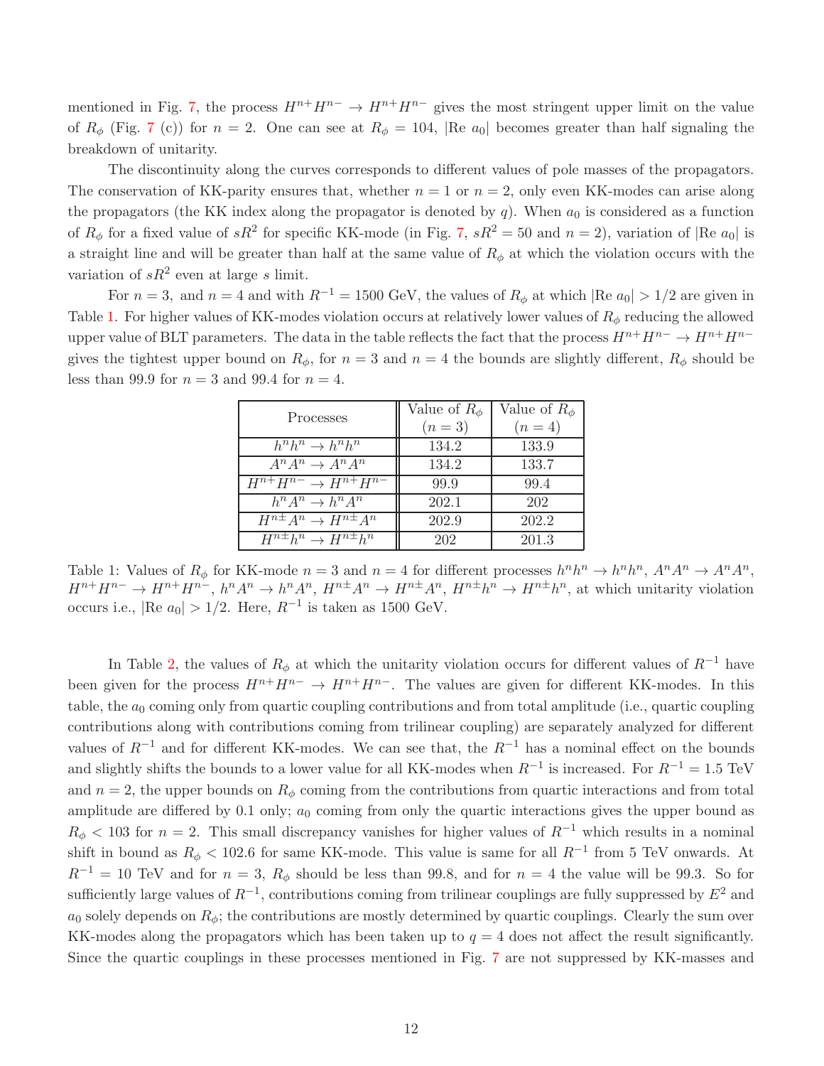mentioned in Fig. 7, the process $H^{n+}H^{n-} \to H^{n+}H^{n-}$ gives the most stringent upper limit on the value of $R_\phi$ (Fig. 7 (c)) for $n = 2$. One can see at $R_\phi = 104$, $|\text{Re } a_0|$ becomes greater than half signaling the breakdown of unitarity.

The discontinuity along the curves corresponds to different values of pole masses of the propagators. The conservation of KK-parity ensures that, whether $n = 1$ or $n = 2$, only even KK-modes can arise along the propagators (the KK index along the propagator is denoted by $q$). When $a_0$ is considered as a function of $R_\phi$ for a fixed value of $sR^2$ for specific KK-mode (in Fig. 7, $sR^2 = 50$ and $n = 2$), variation of $|\text{Re } a_0|$ is a straight line and will be greater than half at the same value of $R_\phi$ at which the violation occurs with the variation of $sR^2$ even at large $s$ limit.

For $n = 3$, and $n = 4$ and with $R^{-1} = 1500$ GeV, the values of $R_\phi$ at which $|\text{Re } a_0| > 1/2$ are given in Table 1. For higher values of KK-modes violation occurs at relatively lower values of $R_\phi$ reducing the allowed upper value of BLT parameters. The data in the table reflects the fact that the process $H^{n+}H^{n-} \to H^{n+}H^{n-}$ gives the tightest upper bound on $R_\phi$, for $n = 3$ and $n = 4$ the bounds are slightly different, $R_\phi$ should be less than 99.9 for $n = 3$ and 99.4 for $n = 4$.

| Processes | Value of $R_\phi$ ($n = 3$) | Value of $R_\phi$ ($n = 4$) |
|---|---|---|
| $h^n h^n \to h^n h^n$ | 134.2 | 133.9 |
| $A^n A^n \to A^n A^n$ | 134.2 | 133.7 |
| $H^{n+}H^{n-} \to H^{n+}H^{n-}$ | 99.9 | 99.4 |
| $h^n A^n \to h^n A^n$ | 202.1 | 202 |
| $H^{n\pm}A^n \to H^{n\pm}A^n$ | 202.9 | 202.2 |
| $H^{n\pm}h^n \to H^{n\pm}h^n$ | 202 | 201.3 |

Table 1: Values of $R_\phi$ for KK-mode $n = 3$ and $n = 4$ for different processes $h^n h^n \to h^n h^n$, $A^n A^n \to A^n A^n$, $H^{n+}H^{n-} \to H^{n+}H^{n-}$, $h^n A^n \to h^n A^n$, $H^{n\pm}A^n \to H^{n\pm}A^n$, $H^{n\pm}h^n \to H^{n\pm}h^n$, at which unitarity violation occurs i.e., $|\text{Re } a_0| > 1/2$. Here, $R^{-1}$ is taken as 1500 GeV.

In Table 2, the values of $R_\phi$ at which the unitarity violation occurs for different values of $R^{-1}$ have been given for the process $H^{n+}H^{n-} \to H^{n+}H^{n-}$. The values are given for different KK-modes. In this table, the $a_0$ coming only from quartic coupling contributions and from total amplitude (i.e., quartic coupling contributions along with contributions coming from trilinear coupling) are separately analyzed for different values of $R^{-1}$ and for different KK-modes. We can see that, the $R^{-1}$ has a nominal effect on the bounds and slightly shifts the bounds to a lower value for all KK-modes when $R^{-1}$ is increased. For $R^{-1} = 1.5$ TeV and $n = 2$, the upper bounds on $R_\phi$ coming from the contributions from quartic interactions and from total amplitude are differed by 0.1 only; $a_0$ coming from only the quartic interactions gives the upper bound as $R_\phi < 103$ for $n = 2$. This small discrepancy vanishes for higher values of $R^{-1}$ which results in a nominal shift in bound as $R_\phi < 102.6$ for same KK-mode. This value is same for all $R^{-1}$ from 5 TeV onwards. At $R^{-1} = 10$ TeV and for $n = 3$, $R_\phi$ should be less than 99.8, and for $n = 4$ the value will be 99.3. So for sufficiently large values of $R^{-1}$, contributions coming from trilinear couplings are fully suppressed by $E^2$ and $a_0$ solely depends on $R_\phi$; the contributions are mostly determined by quartic couplings. Clearly the sum over KK-modes along the propagators which has been taken up to $q = 4$ does not affect the result significantly. Since the quartic couplings in these processes mentioned in Fig. 7 are not suppressed by KK-masses and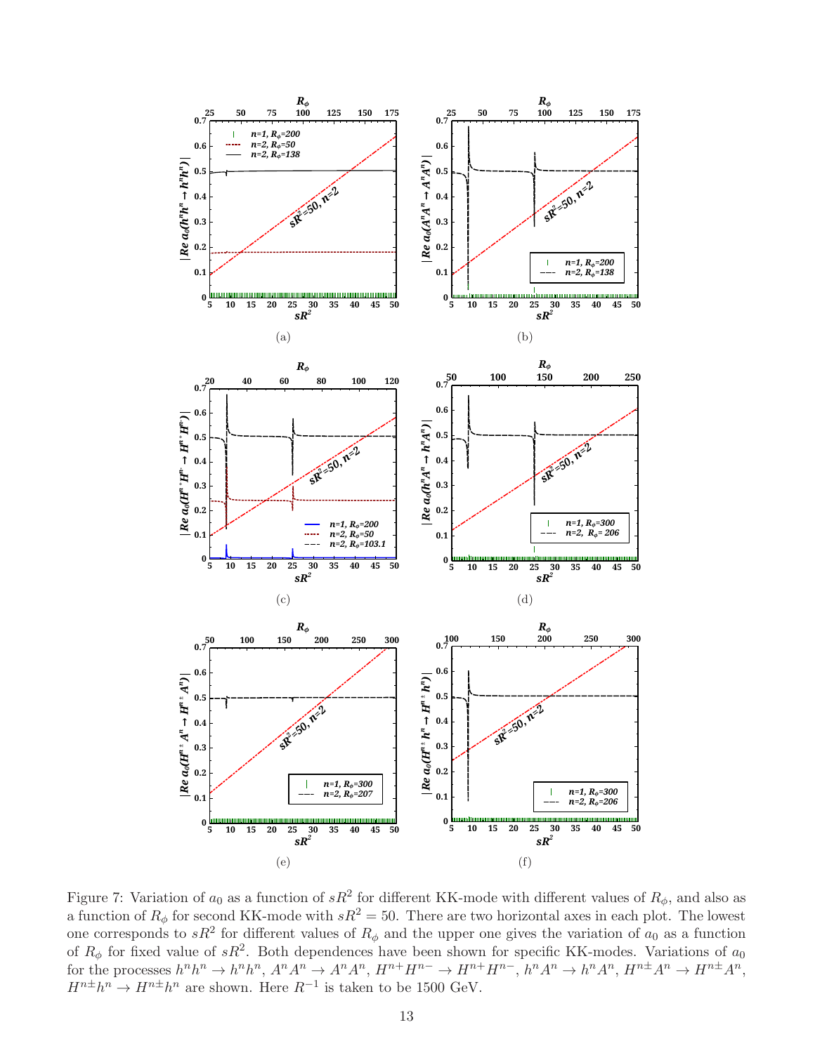Figure 7: Variation of $a_0$ as a function of $sR^2$ for different KK-mode with different values of $R_\phi$, and also as a function of $R_\phi$ for second KK-mode with $sR^2 = 50$. There are two horizontal axes in each plot. The lowest one corresponds to $sR^2$ for different values of $R_\phi$ and the upper one gives the variation of $a_0$ as a function of $R_\phi$ for fixed value of $sR^2$. Both dependences have been shown for specific KK-modes. Variations of $a_0$ for the processes $h^n h^n \to h^n h^n$, $A^n A^n \to A^n A^n$, $H^{n+} H^{n-} \to H^{n+} H^{n-}$, $h^n A^n \to h^n A^n$, $H^{n\pm} A^n \to H^{n\pm} A^n$, $H^{n\pm} h^n \to H^{n\pm} h^n$ are shown. Here $R^{-1}$ is taken to be 1500 GeV.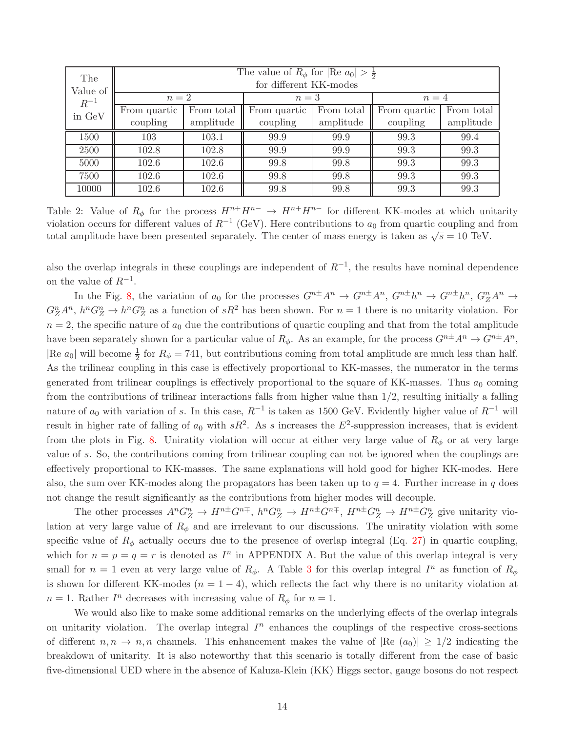| The Value of $R^{-1}$ in GeV | The value of $R_\phi$ for $\lvert\text{Re } a_0\rvert > \frac{1}{2}$ for different KK-modes | | | | | |
|---|---|---|---|---|---|---|
| | $n = 2$ | | $n = 3$ | | $n = 4$ | |
| | From quartic coupling | From total amplitude | From quartic coupling | From total amplitude | From quartic coupling | From total amplitude |
| 1500 | 103 | 103.1 | 99.9 | 99.9 | 99.3 | 99.4 |
| 2500 | 102.8 | 102.8 | 99.9 | 99.9 | 99.3 | 99.3 |
| 5000 | 102.6 | 102.6 | 99.8 | 99.8 | 99.3 | 99.3 |
| 7500 | 102.6 | 102.6 | 99.8 | 99.8 | 99.3 | 99.3 |
| 10000 | 102.6 | 102.6 | 99.8 | 99.8 | 99.3 | 99.3 |

Table 2: Value of $R_\phi$ for the process $H^{n+}H^{n-} \to H^{n+}H^{n-}$ for different KK-modes at which unitarity violation occurs for different values of $R^{-1}$ (GeV). Here contributions to $a_0$ from quartic coupling and from total amplitude have been presented separately. The center of mass energy is taken as $\sqrt{s} = 10$ TeV.

also the overlap integrals in these couplings are independent of $R^{-1}$, the results have nominal dependence on the value of $R^{-1}$.

In the Fig. 8, the variation of $a_0$ for the processes $G^{n\pm}A^n \to G^{n\pm}A^n$, $G^{n\pm}h^n \to G^{n\pm}h^n$, $G^n_Z A^n \to G^n_Z A^n$, $h^n G^n_Z \to h^n G^n_Z$ as a function of $sR^2$ has been shown. For $n = 1$ there is no unitarity violation. For $n = 2$, the specific nature of $a_0$ due the contributions of quartic coupling and that from the total amplitude have been separately shown for a particular value of $R_\phi$. As an example, for the process $G^{n\pm}A^n \to G^{n\pm}A^n$, $\lvert\text{Re } a_0\rvert$ will become $\frac{1}{2}$ for $R_\phi = 741$, but contributions coming from total amplitude are much less than half. As the trilinear coupling in this case is effectively proportional to KK-masses, the numerator in the terms generated from trilinear couplings is effectively proportional to the square of KK-masses. Thus $a_0$ coming from the contributions of trilinear interactions falls from higher value than $1/2$, resulting initially a falling nature of $a_0$ with variation of $s$. In this case, $R^{-1}$ is taken as 1500 GeV. Evidently higher value of $R^{-1}$ will result in higher rate of falling of $a_0$ with $sR^2$. As $s$ increases the $E^2$-suppression increases, that is evident from the plots in Fig. 8. Uniratity violation will occur at either very large value of $R_\phi$ or at very large value of $s$. So, the contributions coming from trilinear coupling can not be ignored when the couplings are effectively proportional to KK-masses. The same explanations will hold good for higher KK-modes. Here also, the sum over KK-modes along the propagators has been taken up to $q = 4$. Further increase in $q$ does not change the result significantly as the contributions from higher modes will decouple.

The other processes $A^n G^n_Z \to H^{n\pm}G^{n\mp}$, $h^n G^n_Z \to H^{n\pm}G^{n\mp}$, $H^{n\pm}G^n_Z \to H^{n\pm}G^n_Z$ give unitarity violation at very large value of $R_\phi$ and are irrelevant to our discussions. The uniratity violation with some specific value of $R_\phi$ actually occurs due to the presence of overlap integral (Eq. 27) in quartic coupling, which for $n = p = q = r$ is denoted as $I^n$ in APPENDIX A. But the value of this overlap integral is very small for $n = 1$ even at very large value of $R_\phi$. A Table 3 for this overlap integral $I^n$ as function of $R_\phi$ is shown for different KK-modes ($n = 1 - 4$), which reflects the fact why there is no unitarity violation at $n = 1$. Rather $I^n$ decreases with increasing value of $R_\phi$ for $n = 1$.

We would also like to make some additional remarks on the underlying effects of the overlap integrals on unitarity violation. The overlap integral $I^n$ enhances the couplings of the respective cross-sections of different $n, n \to n, n$ channels. This enhancement makes the value of $\lvert\text{Re } (a_0)\rvert \geq 1/2$ indicating the breakdown of unitarity. It is also noteworthy that this scenario is totally different from the case of basic five-dimensional UED where in the absence of Kaluza-Klein (KK) Higgs sector, gauge bosons do not respect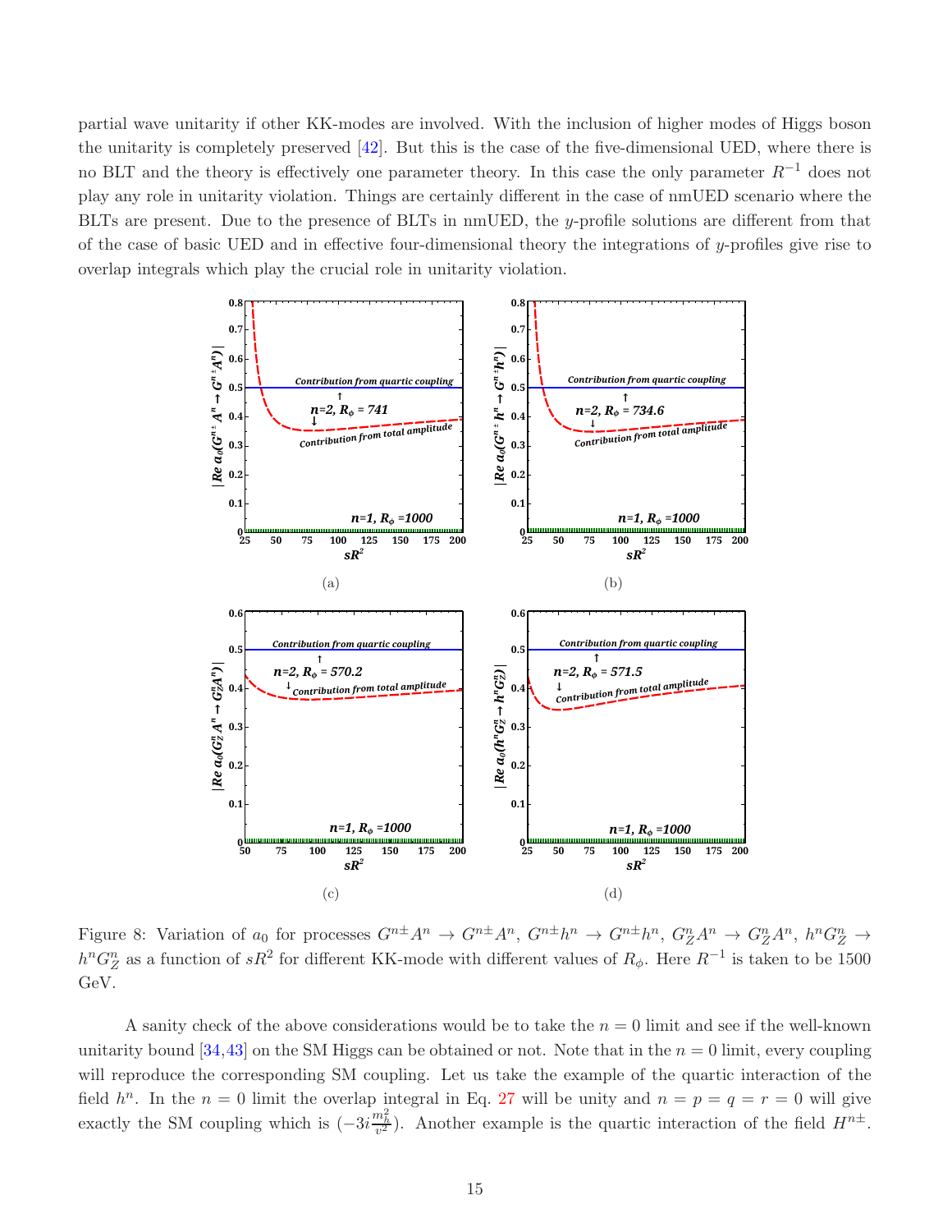partial wave unitarity if other KK-modes are involved. With the inclusion of higher modes of Higgs boson the unitarity is completely preserved [42]. But this is the case of the five-dimensional UED, where there is no BLT and the theory is effectively one parameter theory. In this case the only parameter $R^{-1}$ does not play any role in unitarity violation. Things are certainly different in the case of nmUED scenario where the BLTs are present. Due to the presence of BLTs in nmUED, the $y$-profile solutions are different from that of the case of basic UED and in effective four-dimensional theory the integrations of $y$-profiles give rise to overlap integrals which play the crucial role in unitarity violation.

Figure 8: Variation of $a_0$ for processes $G^{n\pm}A^n \to G^{n\pm}A^n$, $G^{n\pm}h^n \to G^{n\pm}h^n$, $G^n_Z A^n \to G^n_Z A^n$, $h^n G^n_Z \to h^n G^n_Z$ as a function of $sR^2$ for different KK-mode with different values of $R_\phi$. Here $R^{-1}$ is taken to be 1500 GeV.

A sanity check of the above considerations would be to take the $n = 0$ limit and see if the well-known unitarity bound [34,43] on the SM Higgs can be obtained or not. Note that in the $n = 0$ limit, every coupling will reproduce the corresponding SM coupling. Let us take the example of the quartic interaction of the field $h^n$. In the $n = 0$ limit the overlap integral in Eq. 27 will be unity and $n = p = q = r = 0$ will give exactly the SM coupling which is $(-3i\frac{m_h^2}{v^2})$. Another example is the quartic interaction of the field $H^{n\pm}$.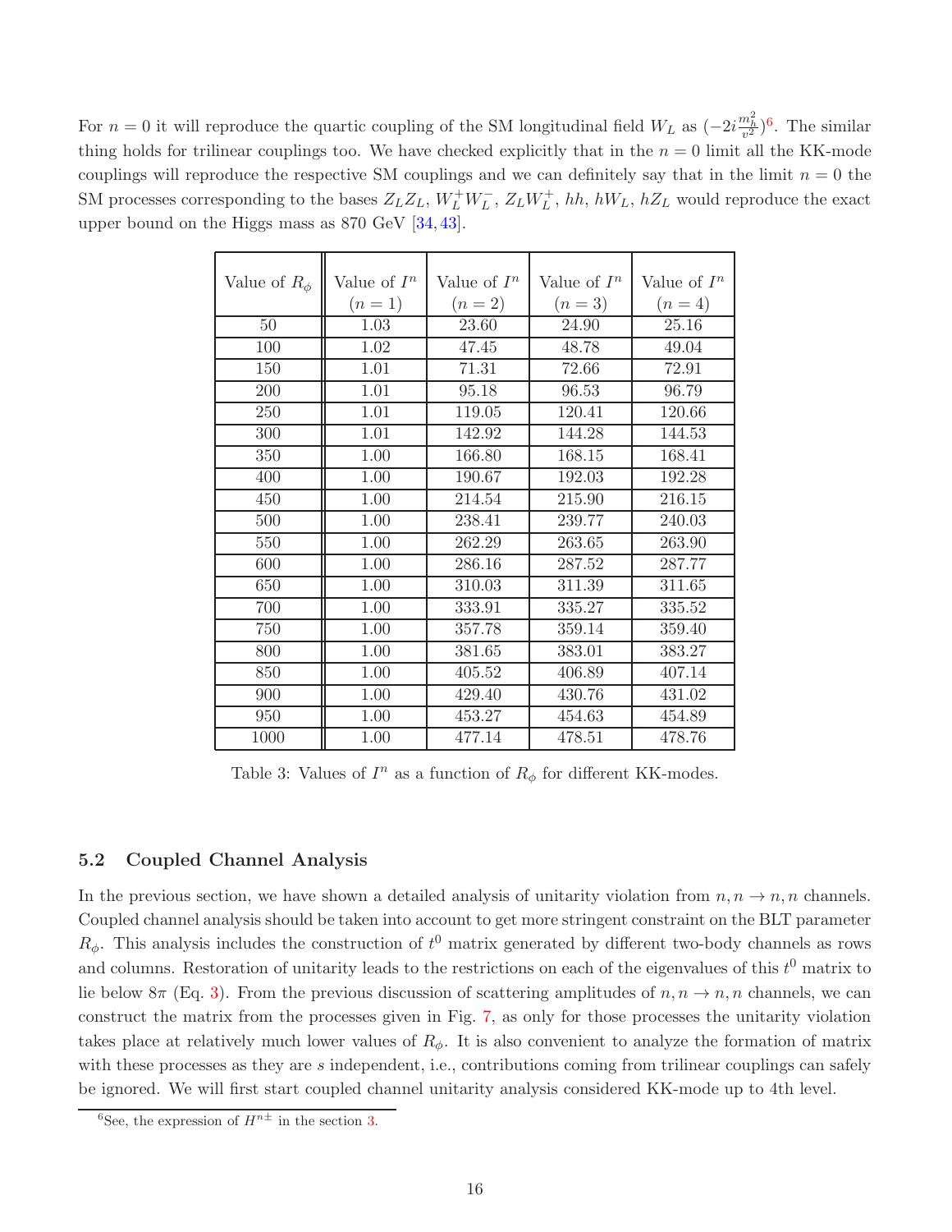For $n = 0$ it will reproduce the quartic coupling of the SM longitudinal field $W_L$ as $(-2i\frac{m_h^2}{v^2})$[6]. The similar thing holds for trilinear couplings too. We have checked explicitly that in the $n = 0$ limit all the KK-mode couplings will reproduce the respective SM couplings and we can definitely say that in the limit $n = 0$ the SM processes corresponding to the bases $Z_L Z_L$, $W_L^+ W_L^-$, $Z_L W_L^+$, $hh$, $hW_L$, $hZ_L$ would reproduce the exact upper bound on the Higgs mass as 870 GeV [34,43].

| Value of $R_\phi$ | Value of $I^n$ ($n = 1$) | Value of $I^n$ ($n = 2$) | Value of $I^n$ ($n = 3$) | Value of $I^n$ ($n = 4$) |
|---|---|---|---|---|
| 50 | 1.03 | 23.60 | 24.90 | 25.16 |
| 100 | 1.02 | 47.45 | 48.78 | 49.04 |
| 150 | 1.01 | 71.31 | 72.66 | 72.91 |
| 200 | 1.01 | 95.18 | 96.53 | 96.79 |
| 250 | 1.01 | 119.05 | 120.41 | 120.66 |
| 300 | 1.01 | 142.92 | 144.28 | 144.53 |
| 350 | 1.00 | 166.80 | 168.15 | 168.41 |
| 400 | 1.00 | 190.67 | 192.03 | 192.28 |
| 450 | 1.00 | 214.54 | 215.90 | 216.15 |
| 500 | 1.00 | 238.41 | 239.77 | 240.03 |
| 550 | 1.00 | 262.29 | 263.65 | 263.90 |
| 600 | 1.00 | 286.16 | 287.52 | 287.77 |
| 650 | 1.00 | 310.03 | 311.39 | 311.65 |
| 700 | 1.00 | 333.91 | 335.27 | 335.52 |
| 750 | 1.00 | 357.78 | 359.14 | 359.40 |
| 800 | 1.00 | 381.65 | 383.01 | 383.27 |
| 850 | 1.00 | 405.52 | 406.89 | 407.14 |
| 900 | 1.00 | 429.40 | 430.76 | 431.02 |
| 950 | 1.00 | 453.27 | 454.63 | 454.89 |
| 1000 | 1.00 | 477.14 | 478.51 | 478.76 |

Table 3: Values of $I^n$ as a function of $R_\phi$ for different KK-modes.

### 5.2 Coupled Channel Analysis

In the previous section, we have shown a detailed analysis of unitarity violation from $n, n \to n, n$ channels. Coupled channel analysis should be taken into account to get more stringent constraint on the BLT parameter $R_\phi$. This analysis includes the construction of $t^0$ matrix generated by different two-body channels as rows and columns. Restoration of unitarity leads to the restrictions on each of the eigenvalues of this $t^0$ matrix to lie below $8\pi$ (Eq. 3). From the previous discussion of scattering amplitudes of $n, n \to n, n$ channels, we can construct the matrix from the processes given in Fig. 7, as only for those processes the unitarity violation takes place at relatively much lower values of $R_\phi$. It is also convenient to analyze the formation of matrix with these processes as they are $s$ independent, i.e., contributions coming from trilinear couplings can safely be ignored. We will first start coupled channel unitarity analysis considered KK-mode up to 4th level.

[6] See, the expression of $H^{n\pm}$ in the section 3.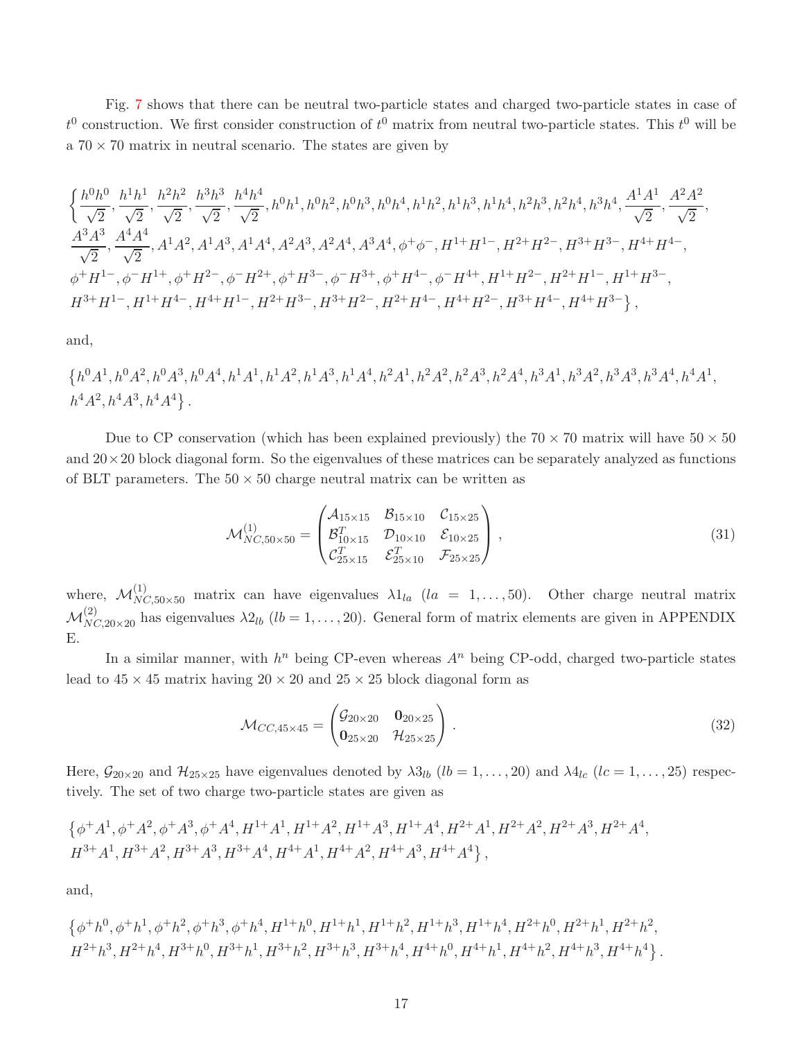Fig. 7 shows that there can be neutral two-particle states and charged two-particle states in case of $t^0$ construction. We first consider construction of $t^0$ matrix from neutral two-particle states. This $t^0$ will be a $70 \times 70$ matrix in neutral scenario. The states are given by

$$
\Big\{ \frac{h^0h^0}{\sqrt{2}}, \frac{h^1h^1}{\sqrt{2}}, \frac{h^2h^2}{\sqrt{2}}, \frac{h^3h^3}{\sqrt{2}}, \frac{h^4h^4}{\sqrt{2}}, h^0h^1, h^0h^2, h^0h^3, h^0h^4, h^1h^2, h^1h^3, h^1h^4, h^2h^3, h^2h^4, h^3h^4, \frac{A^1A^1}{\sqrt{2}}, \frac{A^2A^2}{\sqrt{2}},
\frac{A^3A^3}{\sqrt{2}}, \frac{A^4A^4}{\sqrt{2}}, A^1A^2, A^1A^3, A^1A^4, A^2A^3, A^2A^4, A^3A^4, \phi^+\phi^-, H^{1+}H^{1-}, H^{2+}H^{2-}, H^{3+}H^{3-}, H^{4+}H^{4-},
\phi^+H^{1-}, \phi^-H^{1+}, \phi^+H^{2-}, \phi^-H^{2+}, \phi^+H^{3-}, \phi^-H^{3+}, \phi^+H^{4-}, \phi^-H^{4+}, H^{1+}H^{2-}, H^{2+}H^{1-}, H^{1+}H^{3-},
H^{3+}H^{1-}, H^{1+}H^{4-}, H^{4+}H^{1-}, H^{2+}H^{3-}, H^{3+}H^{2-}, H^{2+}H^{4-}, H^{4+}H^{2-}, H^{3+}H^{4-}, H^{4+}H^{3-} \Big\},
$$

and,

$$
\left\{ h^0A^1, h^0A^2, h^0A^3, h^0A^4, h^1A^1, h^1A^2, h^1A^3, h^1A^4, h^2A^1, h^2A^2, h^2A^3, h^2A^4, h^3A^1, h^3A^2, h^3A^3, h^3A^4, h^4A^1,
h^4A^2, h^4A^3, h^4A^4 \right\}.
$$

Due to CP conservation (which has been explained previously) the $70 \times 70$ matrix will have $50 \times 50$ and $20 \times 20$ block diagonal form. So the eigenvalues of these matrices can be separately analyzed as functions of BLT parameters. The $50 \times 50$ charge neutral matrix can be written as

$$
\mathcal{M}^{(1)}_{NC,50\times 50} = \begin{pmatrix} \mathcal{A}_{15\times 15} & \mathcal{B}_{15\times 10} & \mathcal{C}_{15\times 25} \\ \mathcal{B}^T_{10\times 15} & \mathcal{D}_{10\times 10} & \mathcal{E}_{10\times 25} \\ \mathcal{C}^T_{25\times 15} & \mathcal{E}^T_{25\times 10} & \mathcal{F}_{25\times 25} \end{pmatrix}, \tag{31}
$$

where, $\mathcal{M}^{(1)}_{NC,50\times 50}$ matrix can have eigenvalues $\lambda 1_{la}$ ($la = 1, \ldots, 50$). Other charge neutral matrix $\mathcal{M}^{(2)}_{NC,20\times 20}$ has eigenvalues $\lambda 2_{lb}$ ($lb = 1, \ldots, 20$). General form of matrix elements are given in APPENDIX E.

In a similar manner, with $h^n$ being CP-even whereas $A^n$ being CP-odd, charged two-particle states lead to $45 \times 45$ matrix having $20 \times 20$ and $25 \times 25$ block diagonal form as

$$
\mathcal{M}_{CC,45\times 45} = \begin{pmatrix} \mathcal{G}_{20\times 20} & \mathbf{0}_{20\times 25} \\ \mathbf{0}_{25\times 20} & \mathcal{H}_{25\times 25} \end{pmatrix}. \tag{32}
$$

Here, $\mathcal{G}_{20\times 20}$ and $\mathcal{H}_{25\times 25}$ have eigenvalues denoted by $\lambda 3_{lb}$ ($lb = 1, \ldots, 20$) and $\lambda 4_{lc}$ ($lc = 1, \ldots, 25$) respectively. The set of two charge two-particle states are given as

$$
\left\{ \phi^+A^1, \phi^+A^2, \phi^+A^3, \phi^+A^4, H^{1+}A^1, H^{1+}A^2, H^{1+}A^3, H^{1+}A^4, H^{2+}A^1, H^{2+}A^2, H^{2+}A^3, H^{2+}A^4,
H^{3+}A^1, H^{3+}A^2, H^{3+}A^3, H^{3+}A^4, H^{4+}A^1, H^{4+}A^2, H^{4+}A^3, H^{4+}A^4 \right\},
$$

and,

$$
\left\{ \phi^+h^0, \phi^+h^1, \phi^+h^2, \phi^+h^3, \phi^+h^4, H^{1+}h^0, H^{1+}h^1, H^{1+}h^2, H^{1+}h^3, H^{1+}h^4, H^{2+}h^0, H^{2+}h^1, H^{2+}h^2,
H^{2+}h^3, H^{2+}h^4, H^{3+}h^0, H^{3+}h^1, H^{3+}h^2, H^{3+}h^3, H^{3+}h^4, H^{4+}h^0, H^{4+}h^1, H^{4+}h^2, H^{4+}h^3, H^{4+}h^4 \right\}.
$$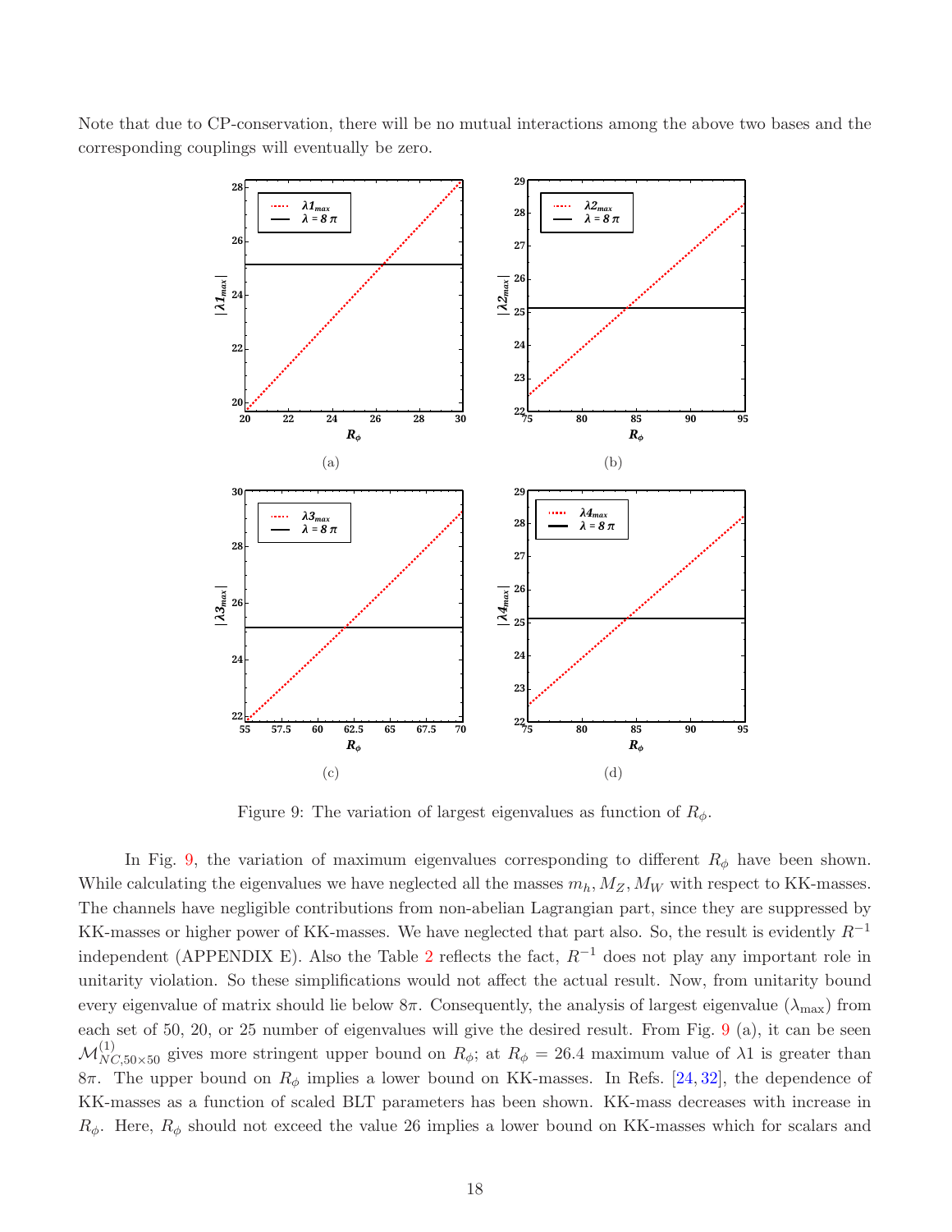Note that due to CP-conservation, there will be no mutual interactions among the above two bases and the corresponding couplings will eventually be zero.

(a)

(b)

(c)

(d)

Figure 9: The variation of largest eigenvalues as function of $R_\phi$.

In Fig. 9, the variation of maximum eigenvalues corresponding to different $R_\phi$ have been shown. While calculating the eigenvalues we have neglected all the masses $m_h, M_Z, M_W$ with respect to KK-masses. The channels have negligible contributions from non-abelian Lagrangian part, since they are suppressed by KK-masses or higher power of KK-masses. We have neglected that part also. So, the result is evidently $R^{-1}$ independent (APPENDIX E). Also the Table 2 reflects the fact, $R^{-1}$ does not play any important role in unitarity violation. So these simplifications would not affect the actual result. Now, from unitarity bound every eigenvalue of matrix should lie below $8\pi$. Consequently, the analysis of largest eigenvalue ($\lambda_{\max}$) from each set of 50, 20, or 25 number of eigenvalues will give the desired result. From Fig. 9 (a), it can be seen $\mathcal{M}^{(1)}_{NC,50\times50}$ gives more stringent upper bound on $R_\phi$; at $R_\phi = 26.4$ maximum value of $\lambda 1$ is greater than $8\pi$. The upper bound on $R_\phi$ implies a lower bound on KK-masses. In Refs. [24, 32], the dependence of KK-masses as a function of scaled BLT parameters has been shown. KK-mass decreases with increase in $R_\phi$. Here, $R_\phi$ should not exceed the value 26 implies a lower bound on KK-masses which for scalars and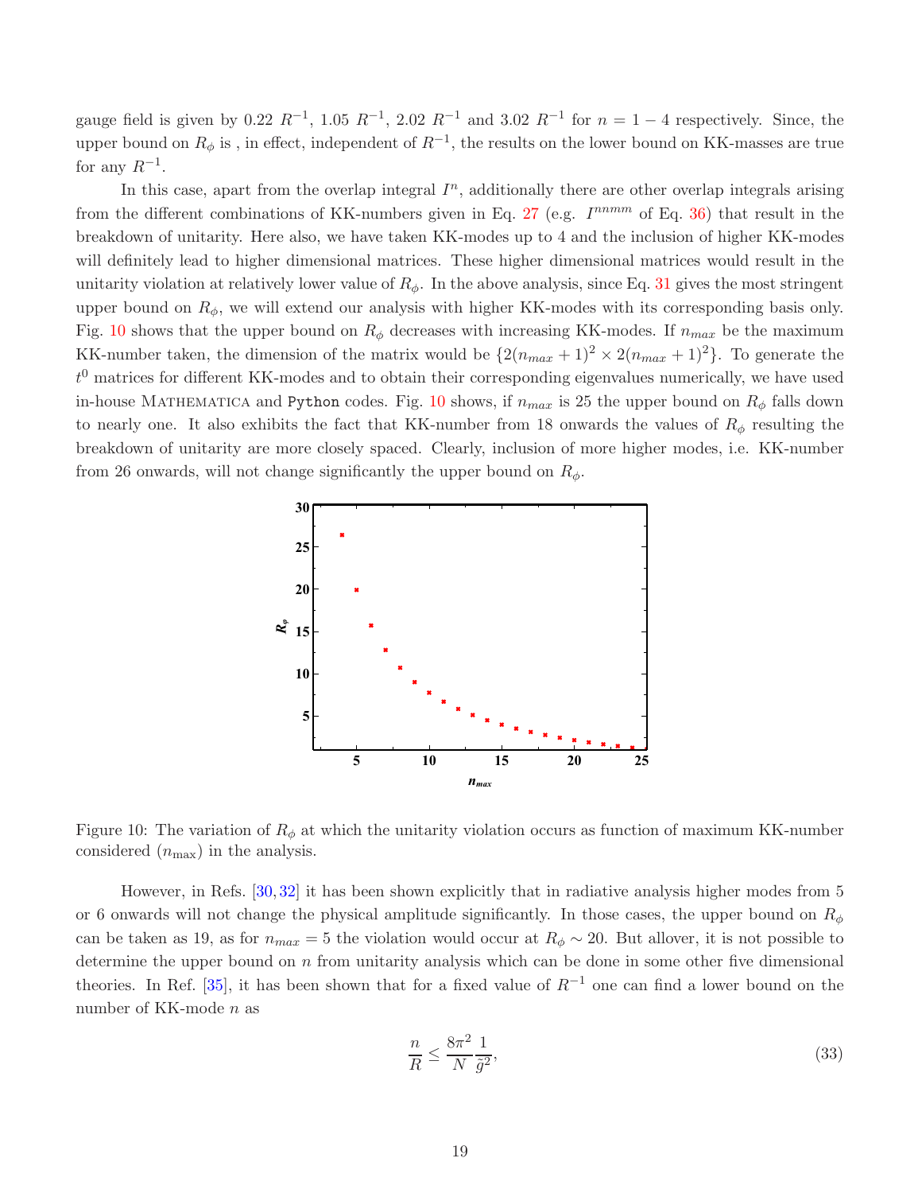gauge field is given by 0.22 $R^{-1}$, 1.05 $R^{-1}$, 2.02 $R^{-1}$ and 3.02 $R^{-1}$ for $n = 1 - 4$ respectively. Since, the upper bound on $R_\phi$ is , in effect, independent of $R^{-1}$, the results on the lower bound on KK-masses are true for any $R^{-1}$.

In this case, apart from the overlap integral $I^n$, additionally there are other overlap integrals arising from the different combinations of KK-numbers given in Eq. 27 (e.g. $I^{nnmm}$ of Eq. 36) that result in the breakdown of unitarity. Here also, we have taken KK-modes up to 4 and the inclusion of higher KK-modes will definitely lead to higher dimensional matrices. These higher dimensional matrices would result in the unitarity violation at relatively lower value of $R_\phi$. In the above analysis, since Eq. 31 gives the most stringent upper bound on $R_\phi$, we will extend our analysis with higher KK-modes with its corresponding basis only. Fig. 10 shows that the upper bound on $R_\phi$ decreases with increasing KK-modes. If $n_{max}$ be the maximum KK-number taken, the dimension of the matrix would be $\{2(n_{max}+1)^2 \times 2(n_{max}+1)^2\}$. To generate the $t^0$ matrices for different KK-modes and to obtain their corresponding eigenvalues numerically, we have used in-house Mathematica and `Python` codes. Fig. 10 shows, if $n_{max}$ is 25 the upper bound on $R_\phi$ falls down to nearly one. It also exhibits the fact that KK-number from 18 onwards the values of $R_\phi$ resulting the breakdown of unitarity are more closely spaced. Clearly, inclusion of more higher modes, i.e. KK-number from 26 onwards, will not change significantly the upper bound on $R_\phi$.

Figure 10: The variation of $R_\phi$ at which the unitarity violation occurs as function of maximum KK-number considered ($n_{\rm max}$) in the analysis.

However, in Refs. [30, 32] it has been shown explicitly that in radiative analysis higher modes from 5 or 6 onwards will not change the physical amplitude significantly. In those cases, the upper bound on $R_\phi$ can be taken as 19, as for $n_{max} = 5$ the violation would occur at $R_\phi \sim 20$. But allover, it is not possible to determine the upper bound on $n$ from unitarity analysis which can be done in some other five dimensional theories. In Ref. [35], it has been shown that for a fixed value of $R^{-1}$ one can find a lower bound on the number of KK-mode $n$ as

$$\frac{n}{R} \leq \frac{8\pi^2}{N}\frac{1}{\tilde{g}^2}, \tag{33}$$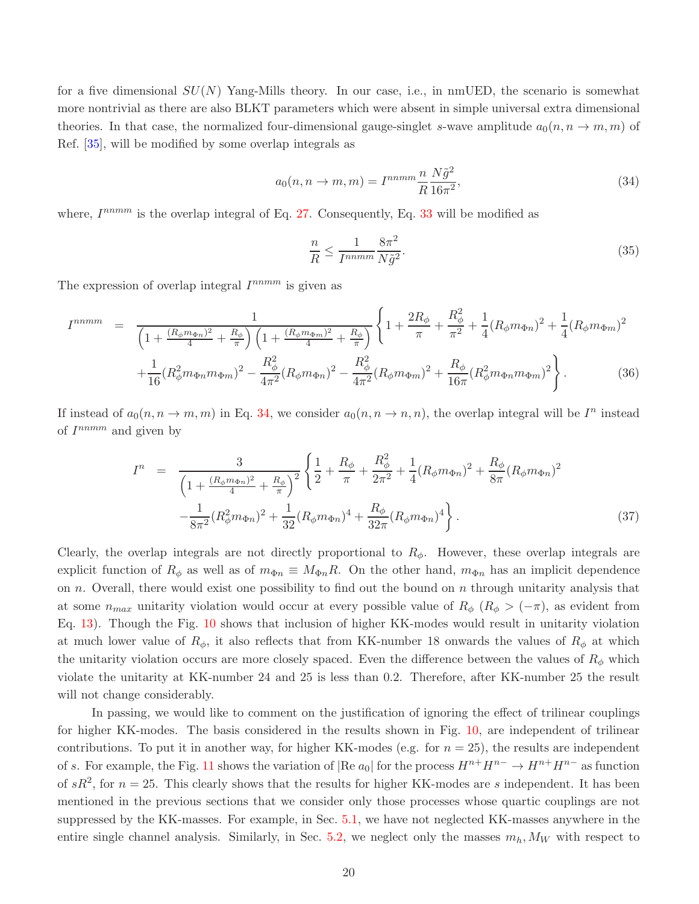for a five dimensional $SU(N)$ Yang-Mills theory. In our case, i.e., in nmUED, the scenario is somewhat more nontrivial as there are also BLKT parameters which were absent in simple universal extra dimensional theories. In that case, the normalized four-dimensional gauge-singlet $s$-wave amplitude $a_0(n, n \to m, m)$ of Ref. [35], will be modified by some overlap integrals as

$$a_0(n, n \to m, m) = I^{nnmm} \frac{n}{R} \frac{N\tilde{g}^2}{16\pi^2}, \tag{34}$$

where, $I^{nnmm}$ is the overlap integral of Eq. 27. Consequently, Eq. 33 will be modified as

$$\frac{n}{R} \leq \frac{1}{I^{nnmm}} \frac{8\pi^2}{N\tilde{g}^2}. \tag{35}$$

The expression of overlap integral $I^{nnmm}$ is given as

$$\begin{aligned} I^{nnmm} &= \frac{1}{\left(1 + \frac{(R_\phi m_{\Phi n})^2}{4} + \frac{R_\phi}{\pi}\right)\left(1 + \frac{(R_\phi m_{\Phi m})^2}{4} + \frac{R_\phi}{\pi}\right)} \Bigg\{ 1 + \frac{2R_\phi}{\pi} + \frac{R_\phi^2}{\pi^2} + \frac{1}{4}(R_\phi m_{\Phi n})^2 + \frac{1}{4}(R_\phi m_{\Phi m})^2 \\ &+ \frac{1}{16}(R_\phi^2 m_{\Phi n} m_{\Phi m})^2 - \frac{R_\phi^2}{4\pi^2}(R_\phi m_{\Phi n})^2 - \frac{R_\phi^2}{4\pi^2}(R_\phi m_{\Phi m})^2 + \frac{R_\phi}{16\pi}(R_\phi^2 m_{\Phi n} m_{\Phi m})^2 \Bigg\}. \end{aligned} \tag{36}$$

If instead of $a_0(n, n \to m, m)$ in Eq. 34, we consider $a_0(n, n \to n, n)$, the overlap integral will be $I^n$ instead of $I^{nnmm}$ and given by

$$\begin{aligned} I^n &= \frac{3}{\left(1 + \frac{(R_\phi m_{\Phi n})^2}{4} + \frac{R_\phi}{\pi}\right)^2} \Bigg\{ \frac{1}{2} + \frac{R_\phi}{\pi} + \frac{R_\phi^2}{2\pi^2} + \frac{1}{4}(R_\phi m_{\Phi n})^2 + \frac{R_\phi}{8\pi}(R_\phi m_{\Phi n})^2 \\ &- \frac{1}{8\pi^2}(R_\phi^2 m_{\Phi n})^2 + \frac{1}{32}(R_\phi m_{\Phi n})^4 + \frac{R_\phi}{32\pi}(R_\phi m_{\Phi n})^4 \Bigg\}. \end{aligned} \tag{37}$$

Clearly, the overlap integrals are not directly proportional to $R_\phi$. However, these overlap integrals are explicit function of $R_\phi$ as well as of $m_{\Phi n} \equiv M_{\Phi n} R$. On the other hand, $m_{\Phi n}$ has an implicit dependence on $n$. Overall, there would exist one possibility to find out the bound on $n$ through unitarity analysis that at some $n_{max}$ unitarity violation would occur at every possible value of $R_\phi$ ($R_\phi > (-\pi)$, as evident from Eq. 13). Though the Fig. 10 shows that inclusion of higher KK-modes would result in unitarity violation at much lower value of $R_\phi$, it also reflects that from KK-number 18 onwards the values of $R_\phi$ at which the unitarity violation occurs are more closely spaced. Even the difference between the values of $R_\phi$ which violate the unitarity at KK-number 24 and 25 is less than 0.2. Therefore, after KK-number 25 the result will not change considerably.

In passing, we would like to comment on the justification of ignoring the effect of trilinear couplings for higher KK-modes. The basis considered in the results shown in Fig. 10, are independent of trilinear contributions. To put it in another way, for higher KK-modes (e.g. for $n = 25$), the results are independent of $s$. For example, the Fig. 11 shows the variation of $|\text{Re}\, a_0|$ for the process $H^{n+}H^{n-} \to H^{n+}H^{n-}$ as function of $sR^2$, for $n = 25$. This clearly shows that the results for higher KK-modes are $s$ independent. It has been mentioned in the previous sections that we consider only those processes whose quartic couplings are not suppressed by the KK-masses. For example, in Sec. 5.1, we have not neglected KK-masses anywhere in the entire single channel analysis. Similarly, in Sec. 5.2, we neglect only the masses $m_h, M_W$ with respect to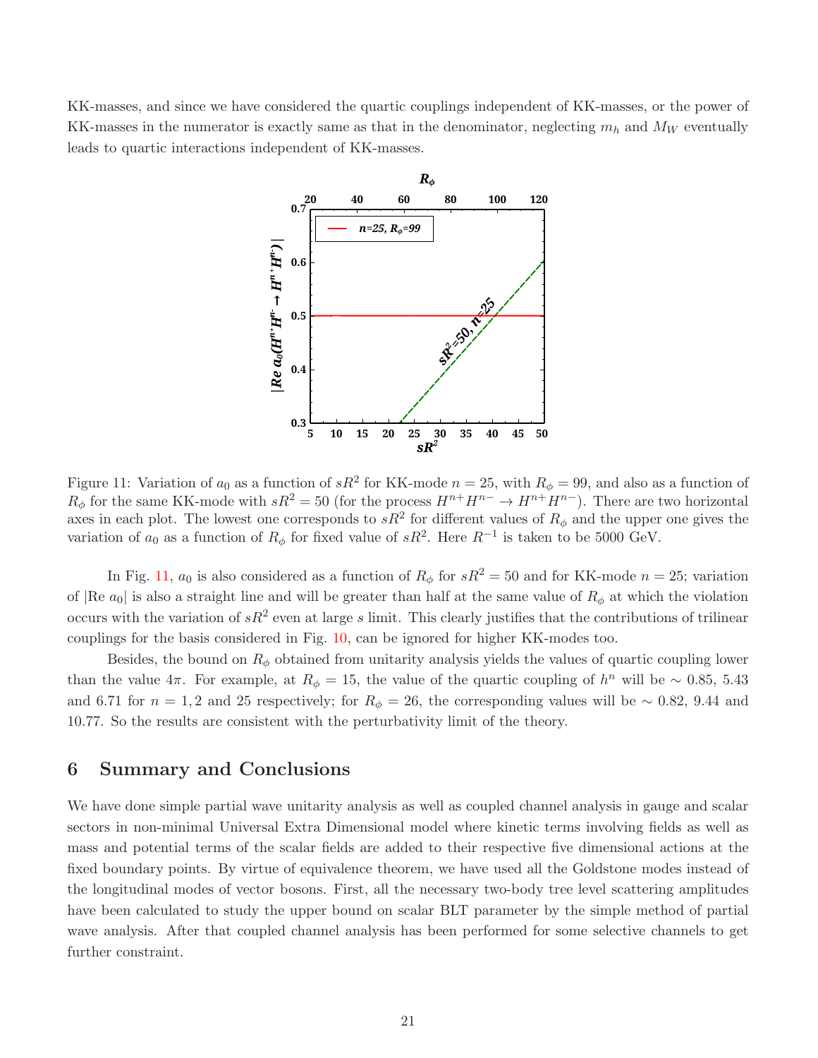KK-masses, and since we have considered the quartic couplings independent of KK-masses, or the power of KK-masses in the numerator is exactly same as that in the denominator, neglecting $m_h$ and $M_W$ eventually leads to quartic interactions independent of KK-masses.

Figure 11: Variation of $a_0$ as a function of $sR^2$ for KK-mode $n = 25$, with $R_\phi = 99$, and also as a function of $R_\phi$ for the same KK-mode with $sR^2 = 50$ (for the process $H^{n+}H^{n-} \to H^{n+}H^{n-}$). There are two horizontal axes in each plot. The lowest one corresponds to $sR^2$ for different values of $R_\phi$ and the upper one gives the variation of $a_0$ as a function of $R_\phi$ for fixed value of $sR^2$. Here $R^{-1}$ is taken to be 5000 GeV.

In Fig. 11, $a_0$ is also considered as a function of $R_\phi$ for $sR^2 = 50$ and for KK-mode $n = 25$; variation of $|\text{Re } a_0|$ is also a straight line and will be greater than half at the same value of $R_\phi$ at which the violation occurs with the variation of $sR^2$ even at large $s$ limit. This clearly justifies that the contributions of trilinear couplings for the basis considered in Fig. 10, can be ignored for higher KK-modes too.

Besides, the bound on $R_\phi$ obtained from unitarity analysis yields the values of quartic coupling lower than the value $4\pi$. For example, at $R_\phi = 15$, the value of the quartic coupling of $h^n$ will be $\sim$ 0.85, 5.43 and 6.71 for $n = 1, 2$ and 25 respectively; for $R_\phi = 26$, the corresponding values will be $\sim$ 0.82, 9.44 and 10.77. So the results are consistent with the perturbativity limit of the theory.

## 6 Summary and Conclusions

We have done simple partial wave unitarity analysis as well as coupled channel analysis in gauge and scalar sectors in non-minimal Universal Extra Dimensional model where kinetic terms involving fields as well as mass and potential terms of the scalar fields are added to their respective five dimensional actions at the fixed boundary points. By virtue of equivalence theorem, we have used all the Goldstone modes instead of the longitudinal modes of vector bosons. First, all the necessary two-body tree level scattering amplitudes have been calculated to study the upper bound on scalar BLT parameter by the simple method of partial wave analysis. After that coupled channel analysis has been performed for some selective channels to get further constraint.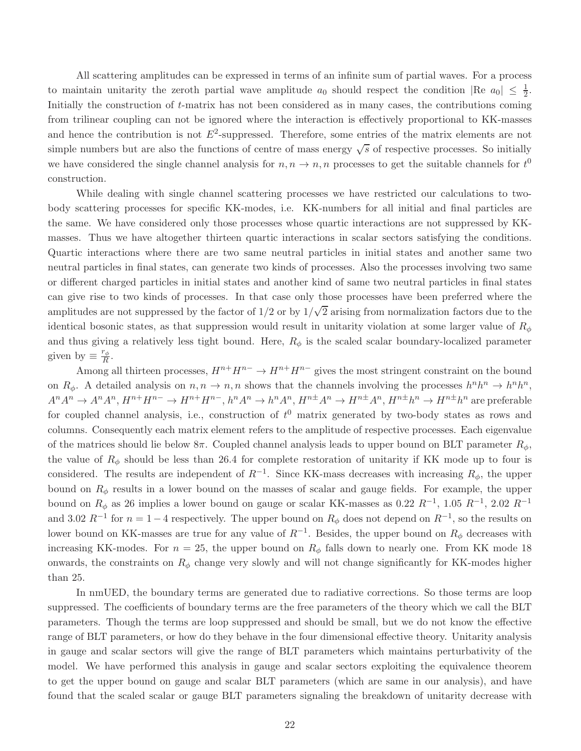All scattering amplitudes can be expressed in terms of an infinite sum of partial waves. For a process to maintain unitarity the zeroth partial wave amplitude $a_0$ should respect the condition $|\text{Re } a_0| \leq \frac{1}{2}$. Initially the construction of $t$-matrix has not been considered as in many cases, the contributions coming from trilinear coupling can not be ignored where the interaction is effectively proportional to KK-masses and hence the contribution is not $E^2$-suppressed. Therefore, some entries of the matrix elements are not simple numbers but are also the functions of centre of mass energy $\sqrt{s}$ of respective processes. So initially we have considered the single channel analysis for $n, n \to n, n$ processes to get the suitable channels for $t^0$ construction.

While dealing with single channel scattering processes we have restricted our calculations to two-body scattering processes for specific KK-modes, i.e. KK-numbers for all initial and final particles are the same. We have considered only those processes whose quartic interactions are not suppressed by KK-masses. Thus we have altogether thirteen quartic interactions in scalar sectors satisfying the conditions. Quartic interactions where there are two same neutral particles in initial states and another same two neutral particles in final states, can generate two kinds of processes. Also the processes involving two same or different charged particles in initial states and another kind of same two neutral particles in final states can give rise to two kinds of processes. In that case only those processes have been preferred where the amplitudes are not suppressed by the factor of $1/2$ or by $1/\sqrt{2}$ arising from normalization factors due to the identical bosonic states, as that suppression would result in unitarity violation at some larger value of $R_\phi$ and thus giving a relatively less tight bound. Here, $R_\phi$ is the scaled scalar boundary-localized parameter given by $\equiv \frac{r_\phi}{R}$.

Among all thirteen processes, $H^{n+}H^{n-} \to H^{n+}H^{n-}$ gives the most stringent constraint on the bound on $R_\phi$. A detailed analysis on $n, n \to n, n$ shows that the channels involving the processes $h^n h^n \to h^n h^n$, $A^n A^n \to A^n A^n$, $H^{n+}H^{n-} \to H^{n+}H^{n-}$, $h^n A^n \to h^n A^n$, $H^{n\pm} A^n \to H^{n\pm} A^n$, $H^{n\pm} h^n \to H^{n\pm} h^n$ are preferable for coupled channel analysis, i.e., construction of $t^0$ matrix generated by two-body states as rows and columns. Consequently each matrix element refers to the amplitude of respective processes. Each eigenvalue of the matrices should lie below $8\pi$. Coupled channel analysis leads to upper bound on BLT parameter $R_\phi$, the value of $R_\phi$ should be less than 26.4 for complete restoration of unitarity if KK mode up to four is considered. The results are independent of $R^{-1}$. Since KK-mass decreases with increasing $R_\phi$, the upper bound on $R_\phi$ results in a lower bound on the masses of scalar and gauge fields. For example, the upper bound on $R_\phi$ as 26 implies a lower bound on gauge or scalar KK-masses as 0.22 $R^{-1}$, 1.05 $R^{-1}$, 2.02 $R^{-1}$ and 3.02 $R^{-1}$ for $n = 1-4$ respectively. The upper bound on $R_\phi$ does not depend on $R^{-1}$, so the results on lower bound on KK-masses are true for any value of $R^{-1}$. Besides, the upper bound on $R_\phi$ decreases with increasing KK-modes. For $n = 25$, the upper bound on $R_\phi$ falls down to nearly one. From KK mode 18 onwards, the constraints on $R_\phi$ change very slowly and will not change significantly for KK-modes higher than 25.

In nmUED, the boundary terms are generated due to radiative corrections. So those terms are loop suppressed. The coefficients of boundary terms are the free parameters of the theory which we call the BLT parameters. Though the terms are loop suppressed and should be small, but we do not know the effective range of BLT parameters, or how do they behave in the four dimensional effective theory. Unitarity analysis in gauge and scalar sectors will give the range of BLT parameters which maintains perturbativity of the model. We have performed this analysis in gauge and scalar sectors exploiting the equivalence theorem to get the upper bound on gauge and scalar BLT parameters (which are same in our analysis), and have found that the scaled scalar or gauge BLT parameters signaling the breakdown of unitarity decrease with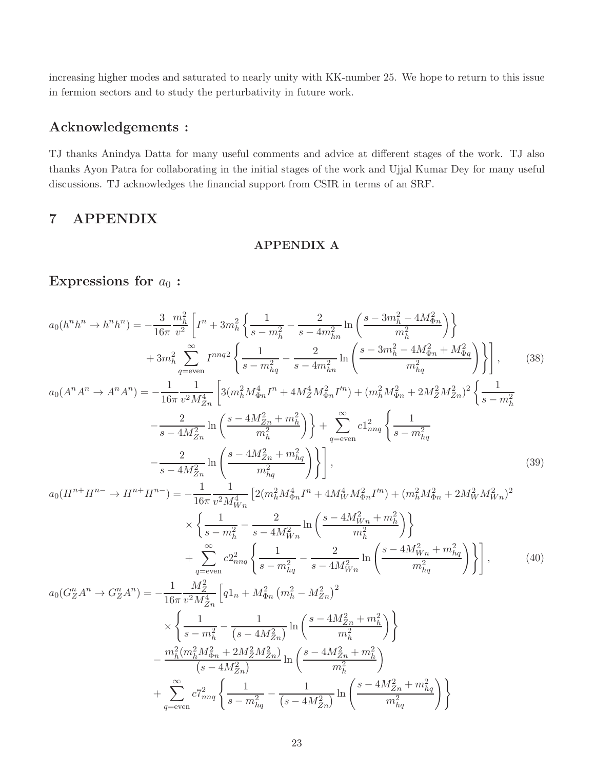increasing higher modes and saturated to nearly unity with KK-number 25. We hope to return to this issue in fermion sectors and to study the perturbativity in future work.

## Acknowledgements :

TJ thanks Anindya Datta for many useful comments and advice at different stages of the work. TJ also thanks Ayon Patra for collaborating in the initial stages of the work and Ujjal Kumar Dey for many useful discussions. TJ acknowledges the financial support from CSIR in terms of an SRF.

# 7 APPENDIX

### APPENDIX A

## Expressions for $a_0$ :

$$
\begin{aligned}
a_0(h^n h^n \to h^n h^n) = &-\frac{3}{16\pi}\frac{m_h^2}{v^2}\left[I^n + 3m_h^2\left\{\frac{1}{s-m_h^2} - \frac{2}{s-4m_{hn}^2}\ln\left(\frac{s-3m_h^2-4M_{\Phi n}^2}{m_h^2}\right)\right\}\right.\\
&\left. + 3m_h^2\sum_{q=\text{even}}^{\infty} I^{nnq2}\left\{\frac{1}{s-m_{hq}^2} - \frac{2}{s-4m_{hn}^2}\ln\left(\frac{s-3m_h^2-4M_{\Phi n}^2+M_{\Phi q}^2}{m_{hq}^2}\right)\right\}\right], \qquad (38)
\end{aligned}
$$

$$
\begin{aligned}
a_0(A^n A^n \to A^n A^n) = &-\frac{1}{16\pi}\frac{1}{v^2 M_{Zn}^4}\left[3(m_h^2 M_{\Phi n}^4 I^n + 4M_Z^4 M_{\Phi n}^2 I'^n) + (m_h^2 M_{\Phi n}^2 + 2M_Z^2 M_{Zn}^2)^2\left\{\frac{1}{s-m_h^2}\right.\right.\\
&\left. -\frac{2}{s-4M_{Zn}^2}\ln\left(\frac{s-4M_{Zn}^2+m_h^2}{m_h^2}\right)\right\} + \sum_{q=\text{even}}^{\infty} c1_{nnq}^2\left\{\frac{1}{s-m_{hq}^2}\right.\\
&\left.\left. -\frac{2}{s-4M_{Zn}^2}\ln\left(\frac{s-4M_{Zn}^2+m_{hq}^2}{m_{hq}^2}\right)\right\}\right], \qquad (39)
\end{aligned}
$$

$$
\begin{aligned}
a_0(H^{n+}H^{n-} \to H^{n+}H^{n-}) = &-\frac{1}{16\pi}\frac{1}{v^2 M_{Wn}^4}\left[2(m_h^2 M_{\Phi n}^4 I^n + 4M_W^4 M_{\Phi n}^2 I'^n) + (m_h^2 M_{\Phi n}^2 + 2M_W^2 M_{Wn}^2)^2\right.\\
&\times\left\{\frac{1}{s-m_h^2} - \frac{2}{s-4M_{Wn}^2}\ln\left(\frac{s-4M_{Wn}^2+m_h^2}{m_h^2}\right)\right\}\\
&\left. + \sum_{q=\text{even}}^{\infty} c2_{nnq}^2\left\{\frac{1}{s-m_{hq}^2} - \frac{2}{s-4M_{Wn}^2}\ln\left(\frac{s-4M_{Wn}^2+m_{hq}^2}{m_{hq}^2}\right)\right\}\right], \qquad (40)
\end{aligned}
$$

$$
\begin{aligned}
a_0(G_Z^n A^n \to G_Z^n A^n) = &-\frac{1}{16\pi}\frac{M_Z^2}{v^2 M_{Zn}^4}\left[q1_n + M_{\Phi n}^2\left(m_h^2 - M_{Zn}^2\right)^2\right.\\
&\times\left\{\frac{1}{s-m_h^2} - \frac{1}{\left(s-4M_{Zn}^2\right)}\ln\left(\frac{s-4M_{Zn}^2+m_h^2}{m_h^2}\right)\right\}\\
&- \frac{m_h^2(m_h^2 M_{\Phi n}^2 + 2M_Z^2 M_{Zn}^2)}{\left(s-4M_{Zn}^2\right)}\ln\left(\frac{s-4M_{Zn}^2+m_h^2}{m_h^2}\right)\\
&+ \sum_{q=\text{even}}^{\infty} c7_{nnq}^2\left\{\frac{1}{s-m_{hq}^2} - \frac{1}{\left(s-4M_{Zn}^2\right)}\ln\left(\frac{s-4M_{Zn}^2+m_{hq}^2}{m_{hq}^2}\right)\right\}
\end{aligned}
$$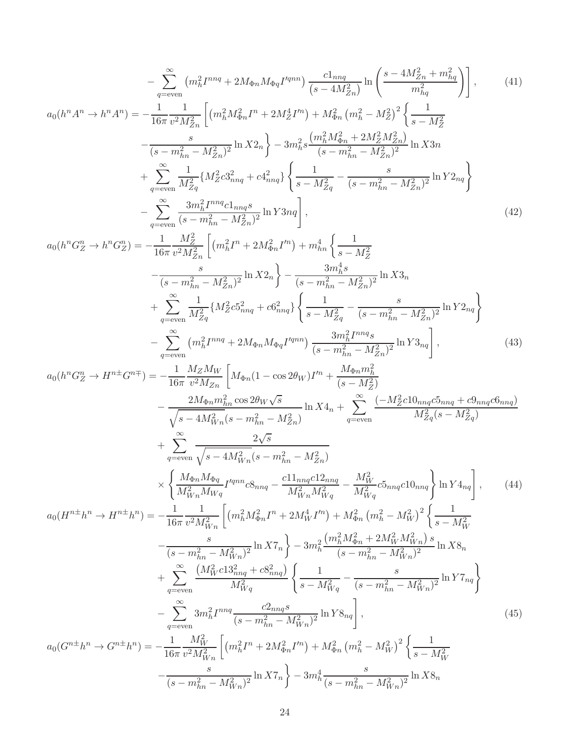$$
- \sum_{q=\text{even}}^{\infty} \left(m_h^2 I^{nnq} + 2M_{\Phi n} M_{\Phi q} I'^{qnn}\right) \frac{c1_{nnq}}{\left(s - 4M_{Zn}^2\right)} \ln\left(\frac{s - 4M_{Zn}^2 + m_{hq}^2}{m_{hq}^2}\right) \Bigg], \tag{41}
$$

$$
\begin{aligned}
a_0(h^n A^n \to h^n A^n) = & -\frac{1}{16\pi} \frac{1}{v^2 M_{Zn}^2} \Bigg[ \left(m_h^2 M_{\Phi n}^2 I^n + 2M_Z^4 I'^n\right) + M_{\Phi n}^2 \left(m_h^2 - M_Z^2\right)^2 \Bigg\{ \frac{1}{s - M_Z^2} \\
& - \frac{s}{(s - m_{hn}^2 - M_{Zn}^2)^2} \ln X2_n \Bigg\} - 3m_h^2 s \frac{\left(m_h^2 M_{\Phi n}^2 + 2M_Z^2 M_{Zn}^2\right)}{(s - m_{hn}^2 - M_{Zn}^2)^2} \ln X3n \\
& + \sum_{q=\text{even}}^{\infty} \frac{1}{M_{Zq}^2} \{M_Z^2 c3_{nnq}^2 + c4_{nnq}^2\} \Bigg\{ \frac{1}{s - M_{Zq}^2} - \frac{s}{(s - m_{hn}^2 - M_{Zn}^2)^2} \ln Y2_{nq} \Bigg\} \\
& - \sum_{q=\text{even}}^{\infty} \frac{3m_h^2 I^{nnq} c1_{nnq} s}{(s - m_{hn}^2 - M_{Zn}^2)^2} \ln Y3nq \Bigg],
\end{aligned} \tag{42}
$$

$$
\begin{aligned}
a_0(h^n G_Z^n \to h^n G_Z^n) = & -\frac{1}{16\pi} \frac{M_Z^2}{v^2 M_{Zn}^2} \Bigg[ \left(m_h^2 I^n + 2M_{\Phi n}^2 I'^n\right) + m_{hn}^4 \Bigg\{ \frac{1}{s - M_Z^2} \\
& - \frac{s}{(s - m_{hn}^2 - M_{Zn}^2)^2} \ln X2_n \Bigg\} - \frac{3m_h^4 s}{(s - m_{hn}^2 - M_{Zn}^2)^2} \ln X3_n \\
& + \sum_{q=\text{even}}^{\infty} \frac{1}{M_{Zq}^2} \{M_Z^2 c5_{nnq}^2 + c6_{nnq}^2\} \Bigg\{ \frac{1}{s - M_{Zq}^2} - \frac{s}{(s - m_{hn}^2 - M_{Zn}^2)^2} \ln Y2_{nq} \Bigg\} \\
& - \sum_{q=\text{even}}^{\infty} \left(m_h^2 I^{nnq} + 2M_{\Phi n} M_{\Phi q} I'^{qnn}\right) \frac{3m_h^2 I^{nnq} s}{(s - m_{hn}^2 - M_{Zn}^2)^2} \ln Y3_{nq} \Bigg],
\end{aligned} \tag{43}
$$

$$
\begin{aligned}
a_0(h^n G_Z^n \to H^{n\pm} G^{n\mp}) = & -\frac{1}{16\pi} \frac{M_Z M_W}{v^2 M_{Zn}} \Bigg[ M_{\Phi n}(1 - \cos 2\theta_W) I'^n + \frac{M_{\Phi n} m_h^2}{(s - M_Z^2)} \\
& - \frac{2M_{\Phi n} m_{hn}^2 \cos 2\theta_W \sqrt{s}}{\sqrt{s - 4M_{Wn}^2}(s - m_{hn}^2 - M_{Zn}^2)} \ln X4_n + \sum_{q=\text{even}}^{\infty} \frac{(-M_Z^2 c10_{nnq} c5_{nnq} + c9_{nnq} c6_{nnq})}{M_{Zq}^2 (s - M_{Zq}^2)} \\
& + \sum_{q=\text{even}}^{\infty} \frac{2\sqrt{s}}{\sqrt{s - 4M_{Wn}^2}(s - m_{hn}^2 - M_{Zn}^2)} \\
& \times \Bigg\{ \frac{M_{\Phi n} M_{\Phi q}}{M_{Wn}^2 M_{Wq}} I'^{qnn} c8_{nnq} - \frac{c11_{nnq} c12_{nnq}}{M_{Wn}^2 M_{Wq}^2} - \frac{M_W^2}{M_{Wq}^2} c5_{nnq} c10_{nnq} \Bigg\} \ln Y4_{nq} \Bigg],
\end{aligned} \tag{44}
$$

$$
\begin{aligned}
a_0(H^{n\pm} h^n \to H^{n\pm} h^n) = & -\frac{1}{16\pi} \frac{1}{v^2 M_{Wn}^2} \Bigg[ \left(m_h^2 M_{\Phi n}^2 I^n + 2M_W^4 I'^n\right) + M_{\Phi n}^2 \left(m_h^2 - M_W^2\right)^2 \Bigg\{ \frac{1}{s - M_W^2} \\
& - \frac{s}{(s - m_{hn}^2 - M_{Wn}^2)^2} \ln X7_n \Bigg\} - 3m_h^2 \frac{\left(m_h^2 M_{\Phi n}^2 + 2M_W^2 M_{Wn}^2\right) s}{(s - m_{hn}^2 - M_{Wn}^2)^2} \ln X8_n \\
& + \sum_{q=\text{even}}^{\infty} \frac{\left(M_W^2 c13_{nnq}^2 + c8_{nnq}^2\right)}{M_{Wq}^2} \Bigg\{ \frac{1}{s - M_{Wq}^2} - \frac{s}{(s - m_{hn}^2 - M_{Wn}^2)^2} \ln Y7_{nq} \Bigg\} \\
& - \sum_{q=\text{even}}^{\infty} 3m_h^2 I^{nnq} \frac{c2_{nnq} s}{(s - m_{hn}^2 - M_{Wn}^2)^2} \ln Y8_{nq} \Bigg],
\end{aligned} \tag{45}
$$

$$
\begin{aligned}
a_0(G^{n\pm} h^n \to G^{n\pm} h^n) = & -\frac{1}{16\pi} \frac{M_W^2}{v^2 M_{Wn}^2} \Bigg[ \left(m_h^2 I^n + 2M_{\Phi n}^2 I'^n\right) + M_{\Phi n}^2 \left(m_h^2 - M_W^2\right)^2 \Bigg\{ \frac{1}{s - M_W^2} \\
& - \frac{s}{(s - m_{hn}^2 - M_{Wn}^2)^2} \ln X7_n \Bigg\} - 3m_h^4 \frac{s}{(s - m_{hn}^2 - M_{Wn}^2)^2} \ln X8_n
\end{aligned}
$$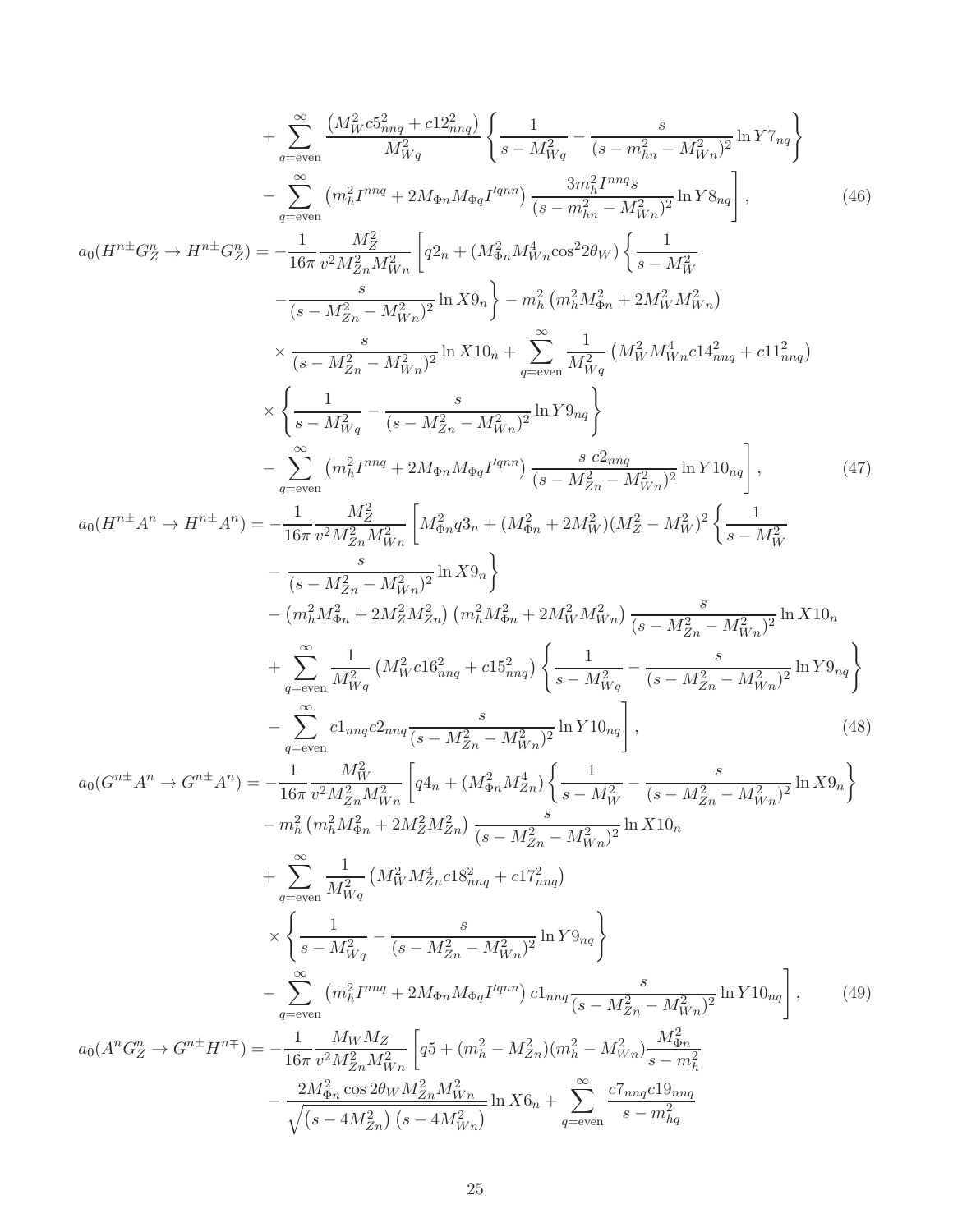$$
\begin{aligned}
&+\sum_{q=\text{even}}^{\infty}\frac{\left(M_W^2 c5_{nnq}^2+c12_{nnq}^2\right)}{M_{Wq}^2}\left\{\frac{1}{s-M_{Wq}^2}-\frac{s}{(s-m_{hn}^2-M_{Wn}^2)^2}\ln Y7_{nq}\right\}\\
&-\sum_{q=\text{even}}^{\infty}\left(m_h^2 I^{nnq}+2M_{\Phi n}M_{\Phi q}I'^{qnn}\right)\frac{3m_h^2 I^{nnq}s}{(s-m_{hn}^2-M_{Wn}^2)^2}\ln Y8_{nq}\Bigg], \qquad (46)
\end{aligned}
$$

$$
\begin{aligned}
a_0(H^{n\pm}G_Z^n\to H^{n\pm}G_Z^n)=&-\frac{1}{16\pi}\frac{M_Z^2}{v^2M_{Zn}^2M_{Wn}^2}\Bigg[q2_n+(M_{\Phi n}^2M_{Wn}^4\cos^2 2\theta_W)\Bigg\{\frac{1}{s-M_W^2}\\
&-\frac{s}{(s-M_{Zn}^2-M_{Wn}^2)^2}\ln X9_n\Bigg\}-m_h^2\left(m_h^2M_{\Phi n}^2+2M_W^2M_{Wn}^2\right)\\
&\times\frac{s}{(s-M_{Zn}^2-M_{Wn}^2)^2}\ln X10_n+\sum_{q=\text{even}}^{\infty}\frac{1}{M_{Wq}^2}\left(M_W^2M_{Wn}^4c14_{nnq}^2+c11_{nnq}^2\right)\\
&\times\left\{\frac{1}{s-M_{Wq}^2}-\frac{s}{(s-M_{Zn}^2-M_{Wn}^2)^2}\ln Y9_{nq}\right\}\\
&-\sum_{q=\text{even}}^{\infty}\left(m_h^2I^{nnq}+2M_{\Phi n}M_{\Phi q}I'^{qnn}\right)\frac{s\ c2_{nnq}}{(s-M_{Zn}^2-M_{Wn}^2)^2}\ln Y10_{nq}\Bigg], \qquad (47)
\end{aligned}
$$

$$
\begin{aligned}
a_0(H^{n\pm}A^n\to H^{n\pm}A^n)=&-\frac{1}{16\pi}\frac{M_Z^2}{v^2M_{Zn}^2M_{Wn}^2}\Bigg[M_{\Phi n}^2q3_n+(M_{\Phi n}^2+2M_W^2)(M_Z^2-M_W^2)^2\Bigg\{\frac{1}{s-M_W^2}\\
&-\frac{s}{(s-M_{Zn}^2-M_{Wn}^2)^2}\ln X9_n\Bigg\}\\
&-\left(m_h^2M_{\Phi n}^2+2M_Z^2M_{Zn}^2\right)\left(m_h^2M_{\Phi n}^2+2M_W^2M_{Wn}^2\right)\frac{s}{(s-M_{Zn}^2-M_{Wn}^2)^2}\ln X10_n\\
&+\sum_{q=\text{even}}^{\infty}\frac{1}{M_{Wq}^2}\left(M_W^2c16_{nnq}^2+c15_{nnq}^2\right)\left\{\frac{1}{s-M_{Wq}^2}-\frac{s}{(s-M_{Zn}^2-M_{Wn}^2)^2}\ln Y9_{nq}\right\}\\
&-\sum_{q=\text{even}}^{\infty}c1_{nnq}c2_{nnq}\frac{s}{(s-M_{Zn}^2-M_{Wn}^2)^2}\ln Y10_{nq}\Bigg], \qquad (48)
\end{aligned}
$$

$$
\begin{aligned}
a_0(G^{n\pm}A^n\to G^{n\pm}A^n)=&-\frac{1}{16\pi}\frac{M_W^2}{v^2M_{Zn}^2M_{Wn}^2}\left[q4_n+(M_{\Phi n}^2M_{Zn}^4)\left\{\frac{1}{s-M_W^2}-\frac{s}{(s-M_{Zn}^2-M_{Wn}^2)^2}\ln X9_n\right\}\right.\\
&-m_h^2\left(m_h^2M_{\Phi n}^2+2M_Z^2M_{Zn}^2\right)\frac{s}{(s-M_{Zn}^2-M_{Wn}^2)^2}\ln X10_n\\
&+\sum_{q=\text{even}}^{\infty}\frac{1}{M_{Wq}^2}\left(M_W^2M_{Zn}^4c18_{nnq}^2+c17_{nnq}^2\right)\\
&\times\left\{\frac{1}{s-M_{Wq}^2}-\frac{s}{(s-M_{Zn}^2-M_{Wn}^2)^2}\ln Y9_{nq}\right\}\\
&\left.-\sum_{q=\text{even}}^{\infty}\left(m_h^2I^{nnq}+2M_{\Phi n}M_{\Phi q}I'^{qnn}\right)c1_{nnq}\frac{s}{(s-M_{Zn}^2-M_{Wn}^2)^2}\ln Y10_{nq}\right], \qquad (49)
\end{aligned}
$$

$$
\begin{aligned}
a_0(A^nG_Z^n\to G^{n\pm}H^{n\mp})=&-\frac{1}{16\pi}\frac{M_WM_Z}{v^2M_{Zn}^2M_{Wn}^2}\left[q5+(m_h^2-M_{Zn}^2)(m_h^2-M_{Wn}^2)\frac{M_{\Phi n}^2}{s-m_h^2}\right.\\
&-\frac{2M_{\Phi n}^2\cos 2\theta_W M_{Zn}^2M_{Wn}^2}{\sqrt{\left(s-4M_{Zn}^2\right)\left(s-4M_{Wn}^2\right)}}\ln X6_n+\sum_{q=\text{even}}^{\infty}\frac{c7_{nnq}c19_{nnq}}{s-m_{hq}^2}
\end{aligned}
$$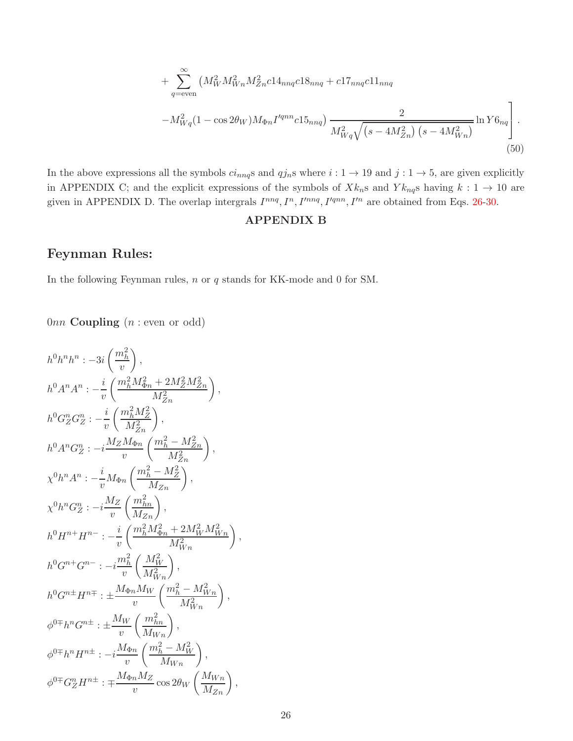$$
+ \sum_{q=\text{even}}^{\infty} \left( M_W^2 M_{Wn}^2 M_{Zn}^2 c14_{nnq} c18_{nnq} + c17_{nnq} c11_{nnq} \right.
$$

$$
\left. \left. - M_{Wq}^2 (1 - \cos 2\theta_W) M_{\Phi n} I'^{qnn} c15_{nnq} \right) \frac{2}{M_{Wq}^2 \sqrt{\left(s - 4M_{Zn}^2\right)\left(s - 4M_{Wn}^2\right)}} \ln Y6_{nq} \right]. \tag{50}
$$

In the above expressions all the symbols $ci_{nnq}$s and $qj_n$s where $i : 1 \to 19$ and $j : 1 \to 5$, are given explicitly in APPENDIX C; and the explicit expressions of the symbols of $Xk_n$s and $Yk_{nq}$s having $k : 1 \to 10$ are given in APPENDIX D. The overlap intergrals $I^{nnq}, I^n, I'^{nnq}, I'^{qnn}, I'^n$ are obtained from Eqs. 26-30.

## APPENDIX B

## Feynman Rules:

In the following Feynman rules, $n$ or $q$ stands for KK-mode and 0 for SM.

$0nn$ **Coupling** ($n$ : even or odd)

$$
h^0 h^n h^n : -3i \left(\frac{m_h^2}{v}\right),
$$

$$
h^0 A^n A^n : -\frac{i}{v}\left(\frac{m_h^2 M_{\Phi n}^2 + 2M_Z^2 M_{Zn}^2}{M_{Zn}^2}\right),
$$

$$
h^0 G_Z^n G_Z^n : -\frac{i}{v}\left(\frac{m_h^2 M_Z^2}{M_{Zn}^2}\right),
$$

$$
h^0 A^n G_Z^n : -i\frac{M_Z M_{\Phi n}}{v}\left(\frac{m_h^2 - M_{Zn}^2}{M_{Zn}^2}\right),
$$

$$
\chi^0 h^n A^n : -\frac{i}{v} M_{\Phi n}\left(\frac{m_h^2 - M_Z^2}{M_{Zn}}\right),
$$

$$
\chi^0 h^n G_Z^n : -i\frac{M_Z}{v}\left(\frac{m_{hn}^2}{M_{Zn}}\right),
$$

$$
h^0 H^{n+} H^{n-} : -\frac{i}{v}\left(\frac{m_h^2 M_{\Phi n}^2 + 2M_W^2 M_{Wn}^2}{M_{Wn}^2}\right),
$$

$$
h^0 G^{n+} G^{n-} : -i\frac{m_h^2}{v}\left(\frac{M_W^2}{M_{Wn}^2}\right),
$$

$$
h^0 G^{n\pm} H^{n\mp} : \pm\frac{M_{\Phi n} M_W}{v}\left(\frac{m_h^2 - M_{Wn}^2}{M_{Wn}^2}\right),
$$

$$
\phi^{0\mp} h^n G^{n\pm} : \pm\frac{M_W}{v}\left(\frac{m_{hn}^2}{M_{Wn}}\right),
$$

$$
\phi^{0\mp} h^n H^{n\pm} : -i\frac{M_{\Phi n}}{v}\left(\frac{m_h^2 - M_W^2}{M_{Wn}}\right),
$$

$$
\phi^{0\mp} G_Z^n H^{n\pm} : \mp\frac{M_{\Phi n} M_Z}{v}\cos 2\theta_W\left(\frac{M_{Wn}}{M_{Zn}}\right),
$$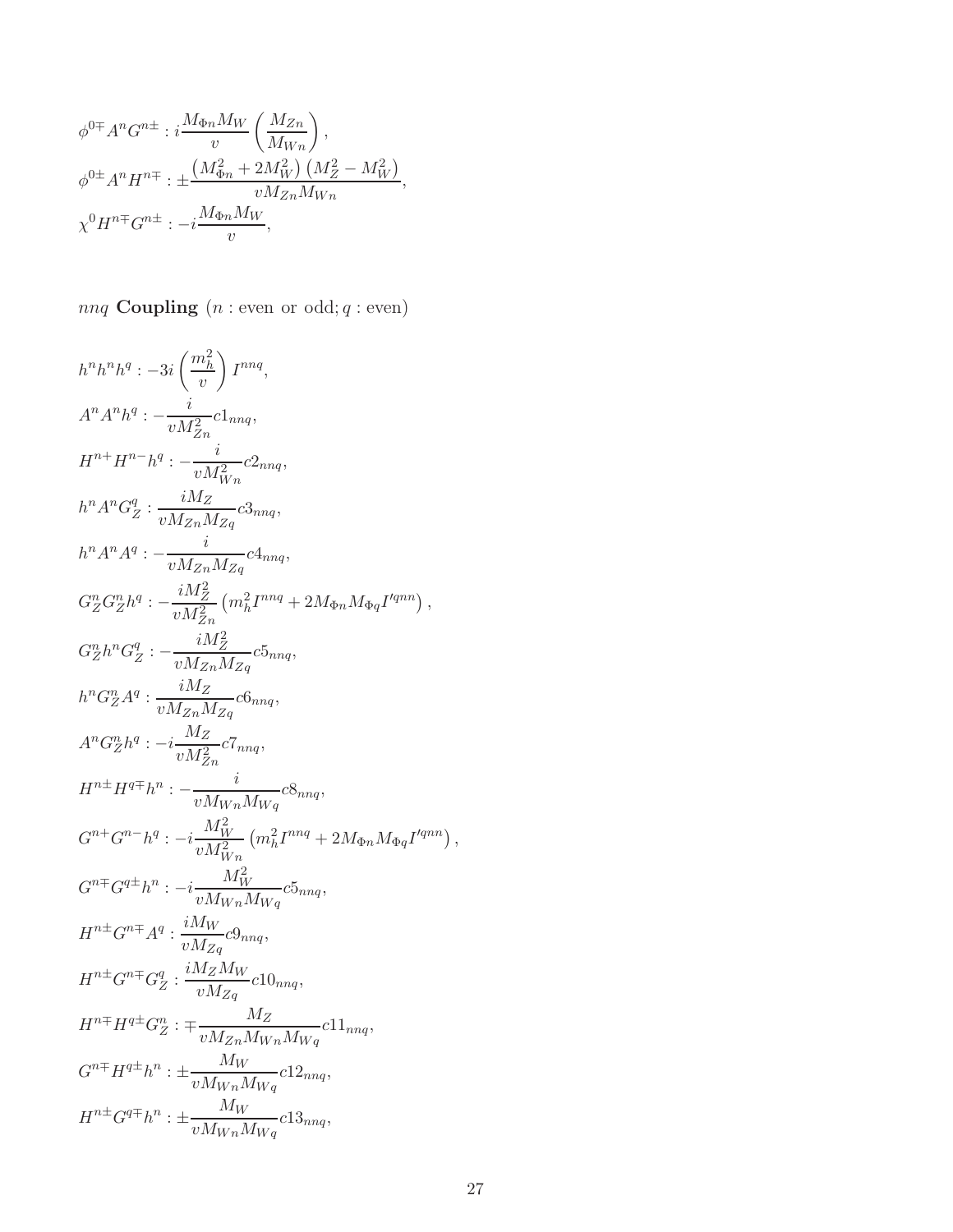$$\phi^{0\mp} A^n G^{n\pm} : i\frac{M_{\Phi n} M_W}{v}\left(\frac{M_{Zn}}{M_{Wn}}\right),$$

$$\phi^{0\pm} A^n H^{n\mp} : \pm\frac{\left(M_{\Phi n}^2 + 2M_W^2\right)\left(M_Z^2 - M_W^2\right)}{v M_{Zn} M_{Wn}},$$

$$\chi^0 H^{n\mp} G^{n\pm} : -i\frac{M_{\Phi n} M_W}{v},$$

$nnq$ **Coupling** ($n$ : even or odd; $q$ : even)

$$h^n h^n h^q : -3i\left(\frac{m_h^2}{v}\right) I^{nnq},$$

$$A^n A^n h^q : -\frac{i}{v M_{Zn}^2} c1_{nnq},$$

$$H^{n+} H^{n-} h^q : -\frac{i}{v M_{Wn}^2} c2_{nnq},$$

$$h^n A^n G_Z^q : \frac{i M_Z}{v M_{Zn} M_{Zq}} c3_{nnq},$$

$$h^n A^n A^q : -\frac{i}{v M_{Zn} M_{Zq}} c4_{nnq},$$

$$G_Z^n G_Z^n h^q : -\frac{i M_Z^2}{v M_{Zn}^2}\left(m_h^2 I^{nnq} + 2M_{\Phi n} M_{\Phi q} I'^{qnn}\right),$$

$$G_Z^n h^n G_Z^q : -\frac{i M_Z^2}{v M_{Zn} M_{Zq}} c5_{nnq},$$

$$h^n G_Z^n A^q : \frac{i M_Z}{v M_{Zn} M_{Zq}} c6_{nnq},$$

$$A^n G_Z^n h^q : -i\frac{M_Z}{v M_{Zn}^2} c7_{nnq},$$

$$H^{n\pm} H^{q\mp} h^n : -\frac{i}{v M_{Wn} M_{Wq}} c8_{nnq},$$

$$G^{n+} G^{n-} h^q : -i\frac{M_W^2}{v M_{Wn}^2}\left(m_h^2 I^{nnq} + 2M_{\Phi n} M_{\Phi q} I'^{qnn}\right),$$

$$G^{n\mp} G^{q\pm} h^n : -i\frac{M_W^2}{v M_{Wn} M_{Wq}} c5_{nnq},$$

$$H^{n\pm} G^{n\mp} A^q : \frac{i M_W}{v M_{Zq}} c9_{nnq},$$

$$H^{n\pm} G^{n\mp} G_Z^q : \frac{i M_Z M_W}{v M_{Zq}} c10_{nnq},$$

$$H^{n\mp} H^{q\pm} G_Z^n : \mp\frac{M_Z}{v M_{Zn} M_{Wn} M_{Wq}} c11_{nnq},$$

$$G^{n\mp} H^{q\pm} h^n : \pm\frac{M_W}{v M_{Wn} M_{Wq}} c12_{nnq},$$

$$H^{n\pm} G^{q\mp} h^n : \pm\frac{M_W}{v M_{Wn} M_{Wq}} c13_{nnq},$$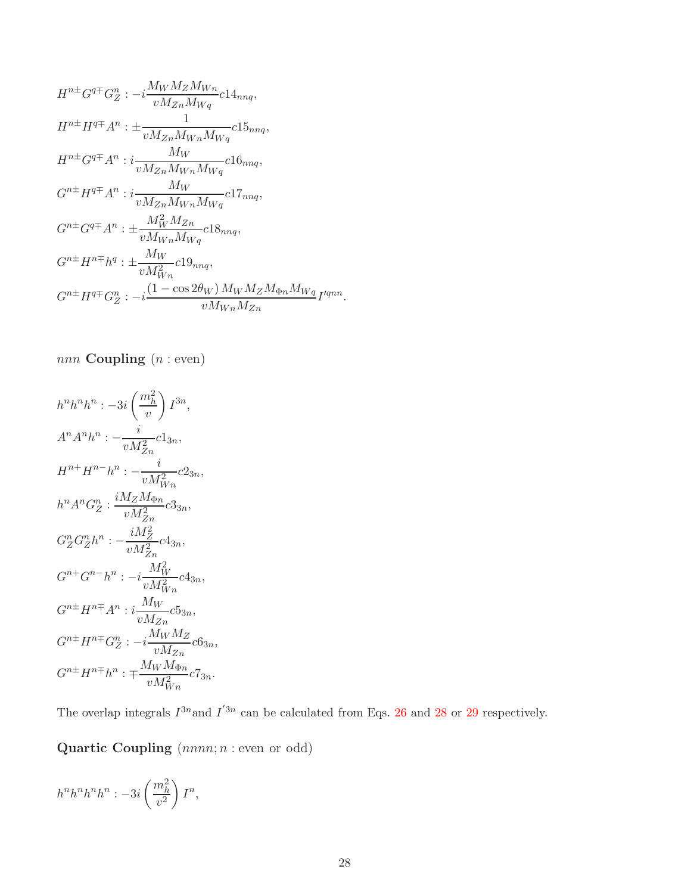$$H^{n\pm} G^{q\mp} G_Z^n : -i \frac{M_W M_Z M_{Wn}}{v M_{Zn} M_{Wq}} c14_{nnq},$$

$$H^{n\pm} H^{q\mp} A^n : \pm \frac{1}{v M_{Zn} M_{Wn} M_{Wq}} c15_{nnq},$$

$$H^{n\pm} G^{q\mp} A^n : i \frac{M_W}{v M_{Zn} M_{Wn} M_{Wq}} c16_{nnq},$$

$$G^{n\pm} H^{q\mp} A^n : i \frac{M_W}{v M_{Zn} M_{Wn} M_{Wq}} c17_{nnq},$$

$$G^{n\pm} G^{q\mp} A^n : \pm \frac{M_W^2 M_{Zn}}{v M_{Wn} M_{Wq}} c18_{nnq},$$

$$G^{n\pm} H^{n\mp} h^q : \pm \frac{M_W}{v M_{Wn}^2} c19_{nnq},$$

$$G^{n\pm} H^{q\mp} G_Z^n : -i \frac{(1 - \cos 2\theta_W)\, M_W M_Z M_{\Phi n} M_{Wq}}{v M_{Wn} M_{Zn}} I'^{qnn}.$$

$nnn$ **Coupling** ($n$ : even)

$$h^n h^n h^n : -3i \left( \frac{m_h^2}{v} \right) I^{3n},$$

$$A^n A^n h^n : -\frac{i}{v M_{Zn}^2} c1_{3n},$$

$$H^{n+} H^{n-} h^n : -\frac{i}{v M_{Wn}^2} c2_{3n},$$

$$h^n A^n G_Z^n : \frac{i M_Z M_{\Phi n}}{v M_{Zn}^2} c3_{3n},$$

$$G_Z^n G_Z^n h^n : -\frac{i M_Z^2}{v M_{Zn}^2} c4_{3n},$$

$$G^{n+} G^{n-} h^n : -i \frac{M_W^2}{v M_{Wn}^2} c4_{3n},$$

$$G^{n\pm} H^{n\mp} A^n : i \frac{M_W}{v M_{Zn}} c5_{3n},$$

$$G^{n\pm} H^{n\mp} G_Z^n : -i \frac{M_W M_Z}{v M_{Zn}} c6_{3n},$$

$$G^{n\pm} H^{n\mp} h^n : \mp \frac{M_W M_{\Phi n}}{v M_{Wn}^2} c7_{3n}.$$

The overlap integrals $I^{3n}$and $I^{'3n}$ can be calculated from Eqs. 26 and 28 or 29 respectively.

**Quartic Coupling** ($nnnn; n$ : even or odd)

$$h^n h^n h^n h^n : -3i \left( \frac{m_h^2}{v^2} \right) I^n,$$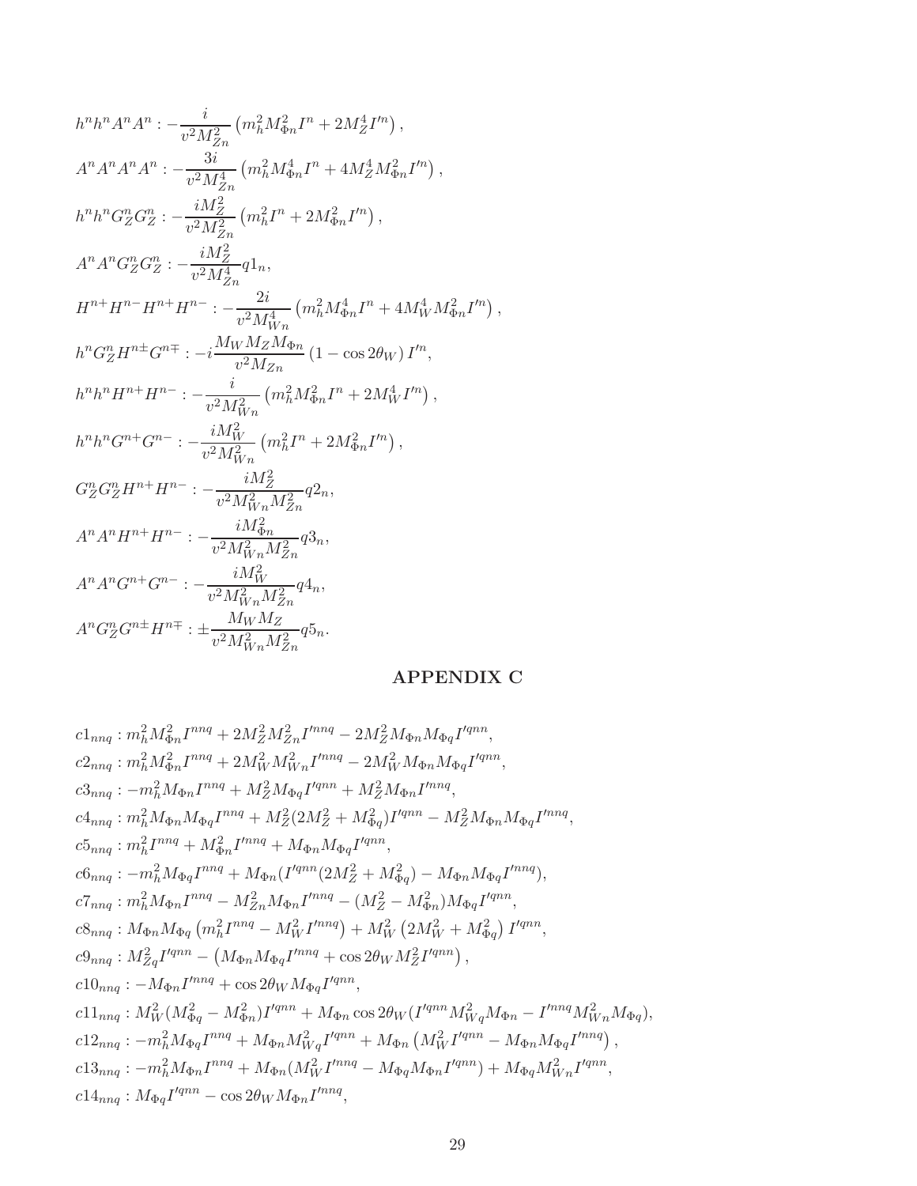$$h^n h^n A^n A^n : -\frac{i}{v^2 M_{Zn}^2}\left(m_h^2 M_{\Phi n}^2 I^n + 2M_Z^4 I'^n\right),$$

$$A^n A^n A^n A^n : -\frac{3i}{v^2 M_{Zn}^4}\left(m_h^2 M_{\Phi n}^4 I^n + 4M_Z^4 M_{\Phi n}^2 I'^n\right),$$

$$h^n h^n G_Z^n G_Z^n : -\frac{iM_Z^2}{v^2 M_{Zn}^2}\left(m_h^2 I^n + 2M_{\Phi n}^2 I'^n\right),$$

$$A^n A^n G_Z^n G_Z^n : -\frac{iM_Z^2}{v^2 M_{Zn}^4} q1_n,$$

$$H^{n+} H^{n-} H^{n+} H^{n-} : -\frac{2i}{v^2 M_{Wn}^4}\left(m_h^2 M_{\Phi n}^4 I^n + 4M_W^4 M_{\Phi n}^2 I'^n\right),$$

$$h^n G_Z^n H^{n\pm} G^{n\mp} : -i\frac{M_W M_Z M_{\Phi n}}{v^2 M_{Zn}}\left(1-\cos 2\theta_W\right) I'^n,$$

$$h^n h^n H^{n+} H^{n-} : -\frac{i}{v^2 M_{Wn}^2}\left(m_h^2 M_{\Phi n}^2 I^n + 2M_W^4 I'^n\right),$$

$$h^n h^n G^{n+} G^{n-} : -\frac{iM_W^2}{v^2 M_{Wn}^2}\left(m_h^2 I^n + 2M_{\Phi n}^2 I'^n\right),$$

$$G_Z^n G_Z^n H^{n+} H^{n-} : -\frac{iM_Z^2}{v^2 M_{Wn}^2 M_{Zn}^2} q2_n,$$

$$A^n A^n H^{n+} H^{n-} : -\frac{iM_{\Phi n}^2}{v^2 M_{Wn}^2 M_{Zn}^2} q3_n,$$

$$A^n A^n G^{n+} G^{n-} : -\frac{iM_W^2}{v^2 M_{Wn}^2 M_{Zn}^2} q4_n,$$

$$A^n G_Z^n G^{n\pm} H^{n\mp} : \pm\frac{M_W M_Z}{v^2 M_{Wn}^2 M_{Zn}^2} q5_n.$$

## APPENDIX C

$$c1_{nnq} : m_h^2 M_{\Phi n}^2 I^{nnq} + 2M_Z^2 M_{Zn}^2 I'^{nnq} - 2M_Z^2 M_{\Phi n} M_{\Phi q} I'^{qnn},$$

$$c2_{nnq} : m_h^2 M_{\Phi n}^2 I^{nnq} + 2M_W^2 M_{Wn}^2 I'^{nnq} - 2M_W^2 M_{\Phi n} M_{\Phi q} I'^{qnn},$$

$$c3_{nnq} : -m_h^2 M_{\Phi n} I^{nnq} + M_Z^2 M_{\Phi q} I'^{qnn} + M_Z^2 M_{\Phi n} I'^{nnq},$$

$$c4_{nnq} : m_h^2 M_{\Phi n} M_{\Phi q} I^{nnq} + M_Z^2 (2M_Z^2 + M_{\Phi q}^2) I'^{qnn} - M_Z^2 M_{\Phi n} M_{\Phi q} I'^{nnq},$$

$$c5_{nnq} : m_h^2 I^{nnq} + M_{\Phi n}^2 I'^{nnq} + M_{\Phi n} M_{\Phi q} I'^{qnn},$$

$$c6_{nnq} : -m_h^2 M_{\Phi q} I^{nnq} + M_{\Phi n}(I'^{qnn}(2M_Z^2 + M_{\Phi q}^2) - M_{\Phi n} M_{\Phi q} I'^{nnq}),$$

$$c7_{nnq} : m_h^2 M_{\Phi n} I^{nnq} - M_{Zn}^2 M_{\Phi n} I'^{nnq} - (M_Z^2 - M_{\Phi n}^2) M_{\Phi q} I'^{qnn},$$

$$c8_{nnq} : M_{\Phi n} M_{\Phi q}\left(m_h^2 I^{nnq} - M_W^2 I'^{nnq}\right) + M_W^2\left(2M_W^2 + M_{\Phi q}^2\right) I'^{qnn},$$

$$c9_{nnq} : M_{Zq}^2 I'^{qnn} - \left(M_{\Phi n} M_{\Phi q} I'^{nnq} + \cos 2\theta_W M_Z^2 I'^{qnn}\right),$$

$$c10_{nnq} : -M_{\Phi n} I'^{nnq} + \cos 2\theta_W M_{\Phi q} I'^{qnn},$$

$$c11_{nnq} : M_W^2 (M_{\Phi q}^2 - M_{\Phi n}^2) I'^{qnn} + M_{\Phi n}\cos 2\theta_W (I'^{qnn} M_{Wq}^2 M_{\Phi n} - I'^{nnq} M_{Wn}^2 M_{\Phi q}),$$

$$c12_{nnq} : -m_h^2 M_{\Phi q} I^{nnq} + M_{\Phi n} M_{Wq}^2 I'^{qnn} + M_{\Phi n}\left(M_W^2 I'^{qnn} - M_{\Phi n} M_{\Phi q} I'^{nnq}\right),$$

$$c13_{nnq} : -m_h^2 M_{\Phi n} I^{nnq} + M_{\Phi n}(M_W^2 I'^{nnq} - M_{\Phi q} M_{\Phi n} I'^{qnn}) + M_{\Phi q} M_{Wn}^2 I'^{qnn},$$

$$c14_{nnq} : M_{\Phi q} I'^{qnn} - \cos 2\theta_W M_{\Phi n} I'^{nnq},$$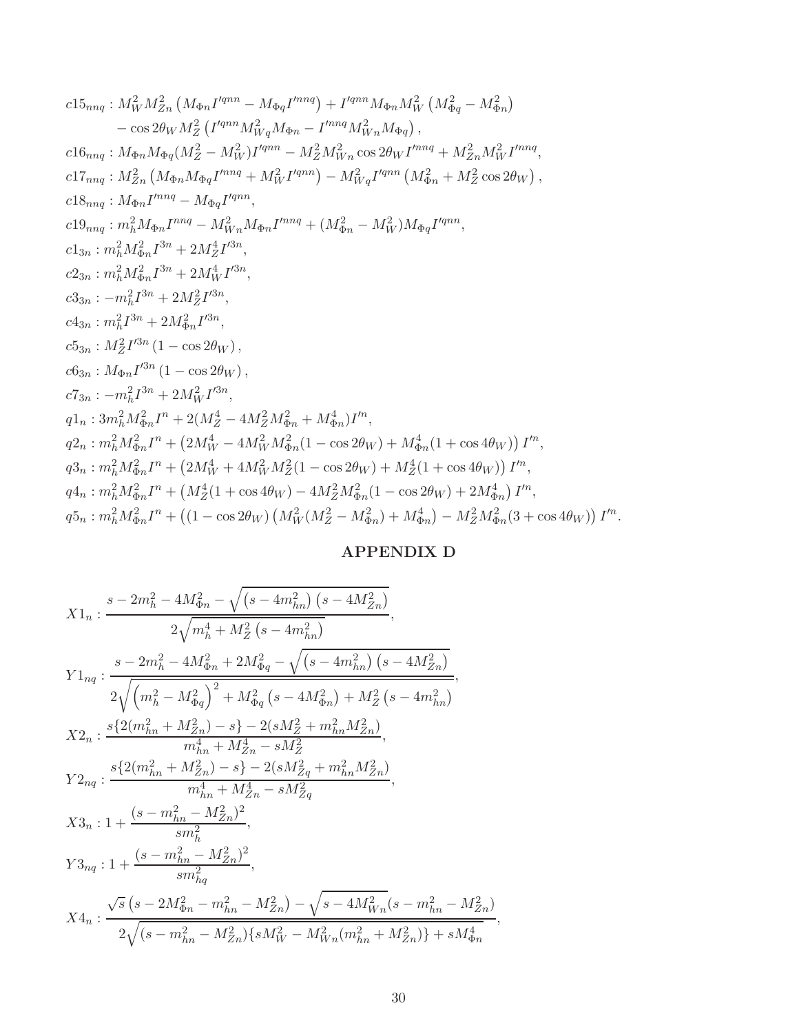$$c15_{nnq} : M_W^2 M_{Zn}^2 \left( M_{\Phi n} I'^{qnn} - M_{\Phi q} I'^{nnq} \right) + I'^{qnn} M_{\Phi n} M_W^2 \left( M_{\Phi q}^2 - M_{\Phi n}^2 \right)$$
$$- \cos 2\theta_W M_Z^2 \left( I'^{qnn} M_{Wq}^2 M_{\Phi n} - I'^{nnq} M_{Wn}^2 M_{\Phi q} \right),$$

$$c16_{nnq} : M_{\Phi n} M_{\Phi q} (M_Z^2 - M_W^2) I'^{qnn} - M_Z^2 M_{Wn}^2 \cos 2\theta_W I'^{nnq} + M_{Zn}^2 M_W^2 I'^{nnq},$$

$$c17_{nnq} : M_{Zn}^2 \left( M_{\Phi n} M_{\Phi q} I'^{nnq} + M_W^2 I'^{qnn} \right) - M_{Wq}^2 I'^{qnn} \left( M_{\Phi n}^2 + M_Z^2 \cos 2\theta_W \right),$$

$$c18_{nnq} : M_{\Phi n} I'^{nnq} - M_{\Phi q} I'^{qnn},$$

$$c19_{nnq} : m_h^2 M_{\Phi n} I^{nnq} - M_{Wn}^2 M_{\Phi n} I'^{nnq} + (M_{\Phi n}^2 - M_W^2) M_{\Phi q} I'^{qnn},$$

$$c1_{3n} : m_h^2 M_{\Phi n}^2 I^{3n} + 2 M_Z^4 I'^{3n},$$

$$c2_{3n} : m_h^2 M_{\Phi n}^2 I^{3n} + 2 M_W^4 I'^{3n},$$

$$c3_{3n} : -m_h^2 I^{3n} + 2 M_Z^2 I'^{3n},$$

$$c4_{3n} : m_h^2 I^{3n} + 2 M_{\Phi n}^2 I'^{3n},$$

$$c5_{3n} : M_Z^2 I'^{3n} \left( 1 - \cos 2\theta_W \right),$$

$$c6_{3n} : M_{\Phi n} I'^{3n} \left( 1 - \cos 2\theta_W \right),$$

$$c7_{3n} : -m_h^2 I^{3n} + 2 M_W^2 I'^{3n},$$

$$q1_n : 3 m_h^2 M_{\Phi n}^2 I^n + 2 (M_Z^4 - 4 M_Z^2 M_{\Phi n}^2 + M_{\Phi n}^4) I'^n,$$

$$q2_n : m_h^2 M_{\Phi n}^2 I^n + \left( 2 M_W^4 - 4 M_W^2 M_{\Phi n}^2 (1 - \cos 2\theta_W) + M_{\Phi n}^4 (1 + \cos 4\theta_W) \right) I'^n,$$

$$q3_n : m_h^2 M_{\Phi n}^2 I^n + \left( 2 M_W^4 + 4 M_W^2 M_Z^2 (1 - \cos 2\theta_W) + M_Z^4 (1 + \cos 4\theta_W) \right) I'^n,$$

$$q4_n : m_h^2 M_{\Phi n}^2 I^n + \left( M_Z^4 (1 + \cos 4\theta_W) - 4 M_Z^2 M_{\Phi n}^2 (1 - \cos 2\theta_W) + 2 M_{\Phi n}^4 \right) I'^n,$$

$$q5_n : m_h^2 M_{\Phi n}^2 I^n + \left( (1 - \cos 2\theta_W) \left( M_W^2 (M_Z^2 - M_{\Phi n}^2) + M_{\Phi n}^4 \right) - M_Z^2 M_{\Phi n}^2 (3 + \cos 4\theta_W) \right) I'^n.$$

## APPENDIX D

$$X1_n : \frac{s - 2m_h^2 - 4M_{\Phi n}^2 - \sqrt{\left(s - 4m_{hn}^2\right)\left(s - 4M_{Zn}^2\right)}}{2\sqrt{m_h^4 + M_Z^2\left(s - 4m_{hn}^2\right)}},$$

$$Y1_{nq} : \frac{s - 2m_h^2 - 4M_{\Phi n}^2 + 2M_{\Phi q}^2 - \sqrt{\left(s - 4m_{hn}^2\right)\left(s - 4M_{Zn}^2\right)}}{2\sqrt{\left(m_h^2 - M_{\Phi q}^2\right)^2 + M_{\Phi q}^2\left(s - 4M_{\Phi n}^2\right) + M_Z^2\left(s - 4m_{hn}^2\right)}},$$

$$X2_n : \frac{s\{2(m_{hn}^2 + M_{Zn}^2) - s\} - 2(sM_Z^2 + m_{hn}^2 M_{Zn}^2)}{m_{hn}^4 + M_{Zn}^4 - sM_Z^2},$$

$$Y2_{nq} : \frac{s\{2(m_{hn}^2 + M_{Zn}^2) - s\} - 2(sM_{Zq}^2 + m_{hn}^2 M_{Zn}^2)}{m_{hn}^4 + M_{Zn}^4 - sM_{Zq}^2},$$

$$X3_n : 1 + \frac{(s - m_{hn}^2 - M_{Zn}^2)^2}{sm_h^2},$$

$$Y3_{nq} : 1 + \frac{(s - m_{hn}^2 - M_{Zn}^2)^2}{sm_{hq}^2},$$

$$X4_n : \frac{\sqrt{s}\left(s - 2M_{\Phi n}^2 - m_{hn}^2 - M_{Zn}^2\right) - \sqrt{s - 4M_{Wn}^2}(s - m_{hn}^2 - M_{Zn}^2)}{2\sqrt{(s - m_{hn}^2 - M_{Zn}^2)\{sM_W^2 - M_{Wn}^2(m_{hn}^2 + M_{Zn}^2)\} + sM_{\Phi n}^4}},$$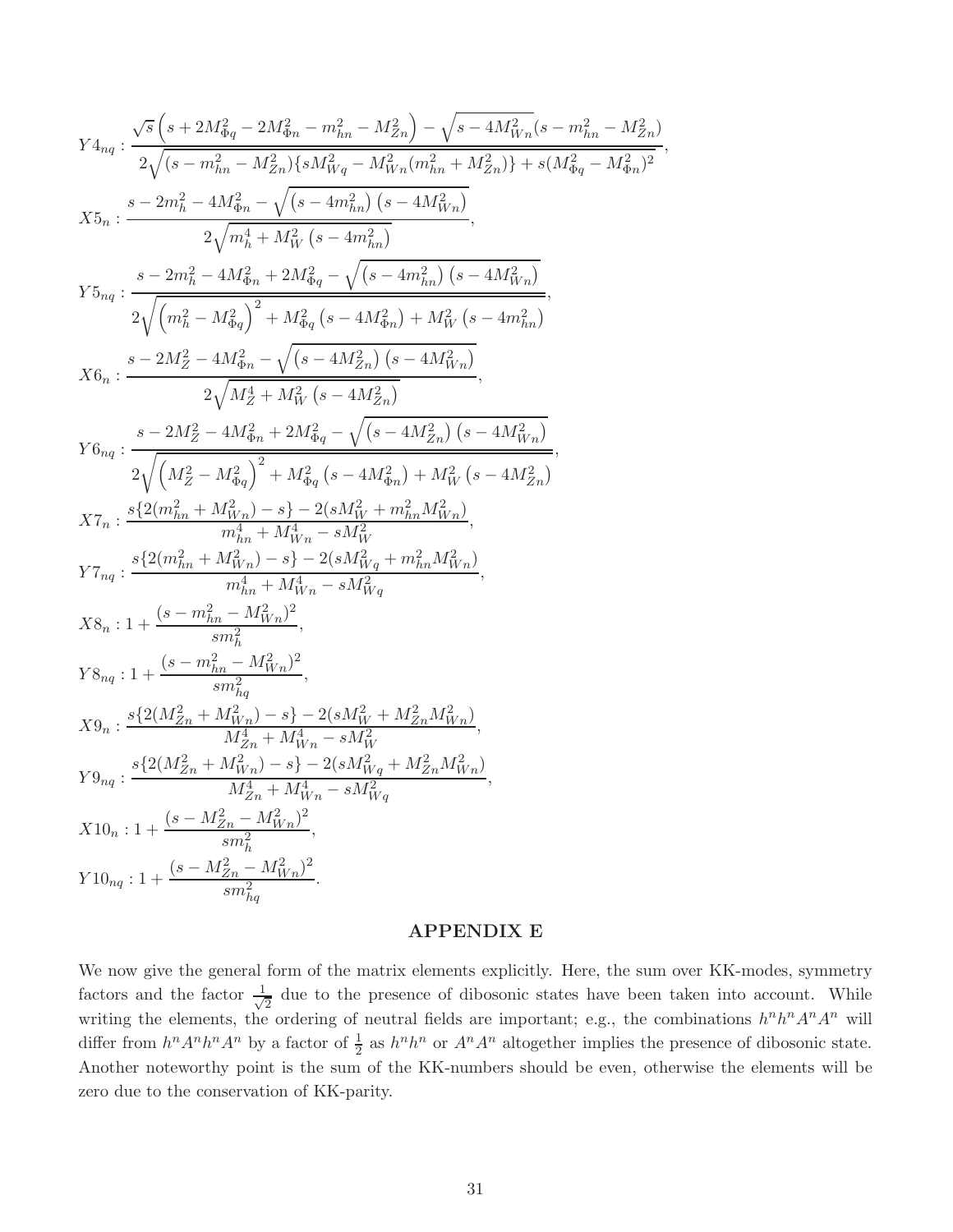$$Y4_{nq} : \frac{\sqrt{s}\left(s + 2M_{\Phi q}^2 - 2M_{\Phi n}^2 - m_{hn}^2 - M_{Zn}^2\right) - \sqrt{s - 4M_{Wn}^2}(s - m_{hn}^2 - M_{Zn}^2)}{2\sqrt{(s - m_{hn}^2 - M_{Zn}^2)\{sM_{Wq}^2 - M_{Wn}^2(m_{hn}^2 + M_{Zn}^2)\} + s(M_{\Phi q}^2 - M_{\Phi n}^2)^2}},$$

$$X5_n : \frac{s - 2m_h^2 - 4M_{\Phi n}^2 - \sqrt{\left(s - 4m_{hn}^2\right)\left(s - 4M_{Wn}^2\right)}}{2\sqrt{m_h^4 + M_W^2\left(s - 4m_{hn}^2\right)}},$$

$$Y5_{nq} : \frac{s - 2m_h^2 - 4M_{\Phi n}^2 + 2M_{\Phi q}^2 - \sqrt{\left(s - 4m_{hn}^2\right)\left(s - 4M_{Wn}^2\right)}}{2\sqrt{\left(m_h^2 - M_{\Phi q}^2\right)^2 + M_{\Phi q}^2\left(s - 4M_{\Phi n}^2\right) + M_W^2\left(s - 4m_{hn}^2\right)}},$$

$$X6_n : \frac{s - 2M_Z^2 - 4M_{\Phi n}^2 - \sqrt{\left(s - 4M_{Zn}^2\right)\left(s - 4M_{Wn}^2\right)}}{2\sqrt{M_Z^4 + M_W^2\left(s - 4M_{Zn}^2\right)}},$$

$$Y6_{nq} : \frac{s - 2M_Z^2 - 4M_{\Phi n}^2 + 2M_{\Phi q}^2 - \sqrt{\left(s - 4M_{Zn}^2\right)\left(s - 4M_{Wn}^2\right)}}{2\sqrt{\left(M_Z^2 - M_{\Phi q}^2\right)^2 + M_{\Phi q}^2\left(s - 4M_{\Phi n}^2\right) + M_W^2\left(s - 4M_{Zn}^2\right)}},$$

$$X7_n : \frac{s\{2(m_{hn}^2 + M_{Wn}^2) - s\} - 2(sM_W^2 + m_{hn}^2 M_{Wn}^2)}{m_{hn}^4 + M_{Wn}^4 - sM_W^2},$$

$$Y7_{nq} : \frac{s\{2(m_{hn}^2 + M_{Wn}^2) - s\} - 2(sM_{Wq}^2 + m_{hn}^2 M_{Wn}^2)}{m_{hn}^4 + M_{Wn}^4 - sM_{Wq}^2},$$

$$X8_n : 1 + \frac{(s - m_{hn}^2 - M_{Wn}^2)^2}{sm_h^2},$$

$$Y8_{nq} : 1 + \frac{(s - m_{hn}^2 - M_{Wn}^2)^2}{sm_{hq}^2},$$

$$X9_n : \frac{s\{2(M_{Zn}^2 + M_{Wn}^2) - s\} - 2(sM_W^2 + M_{Zn}^2 M_{Wn}^2)}{M_{Zn}^4 + M_{Wn}^4 - sM_W^2},$$

$$Y9_{nq} : \frac{s\{2(M_{Zn}^2 + M_{Wn}^2) - s\} - 2(sM_{Wq}^2 + M_{Zn}^2 M_{Wn}^2)}{M_{Zn}^4 + M_{Wn}^4 - sM_{Wq}^2},$$

$$X10_n : 1 + \frac{(s - M_{Zn}^2 - M_{Wn}^2)^2}{sm_h^2},$$

$$Y10_{nq} : 1 + \frac{(s - M_{Zn}^2 - M_{Wn}^2)^2}{sm_{hq}^2}.$$

## APPENDIX E

We now give the general form of the matrix elements explicitly. Here, the sum over KK-modes, symmetry factors and the factor $\frac{1}{\sqrt{2}}$ due to the presence of dibosonic states have been taken into account. While writing the elements, the ordering of neutral fields are important; e.g., the combinations $h^n h^n A^n A^n$ will differ from $h^n A^n h^n A^n$ by a factor of $\frac{1}{2}$ as $h^n h^n$ or $A^n A^n$ altogether implies the presence of dibosonic state. Another noteworthy point is the sum of the KK-numbers should be even, otherwise the elements will be zero due to the conservation of KK-parity.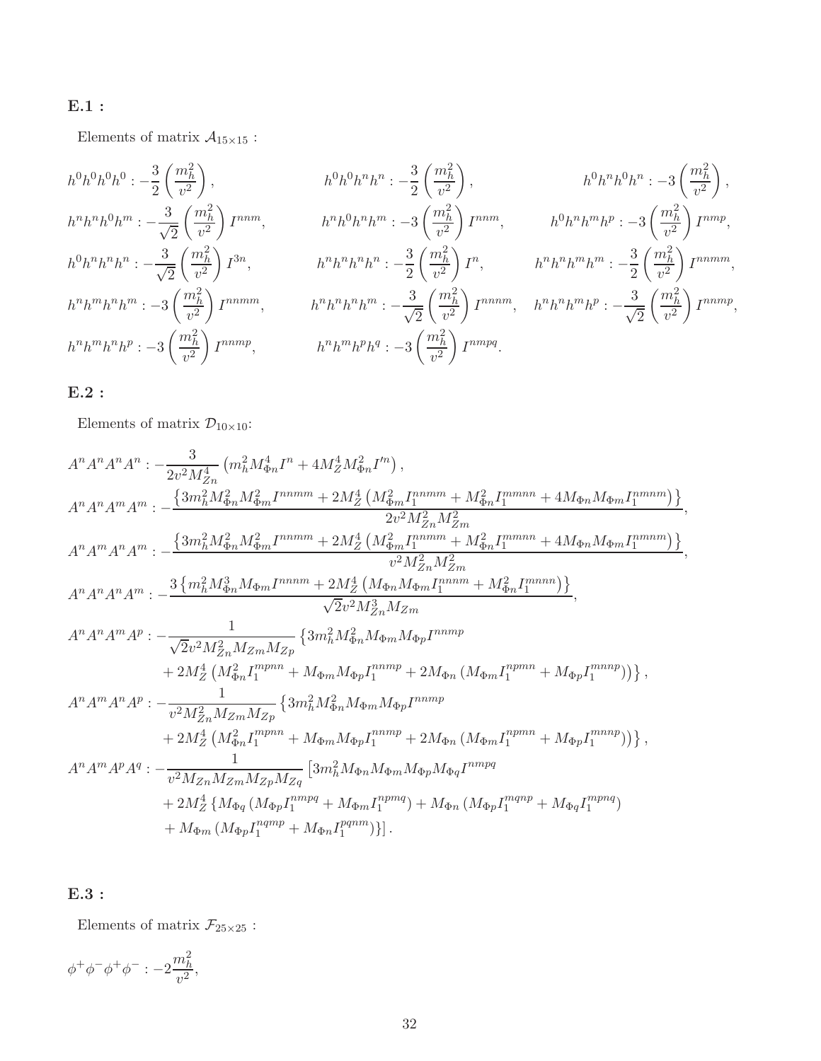**E.1 :**

Elements of matrix $\mathcal{A}_{15\times 15}$ :

$$h^0h^0h^0h^0 : -\frac{3}{2}\left(\frac{m_h^2}{v^2}\right), \qquad h^0h^0h^nh^n : -\frac{3}{2}\left(\frac{m_h^2}{v^2}\right), \qquad h^0h^nh^0h^n : -3\left(\frac{m_h^2}{v^2}\right),$$

$$h^nh^nh^0h^m : -\frac{3}{\sqrt{2}}\left(\frac{m_h^2}{v^2}\right)I^{nnm}, \qquad h^nh^0h^nh^m : -3\left(\frac{m_h^2}{v^2}\right)I^{nnm}, \qquad h^0h^nh^mh^p : -3\left(\frac{m_h^2}{v^2}\right)I^{nmp},$$

$$h^0h^nh^nh^n : -\frac{3}{\sqrt{2}}\left(\frac{m_h^2}{v^2}\right)I^{3n}, \qquad h^nh^nh^nh^n : -\frac{3}{2}\left(\frac{m_h^2}{v^2}\right)I^{n}, \qquad h^nh^nh^mh^m : -\frac{3}{2}\left(\frac{m_h^2}{v^2}\right)I^{nnmm},$$

$$h^nh^mh^nh^m : -3\left(\frac{m_h^2}{v^2}\right)I^{nnmm}, \qquad h^nh^nh^nh^m : -\frac{3}{\sqrt{2}}\left(\frac{m_h^2}{v^2}\right)I^{nnnm}, \qquad h^nh^nh^mh^p : -\frac{3}{\sqrt{2}}\left(\frac{m_h^2}{v^2}\right)I^{nnmp},$$

$$h^nh^mh^nh^p : -3\left(\frac{m_h^2}{v^2}\right)I^{nnmp}, \qquad h^nh^mh^ph^q : -3\left(\frac{m_h^2}{v^2}\right)I^{nmpq}.$$

**E.2 :**

Elements of matrix $\mathcal{D}_{10\times 10}$:

$$A^nA^nA^nA^n : -\frac{3}{2v^2M_{Zn}^4}\left(m_h^2M_{\Phi n}^4I^n + 4M_Z^4M_{\Phi n}^2I'^n\right),$$

$$A^nA^nA^mA^m : -\frac{\left\{3m_h^2M_{\Phi n}^2M_{\Phi m}^2I^{nnmm} + 2M_Z^4\left(M_{\Phi m}^2I_1^{nnmm} + M_{\Phi n}^2I_1^{mmnn} + 4M_{\Phi n}M_{\Phi m}I_1^{nmnm}\right)\right\}}{2v^2M_{Zn}^2M_{Zm}^2},$$

$$A^nA^mA^nA^m : -\frac{\left\{3m_h^2M_{\Phi n}^2M_{\Phi m}^2I^{nnmm} + 2M_Z^4\left(M_{\Phi m}^2I_1^{nnmm} + M_{\Phi n}^2I_1^{mmnn} + 4M_{\Phi n}M_{\Phi m}I_1^{nmnm}\right)\right\}}{v^2M_{Zn}^2M_{Zm}^2},$$

$$A^nA^nA^nA^m : -\frac{3\left\{m_h^2M_{\Phi n}^3M_{\Phi m}I^{nnnm} + 2M_Z^4\left(M_{\Phi n}M_{\Phi m}I_1^{nnnm} + M_{\Phi n}^2I_1^{mnnn}\right)\right\}}{\sqrt{2}v^2M_{Zn}^3M_{Zm}},$$

$$\begin{aligned}A^nA^nA^mA^p : -&\frac{1}{\sqrt{2}v^2M_{Zn}^2M_{Zm}M_{Zp}}\left\{3m_h^2M_{\Phi n}^2M_{\Phi m}M_{\Phi p}I^{nnmp}\right.\\&\left.+ 2M_Z^4\left(M_{\Phi n}^2I_1^{mpnn} + M_{\Phi m}M_{\Phi p}I_1^{nnmp} + 2M_{\Phi n}\left(M_{\Phi m}I_1^{npmn} + M_{\Phi p}I_1^{mnnp}\right)\right)\right\},\end{aligned}$$

$$\begin{aligned}A^nA^mA^nA^p : -&\frac{1}{v^2M_{Zn}^2M_{Zm}M_{Zp}}\left\{3m_h^2M_{\Phi n}^2M_{\Phi m}M_{\Phi p}I^{nnmp}\right.\\&\left.+ 2M_Z^4\left(M_{\Phi n}^2I_1^{mpnn} + M_{\Phi m}M_{\Phi p}I_1^{nnmp} + 2M_{\Phi n}\left(M_{\Phi m}I_1^{npmn} + M_{\Phi p}I_1^{mnnp}\right)\right)\right\},\end{aligned}$$

$$\begin{aligned}A^nA^mA^pA^q : -&\frac{1}{v^2M_{Zn}M_{Zm}M_{Zp}M_{Zq}}\left[3m_h^2M_{\Phi n}M_{\Phi m}M_{\Phi p}M_{\Phi q}I^{nmpq}\right.\\&+ 2M_Z^4\left\{M_{\Phi q}\left(M_{\Phi p}I_1^{nmpq} + M_{\Phi m}I_1^{npmq}\right) + M_{\Phi n}\left(M_{\Phi p}I_1^{mqnp} + M_{\Phi q}I_1^{mpnq}\right)\right.\\&\left.\left.+ M_{\Phi m}\left(M_{\Phi p}I_1^{nqmp} + M_{\Phi n}I_1^{pqnm}\right)\right\}\right].\end{aligned}$$

**E.3 :**

Elements of matrix $\mathcal{F}_{25\times 25}$ :

$$\phi^+\phi^-\phi^+\phi^- : -2\frac{m_h^2}{v^2},$$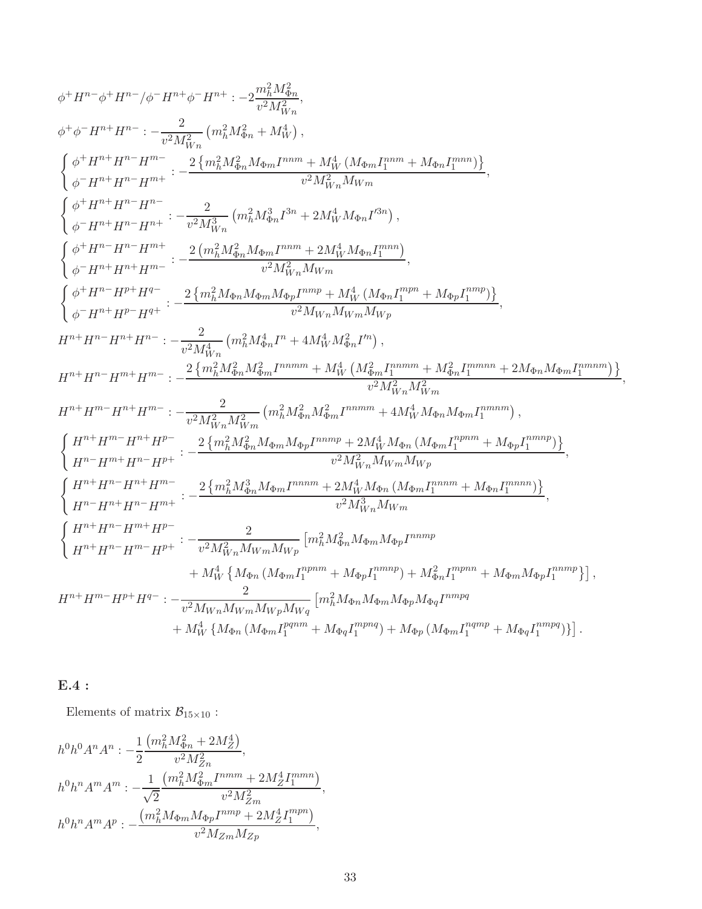$$\phi^+H^{n-}\phi^+H^{n-}/\phi^-H^{n+}\phi^-H^{n+} : -2\frac{m_h^2 M_{\Phi n}^2}{v^2 M_{Wn}^2},$$

$$\phi^+\phi^-H^{n+}H^{n-} : -\frac{2}{v^2 M_{Wn}^2}\left(m_h^2 M_{\Phi n}^2 + M_W^4\right),$$

$$\left\{\begin{array}{l}\phi^+H^{n+}H^{n-}H^{m-}\\ \phi^-H^{n+}H^{n-}H^{m+}\end{array}\right. : -\frac{2\left\{m_h^2 M_{\Phi n}^2 M_{\Phi m} I^{nnm} + M_W^4\left(M_{\Phi m} I_1^{nnm} + M_{\Phi n} I_1^{mnn}\right)\right\}}{v^2 M_{Wn}^2 M_{Wm}},$$

$$\left\{\begin{array}{l}\phi^+H^{n+}H^{n-}H^{n-}\\ \phi^-H^{n+}H^{n-}H^{n+}\end{array}\right. : -\frac{2}{v^2 M_{Wn}^3}\left(m_h^2 M_{\Phi n}^3 I^{3n} + 2M_W^4 M_{\Phi n} I'^{3n}\right),$$

$$\left\{\begin{array}{l}\phi^+H^{n-}H^{n-}H^{m+}\\ \phi^-H^{n+}H^{n+}H^{m-}\end{array}\right. : -\frac{2\left(m_h^2 M_{\Phi n}^2 M_{\Phi m} I^{nnm} + 2M_W^4 M_{\Phi n} I_1^{mnn}\right)}{v^2 M_{Wn}^2 M_{Wm}},$$

$$\left\{\begin{array}{l}\phi^+H^{n-}H^{p+}H^{q-}\\ \phi^-H^{n+}H^{p-}H^{q+}\end{array}\right. : -\frac{2\left\{m_h^2 M_{\Phi n} M_{\Phi m} M_{\Phi p} I^{nmp} + M_W^4\left(M_{\Phi n} I_1^{mpn} + M_{\Phi p} I_1^{nmp}\right)\right\}}{v^2 M_{Wn} M_{Wm} M_{Wp}},$$

$$H^{n+}H^{n-}H^{n+}H^{n-} : -\frac{2}{v^2 M_{Wn}^4}\left(m_h^2 M_{\Phi n}^4 I^n + 4M_W^4 M_{\Phi n}^2 I'^n\right),$$

$$H^{n+}H^{n-}H^{m+}H^{m-} : -\frac{2\left\{m_h^2 M_{\Phi n}^2 M_{\Phi m}^2 I^{nnmm} + M_W^4\left(M_{\Phi m}^2 I_1^{nnmm} + M_{\Phi n}^2 I_1^{mmnn} + 2M_{\Phi n} M_{\Phi m} I_1^{nmnm}\right)\right\}}{v^2 M_{Wn}^2 M_{Wm}^2},$$

$$H^{n+}H^{m-}H^{n+}H^{m-} : -\frac{2}{v^2 M_{Wn}^2 M_{Wm}^2}\left(m_h^2 M_{\Phi n}^2 M_{\Phi m}^2 I^{nnmm} + 4M_W^4 M_{\Phi n} M_{\Phi m} I_1^{nmnm}\right),$$

$$\left\{\begin{array}{l}H^{n+}H^{m-}H^{n+}H^{p-}\\ H^{n-}H^{m+}H^{n-}H^{p+}\end{array}\right. : -\frac{2\left\{m_h^2 M_{\Phi n}^2 M_{\Phi m} M_{\Phi p} I^{nnmp} + 2M_W^4 M_{\Phi n}\left(M_{\Phi m} I_1^{npnm} + M_{\Phi p} I_1^{nmnp}\right)\right\}}{v^2 M_{Wn}^2 M_{Wm} M_{Wp}},$$

$$\left\{\begin{array}{l}H^{n+}H^{n-}H^{n+}H^{m-}\\ H^{n-}H^{n+}H^{n-}H^{m+}\end{array}\right. : -\frac{2\left\{m_h^2 M_{\Phi n}^3 M_{\Phi m} I^{nnnm} + 2M_W^4 M_{\Phi n}\left(M_{\Phi m} I_1^{nnnm} + M_{\Phi n} I_1^{mnnn}\right)\right\}}{v^2 M_{Wn}^3 M_{Wm}},$$

$$\left\{\begin{array}{l}H^{n+}H^{n-}H^{m+}H^{p-}\\ H^{n+}H^{n-}H^{m-}H^{p+}\end{array}\right. : -\frac{2}{v^2 M_{Wn}^2 M_{Wm} M_{Wp}}\left[m_h^2 M_{\Phi n}^2 M_{\Phi m} M_{\Phi p} I^{nnmp}\right.$$
$$\left. + M_W^4\left\{M_{\Phi n}\left(M_{\Phi m} I_1^{npnm} + M_{\Phi p} I_1^{nmnp}\right) + M_{\Phi n}^2 I_1^{mpnn} + M_{\Phi m} M_{\Phi p} I_1^{nnmp}\right\}\right],$$

$$H^{n+}H^{m-}H^{p+}H^{q-} : -\frac{2}{v^2 M_{Wn} M_{Wm} M_{Wp} M_{Wq}}\left[m_h^2 M_{\Phi n} M_{\Phi m} M_{\Phi p} M_{\Phi q} I^{nmpq}\right.$$
$$\left. + M_W^4\left\{M_{\Phi n}\left(M_{\Phi m} I_1^{pqnm} + M_{\Phi q} I_1^{mpnq}\right) + M_{\Phi p}\left(M_{\Phi m} I_1^{nqmp} + M_{\Phi q} I_1^{nmpq}\right)\right\}\right].$$

## E.4 :

Elements of matrix $\mathcal{B}_{15\times 10}$ :

$$h^0h^0A^nA^n : -\frac{1}{2}\frac{\left(m_h^2 M_{\Phi n}^2 + 2M_Z^4\right)}{v^2 M_{Zn}^2},$$

$$h^0h^nA^mA^m : -\frac{1}{\sqrt{2}}\frac{\left(m_h^2 M_{\Phi m}^2 I^{nmm} + 2M_Z^4 I_1^{mmn}\right)}{v^2 M_{Zm}^2},$$

$$h^0h^nA^mA^p : -\frac{\left(m_h^2 M_{\Phi m} M_{\Phi p} I^{nmp} + 2M_Z^4 I_1^{mpn}\right)}{v^2 M_{Zm} M_{Zp}},$$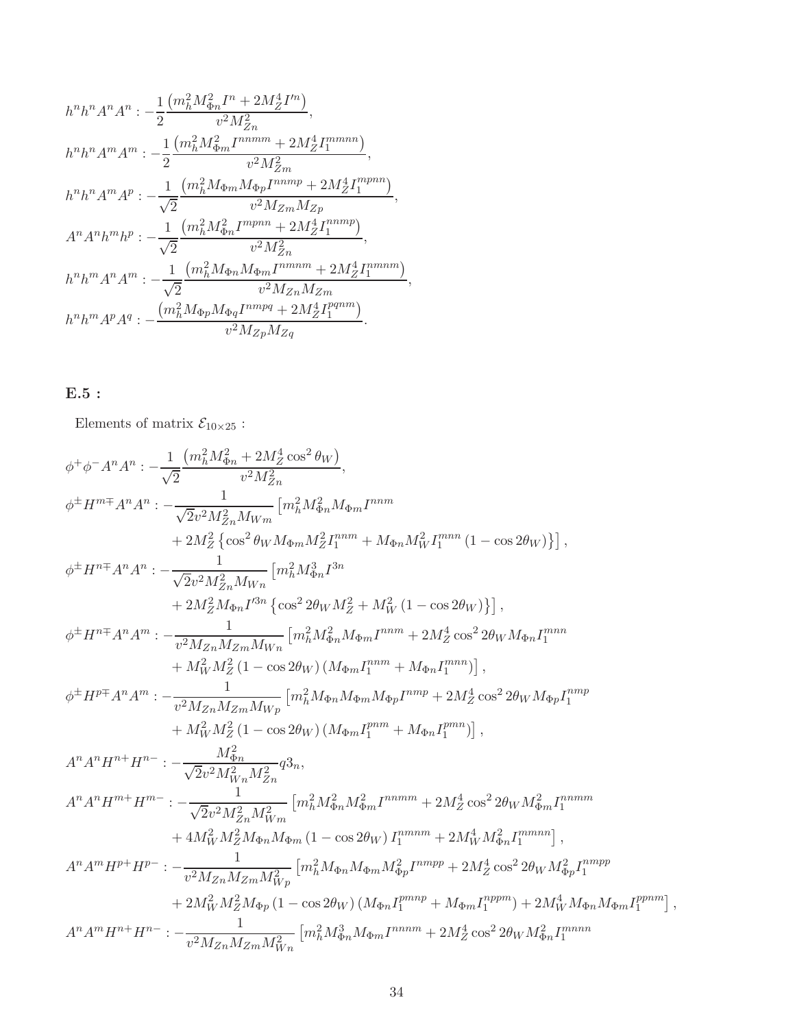$$h^n h^n A^n A^n : -\frac{1}{2}\frac{\left(m_h^2 M_{\Phi n}^2 I^n + 2M_Z^4 I'^n\right)}{v^2 M_{Zn}^2},$$

$$h^n h^n A^m A^m : -\frac{1}{2}\frac{\left(m_h^2 M_{\Phi m}^2 I^{nnmm} + 2M_Z^4 I_1^{mmnn}\right)}{v^2 M_{Zm}^2},$$

$$h^n h^n A^m A^p : -\frac{1}{\sqrt{2}}\frac{\left(m_h^2 M_{\Phi m} M_{\Phi p} I^{nnmp} + 2M_Z^4 I_1^{mpnn}\right)}{v^2 M_{Zm} M_{Zp}},$$

$$A^n A^n h^m h^p : -\frac{1}{\sqrt{2}}\frac{\left(m_h^2 M_{\Phi n}^2 I^{mpnn} + 2M_Z^4 I_1^{nnmp}\right)}{v^2 M_{Zn}^2},$$

$$h^n h^m A^n A^m : -\frac{1}{\sqrt{2}}\frac{\left(m_h^2 M_{\Phi n} M_{\Phi m} I^{nmnm} + 2M_Z^4 I_1^{nmnm}\right)}{v^2 M_{Zn} M_{Zm}},$$

$$h^n h^m A^p A^q : -\frac{\left(m_h^2 M_{\Phi p} M_{\Phi q} I^{nmpq} + 2M_Z^4 I_1^{pqnm}\right)}{v^2 M_{Zp} M_{Zq}}.$$

## E.5 :

Elements of matrix $\mathcal{E}_{10\times 25}$ :

$$\phi^+\phi^- A^n A^n : -\frac{1}{\sqrt{2}}\frac{\left(m_h^2 M_{\Phi n}^2 + 2M_Z^4 \cos^2\theta_W\right)}{v^2 M_{Zn}^2},$$

$$\begin{aligned}
\phi^\pm H^{m\mp} A^n A^n : &-\frac{1}{\sqrt{2} v^2 M_{Zn}^2 M_{Wm}}\left[m_h^2 M_{\Phi n}^2 M_{\Phi m} I^{nnm}\right.\\
&\left.+ 2M_Z^2\left\{\cos^2\theta_W M_{\Phi m} M_Z^2 I_1^{nnm} + M_{\Phi n} M_W^2 I_1^{mnn}\left(1-\cos 2\theta_W\right)\right\}\right],
\end{aligned}$$

$$\begin{aligned}
\phi^\pm H^{n\mp} A^n A^n : &-\frac{1}{\sqrt{2} v^2 M_{Zn}^2 M_{Wn}}\left[m_h^2 M_{\Phi n}^3 I^{3n}\right.\\
&\left.+ 2M_Z^2 M_{\Phi n} I'^{3n}\left\{\cos^2 2\theta_W M_Z^2 + M_W^2\left(1-\cos 2\theta_W\right)\right\}\right],
\end{aligned}$$

$$\begin{aligned}
\phi^\pm H^{n\mp} A^n A^m : &-\frac{1}{v^2 M_{Zn} M_{Zm} M_{Wn}}\left[m_h^2 M_{\Phi n}^2 M_{\Phi m} I^{nnm} + 2M_Z^4 \cos^2 2\theta_W M_{\Phi n} I_1^{mnn}\right.\\
&\left.+ M_W^2 M_Z^2\left(1-\cos 2\theta_W\right)\left(M_{\Phi m} I_1^{nnm} + M_{\Phi n} I_1^{mnn}\right)\right],
\end{aligned}$$

$$\begin{aligned}
\phi^\pm H^{p\mp} A^n A^m : &-\frac{1}{v^2 M_{Zn} M_{Zm} M_{Wp}}\left[m_h^2 M_{\Phi n} M_{\Phi m} M_{\Phi p} I^{nmp} + 2M_Z^4 \cos^2 2\theta_W M_{\Phi p} I_1^{nmp}\right.\\
&\left.+ M_W^2 M_Z^2\left(1-\cos 2\theta_W\right)\left(M_{\Phi m} I_1^{pnm} + M_{\Phi n} I_1^{pmn}\right)\right],
\end{aligned}$$

$$A^n A^n H^{n+} H^{n-} : -\frac{M_{\Phi n}^2}{\sqrt{2} v^2 M_{Wn}^2 M_{Zn}^2} q3_n,$$

$$\begin{aligned}
A^n A^n H^{m+} H^{m-} : &-\frac{1}{\sqrt{2} v^2 M_{Zn}^2 M_{Wm}^2}\left[m_h^2 M_{\Phi n}^2 M_{\Phi m}^2 I^{nnmm} + 2M_Z^4 \cos^2 2\theta_W M_{\Phi m}^2 I_1^{nnmm}\right.\\
&\left.+ 4M_W^2 M_Z^2 M_{\Phi n} M_{\Phi m}\left(1-\cos 2\theta_W\right) I_1^{nmnm} + 2M_W^4 M_{\Phi n}^2 I_1^{mmnn}\right],
\end{aligned}$$

$$\begin{aligned}
A^n A^m H^{p+} H^{p-} : &-\frac{1}{v^2 M_{Zn} M_{Zm} M_{Wp}^2}\left[m_h^2 M_{\Phi n} M_{\Phi m} M_{\Phi p}^2 I^{nmpp} + 2M_Z^4 \cos^2 2\theta_W M_{\Phi p}^2 I_1^{nmpp}\right.\\
&\left.+ 2M_W^2 M_Z^2 M_{\Phi p}\left(1-\cos 2\theta_W\right)\left(M_{\Phi n} I_1^{pmnp} + M_{\Phi m} I_1^{nppm}\right) + 2M_W^4 M_{\Phi n} M_{\Phi m} I_1^{ppnm}\right],
\end{aligned}$$

$$A^n A^m H^{n+} H^{n-} : -\frac{1}{v^2 M_{Zn} M_{Zm} M_{Wn}^2}\left[m_h^2 M_{\Phi n}^3 M_{\Phi m} I^{nnnm} + 2M_Z^4 \cos^2 2\theta_W M_{\Phi n}^2 I_1^{mnnn}\right.$$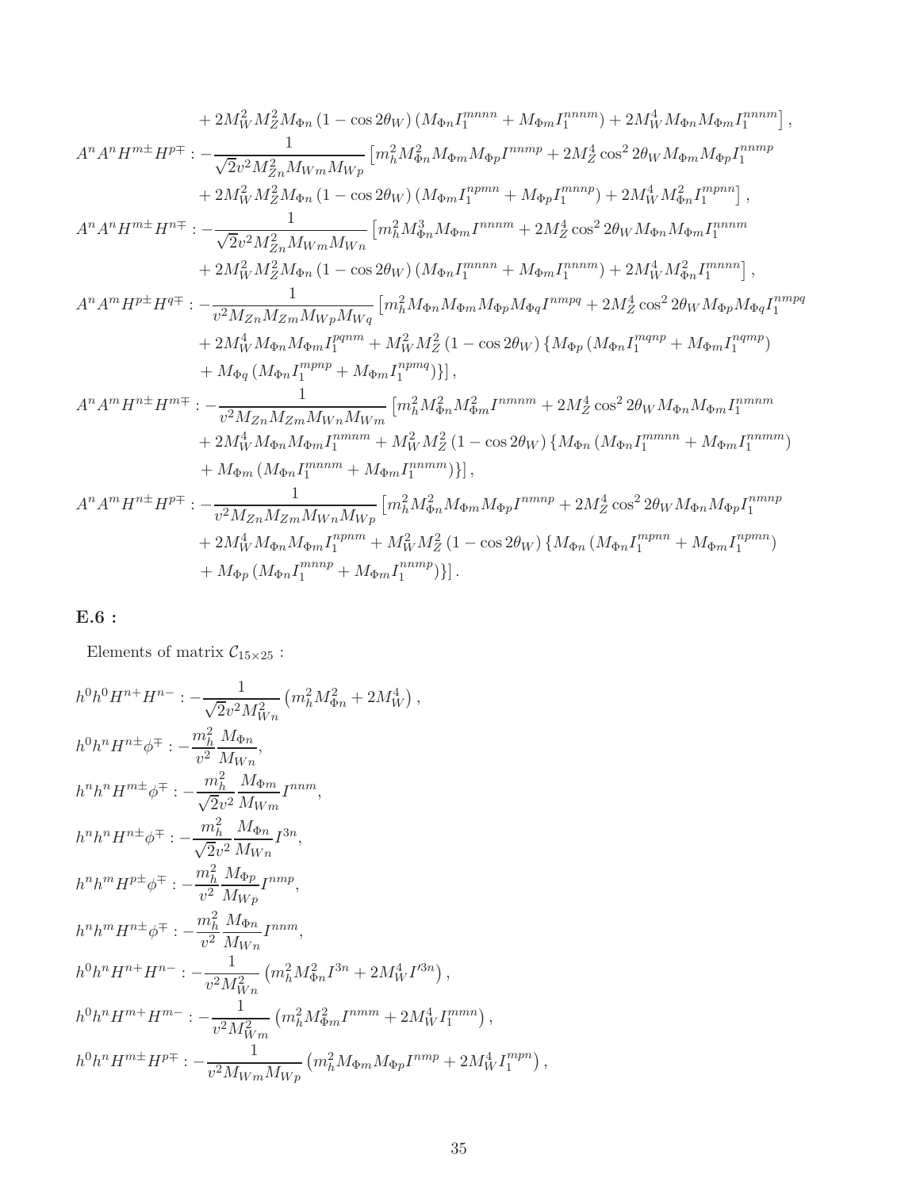$$+ 2M_W^2 M_Z^2 M_{\Phi n} \left(1 - \cos 2\theta_W\right) \left(M_{\Phi n} I_1^{mnnn} + M_{\Phi m} I_1^{nnnm}\right) + 2M_W^4 M_{\Phi n} M_{\Phi m} I_1^{nnnm}\Big] ,$$

$$A^n A^n H^{m\pm} H^{p\mp} : -\frac{1}{\sqrt{2} v^2 M_{Zn}^2 M_{Wm} M_{Wp}} \Big[m_h^2 M_{\Phi n}^2 M_{\Phi m} M_{\Phi p} I^{nnmp} + 2M_Z^4 \cos^2 2\theta_W M_{\Phi m} M_{\Phi p} I_1^{nnmp}$$
$$+ 2M_W^2 M_Z^2 M_{\Phi n} \left(1 - \cos 2\theta_W\right) \left(M_{\Phi m} I_1^{npmn} + M_{\Phi p} I_1^{mnnp}\right) + 2M_W^4 M_{\Phi n}^2 I_1^{mpnn}\Big] ,$$

$$A^n A^n H^{m\pm} H^{n\mp} : -\frac{1}{\sqrt{2} v^2 M_{Zn}^2 M_{Wm} M_{Wn}} \Big[m_h^2 M_{\Phi n}^3 M_{\Phi m} I^{nnnm} + 2M_Z^4 \cos^2 2\theta_W M_{\Phi n} M_{\Phi m} I_1^{nnnm}$$
$$+ 2M_W^2 M_Z^2 M_{\Phi n} \left(1 - \cos 2\theta_W\right) \left(M_{\Phi n} I_1^{mnnn} + M_{\Phi m} I_1^{nnnm}\right) + 2M_W^4 M_{\Phi n}^2 I_1^{mnnn}\Big] ,$$

$$A^n A^m H^{p\pm} H^{q\mp} : -\frac{1}{v^2 M_{Zn} M_{Zm} M_{Wp} M_{Wq}} \Big[m_h^2 M_{\Phi n} M_{\Phi m} M_{\Phi p} M_{\Phi q} I^{nmpq} + 2M_Z^4 \cos^2 2\theta_W M_{\Phi p} M_{\Phi q} I_1^{nmpq}$$
$$+ 2M_W^4 M_{\Phi n} M_{\Phi m} I_1^{pqnm} + M_W^2 M_Z^2 \left(1 - \cos 2\theta_W\right) \left\{M_{\Phi p} \left(M_{\Phi n} I_1^{mqnp} + M_{\Phi m} I_1^{nqmp}\right)\right.$$
$$\left. + M_{\Phi q} \left(M_{\Phi n} I_1^{mpnq} + M_{\Phi m} I_1^{npmq}\right)\right\}\Big] ,$$

$$A^n A^m H^{n\pm} H^{m\mp} : -\frac{1}{v^2 M_{Zn} M_{Zm} M_{Wn} M_{Wm}} \Big[m_h^2 M_{\Phi n}^2 M_{\Phi m}^2 I^{nmnm} + 2M_Z^4 \cos^2 2\theta_W M_{\Phi n} M_{\Phi m} I_1^{nmnm}$$
$$+ 2M_W^4 M_{\Phi n} M_{\Phi m} I_1^{nmnm} + M_W^2 M_Z^2 \left(1 - \cos 2\theta_W\right) \left\{M_{\Phi n} \left(M_{\Phi n} I_1^{mmnn} + M_{\Phi m} I_1^{nnmm}\right)\right.$$
$$\left. + M_{\Phi m} \left(M_{\Phi n} I_1^{mnnm} + M_{\Phi m} I_1^{nnmm}\right)\right\}\Big] ,$$

$$A^n A^m H^{n\pm} H^{p\mp} : -\frac{1}{v^2 M_{Zn} M_{Zm} M_{Wn} M_{Wp}} \Big[m_h^2 M_{\Phi n}^2 M_{\Phi m} M_{\Phi p} I^{nmnp} + 2M_Z^4 \cos^2 2\theta_W M_{\Phi n} M_{\Phi p} I_1^{nmnp}$$
$$+ 2M_W^4 M_{\Phi n} M_{\Phi m} I_1^{npnm} + M_W^2 M_Z^2 \left(1 - \cos 2\theta_W\right) \left\{M_{\Phi n} \left(M_{\Phi n} I_1^{mpnn} + M_{\Phi m} I_1^{npmn}\right)\right.$$
$$\left. + M_{\Phi p} \left(M_{\Phi n} I_1^{mnnp} + M_{\Phi m} I_1^{nnmp}\right)\right\}\Big] .$$

## E.6 :

Elements of matrix $\mathcal{C}_{15\times 25}$ :

$$h^0 h^0 H^{n+} H^{n-} : -\frac{1}{\sqrt{2} v^2 M_{Wn}^2} \left(m_h^2 M_{\Phi n}^2 + 2M_W^4\right) ,$$

$$h^0 h^n H^{n\pm} \phi^{\mp} : -\frac{m_h^2}{v^2} \frac{M_{\Phi n}}{M_{Wn}} ,$$

$$h^n h^n H^{m\pm} \phi^{\mp} : -\frac{m_h^2}{\sqrt{2} v^2} \frac{M_{\Phi m}}{M_{Wm}} I^{nnm} ,$$

$$h^n h^n H^{n\pm} \phi^{\mp} : -\frac{m_h^2}{\sqrt{2} v^2} \frac{M_{\Phi n}}{M_{Wn}} I^{3n} ,$$

$$h^n h^m H^{p\pm} \phi^{\mp} : -\frac{m_h^2}{v^2} \frac{M_{\Phi p}}{M_{Wp}} I^{nmp} ,$$

$$h^n h^m H^{n\pm} \phi^{\mp} : -\frac{m_h^2}{v^2} \frac{M_{\Phi n}}{M_{Wn}} I^{nnm} ,$$

$$h^0 h^n H^{n+} H^{n-} : -\frac{1}{v^2 M_{Wn}^2} \left(m_h^2 M_{\Phi n}^2 I^{3n} + 2M_W^4 I'^{3n}\right) ,$$

$$h^0 h^n H^{m+} H^{m-} : -\frac{1}{v^2 M_{Wm}^2} \left(m_h^2 M_{\Phi m}^2 I^{nmm} + 2M_W^4 I_1^{mmn}\right) ,$$

$$h^0 h^n H^{m\pm} H^{p\mp} : -\frac{1}{v^2 M_{Wm} M_{Wp}} \left(m_h^2 M_{\Phi m} M_{\Phi p} I^{nmp} + 2M_W^4 I_1^{mpn}\right) ,$$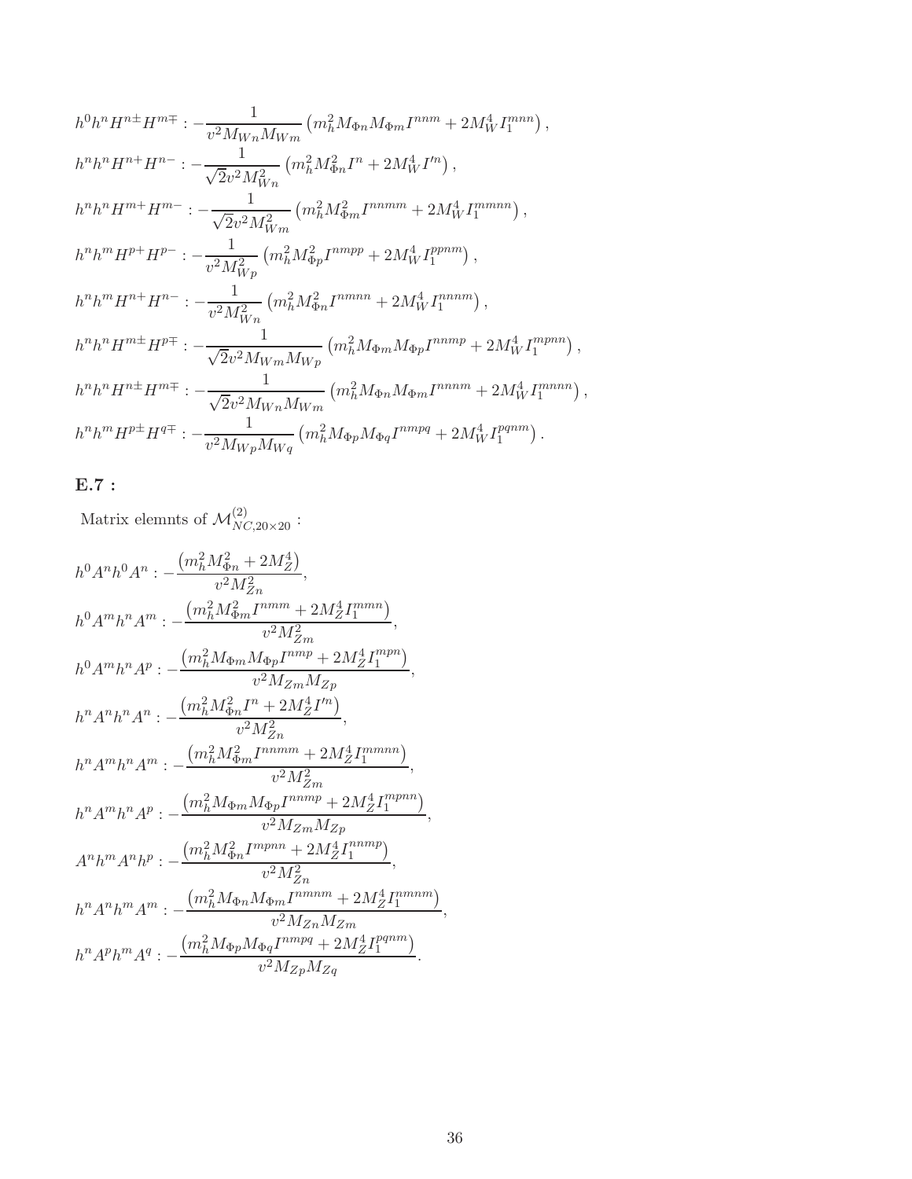$$h^0 h^n H^{n\pm} H^{m\mp} : -\frac{1}{v^2 M_{Wn} M_{Wm}} \left( m_h^2 M_{\Phi n} M_{\Phi m} I^{nnm} + 2M_W^4 I_1^{mnn} \right),$$

$$h^n h^n H^{n+} H^{n-} : -\frac{1}{\sqrt{2} v^2 M_{Wn}^2} \left( m_h^2 M_{\Phi n}^2 I^n + 2M_W^4 I'^n \right),$$

$$h^n h^n H^{m+} H^{m-} : -\frac{1}{\sqrt{2} v^2 M_{Wm}^2} \left( m_h^2 M_{\Phi m}^2 I^{nnmm} + 2M_W^4 I_1^{mmnn} \right),$$

$$h^n h^m H^{p+} H^{p-} : -\frac{1}{v^2 M_{Wp}^2} \left( m_h^2 M_{\Phi p}^2 I^{nmpp} + 2M_W^4 I_1^{ppnm} \right),$$

$$h^n h^m H^{n+} H^{n-} : -\frac{1}{v^2 M_{Wn}^2} \left( m_h^2 M_{\Phi n}^2 I^{nmnn} + 2M_W^4 I_1^{nnnm} \right),$$

$$h^n h^n H^{m\pm} H^{p\mp} : -\frac{1}{\sqrt{2} v^2 M_{Wm} M_{Wp}} \left( m_h^2 M_{\Phi m} M_{\Phi p} I^{nnmp} + 2M_W^4 I_1^{mpnn} \right),$$

$$h^n h^n H^{n\pm} H^{m\mp} : -\frac{1}{\sqrt{2} v^2 M_{Wn} M_{Wm}} \left( m_h^2 M_{\Phi n} M_{\Phi m} I^{nnnm} + 2M_W^4 I_1^{mnnn} \right),$$

$$h^n h^m H^{p\pm} H^{q\mp} : -\frac{1}{v^2 M_{Wp} M_{Wq}} \left( m_h^2 M_{\Phi p} M_{\Phi q} I^{nmpq} + 2M_W^4 I_1^{pqnm} \right).$$

### E.7 :

Matrix elemnts of $\mathcal{M}^{(2)}_{NC,20\times 20}$ :

$$h^0 A^n h^0 A^n : -\frac{\left( m_h^2 M_{\Phi n}^2 + 2M_Z^4 \right)}{v^2 M_{Zn}^2},$$

$$h^0 A^m h^n A^m : -\frac{\left( m_h^2 M_{\Phi m}^2 I^{nmm} + 2M_Z^4 I_1^{mmn} \right)}{v^2 M_{Zm}^2},$$

$$h^0 A^m h^n A^p : -\frac{\left( m_h^2 M_{\Phi m} M_{\Phi p} I^{nmp} + 2M_Z^4 I_1^{mpn} \right)}{v^2 M_{Zm} M_{Zp}},$$

$$h^n A^n h^n A^n : -\frac{\left( m_h^2 M_{\Phi n}^2 I^n + 2M_Z^4 I'^n \right)}{v^2 M_{Zn}^2},$$

$$h^n A^m h^n A^m : -\frac{\left( m_h^2 M_{\Phi m}^2 I^{nnmm} + 2M_Z^4 I_1^{mmnn} \right)}{v^2 M_{Zm}^2},$$

$$h^n A^m h^n A^p : -\frac{\left( m_h^2 M_{\Phi m} M_{\Phi p} I^{nnmp} + 2M_Z^4 I_1^{mpnn} \right)}{v^2 M_{Zm} M_{Zp}},$$

$$A^n h^m A^n h^p : -\frac{\left( m_h^2 M_{\Phi n}^2 I^{mpnn} + 2M_Z^4 I_1^{nnmp} \right)}{v^2 M_{Zn}^2},$$

$$h^n A^n h^m A^m : -\frac{\left( m_h^2 M_{\Phi n} M_{\Phi m} I^{nmnm} + 2M_Z^4 I_1^{nmnm} \right)}{v^2 M_{Zn} M_{Zm}},$$

$$h^n A^p h^m A^q : -\frac{\left( m_h^2 M_{\Phi p} M_{\Phi q} I^{nmpq} + 2M_Z^4 I_1^{pqnm} \right)}{v^2 M_{Zp} M_{Zq}}.$$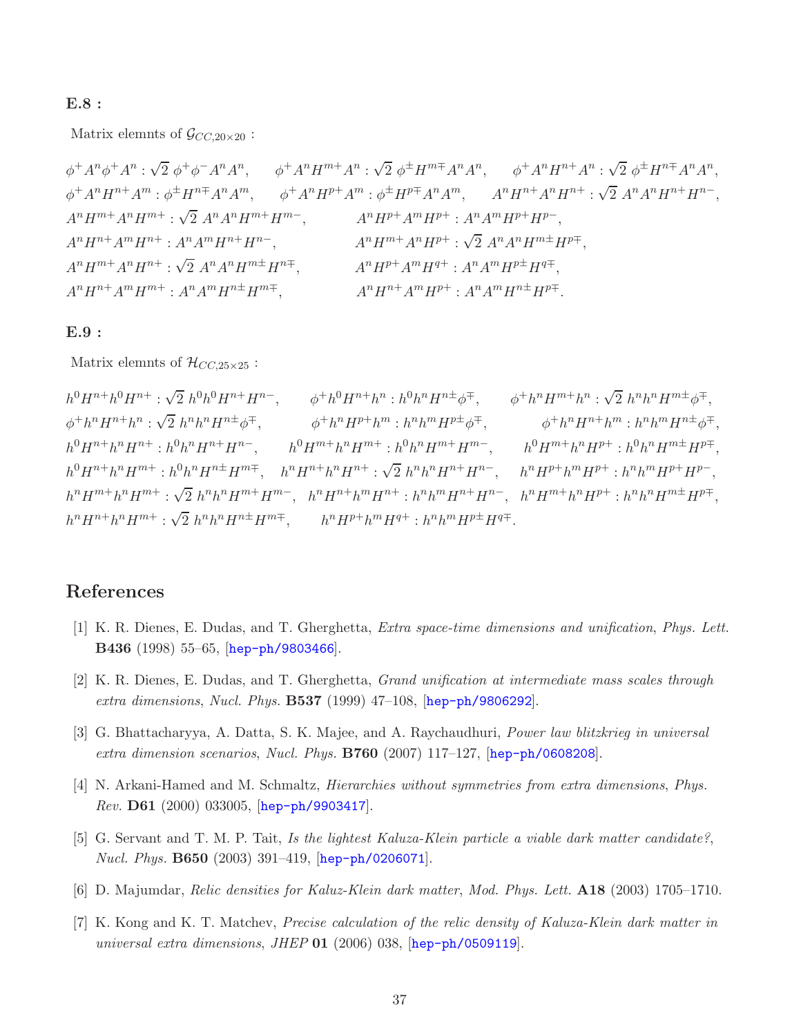**E.8 :**

Matrix elemnts of $\mathcal{G}_{CC,20\times 20}$ :

$\phi^+ A^n \phi^+ A^n : \sqrt{2}\ \phi^+ \phi^- A^n A^n$, $\quad \phi^+ A^n H^{m+} A^n : \sqrt{2}\ \phi^\pm H^{m\mp} A^n A^n$, $\quad \phi^+ A^n H^{n+} A^n : \sqrt{2}\ \phi^\pm H^{n\mp} A^n A^n$,
$\phi^+ A^n H^{n+} A^m : \phi^\pm H^{n\mp} A^n A^m$, $\quad \phi^+ A^n H^{p+} A^m : \phi^\pm H^{p\mp} A^n A^m$, $\quad A^n H^{n+} A^n H^{n+} : \sqrt{2}\ A^n A^n H^{n+} H^{n-}$,
$A^n H^{m+} A^n H^{m+} : \sqrt{2}\ A^n A^n H^{m+} H^{m-}$, $\quad A^n H^{p+} A^m H^{p+} : A^n A^m H^{p+} H^{p-}$,
$A^n H^{n+} A^m H^{n+} : A^n A^m H^{n+} H^{n-}$, $\quad A^n H^{m+} A^n H^{p+} : \sqrt{2}\ A^n A^n H^{m\pm} H^{p\mp}$,
$A^n H^{m+} A^n H^{n+} : \sqrt{2}\ A^n A^n H^{m\pm} H^{n\mp}$, $\quad A^n H^{p+} A^m H^{q+} : A^n A^m H^{p\pm} H^{q\mp}$,
$A^n H^{n+} A^m H^{m+} : A^n A^m H^{n\pm} H^{m\mp}$, $\quad A^n H^{n+} A^m H^{p+} : A^n A^m H^{n\pm} H^{p\mp}$.

**E.9 :**

Matrix elemnts of $\mathcal{H}_{CC,25\times 25}$ :

$h^0 H^{n+} h^0 H^{n+} : \sqrt{2}\ h^0 h^0 H^{n+} H^{n-}$, $\quad \phi^+ h^0 H^{n+} h^n : h^0 h^n H^{n\pm} \phi^\mp$, $\quad \phi^+ h^n H^{m+} h^n : \sqrt{2}\ h^n h^n H^{m\pm} \phi^\mp$,
$\phi^+ h^n H^{n+} h^n : \sqrt{2}\ h^n h^n H^{n\pm} \phi^\mp$, $\quad \phi^+ h^n H^{p+} h^m : h^n h^m H^{p\pm} \phi^\mp$, $\quad \phi^+ h^n H^{n+} h^m : h^n h^m H^{n\pm} \phi^\mp$,
$h^0 H^{n+} h^n H^{n+} : h^0 h^n H^{n+} H^{n-}$, $\quad h^0 H^{m+} h^n H^{m+} : h^0 h^n H^{m+} H^{m-}$, $\quad h^0 H^{m+} h^n H^{p+} : h^0 h^n H^{m\pm} H^{p\mp}$,
$h^0 H^{n+} h^n H^{m+} : h^0 h^n H^{n\pm} H^{m\mp}$, $\quad h^n H^{n+} h^n H^{n+} : \sqrt{2}\ h^n h^n H^{n+} H^{n-}$, $\quad h^n H^{p+} h^m H^{p+} : h^n h^m H^{p+} H^{p-}$,
$h^n H^{m+} h^n H^{m+} : \sqrt{2}\ h^n h^n H^{m+} H^{m-}$, $\quad h^n H^{n+} h^m H^{n+} : h^n h^m H^{n+} H^{n-}$, $\quad h^n H^{m+} h^n H^{p+} : h^n h^n H^{m\pm} H^{p\mp}$,
$h^n H^{n+} h^n H^{m+} : \sqrt{2}\ h^n h^n H^{n\pm} H^{m\mp}$, $\quad h^n H^{p+} h^m H^{q+} : h^n h^m H^{p\pm} H^{q\mp}$.

# References

[1] K. R. Dienes, E. Dudas, and T. Gherghetta, *Extra space-time dimensions and unification*, *Phys. Lett.* **B436** (1998) 55–65, [hep-ph/9803466].

[2] K. R. Dienes, E. Dudas, and T. Gherghetta, *Grand unification at intermediate mass scales through extra dimensions*, *Nucl. Phys.* **B537** (1999) 47–108, [hep-ph/9806292].

[3] G. Bhattacharyya, A. Datta, S. K. Majee, and A. Raychaudhuri, *Power law blitzkrieg in universal extra dimension scenarios*, *Nucl. Phys.* **B760** (2007) 117–127, [hep-ph/0608208].

[4] N. Arkani-Hamed and M. Schmaltz, *Hierarchies without symmetries from extra dimensions*, *Phys. Rev.* **D61** (2000) 033005, [hep-ph/9903417].

[5] G. Servant and T. M. P. Tait, *Is the lightest Kaluza-Klein particle a viable dark matter candidate?*, *Nucl. Phys.* **B650** (2003) 391–419, [hep-ph/0206071].

[6] D. Majumdar, *Relic densities for Kaluz-Klein dark matter*, *Mod. Phys. Lett.* **A18** (2003) 1705–1710.

[7] K. Kong and K. T. Matchev, *Precise calculation of the relic density of Kaluza-Klein dark matter in universal extra dimensions*, *JHEP* **01** (2006) 038, [hep-ph/0509119].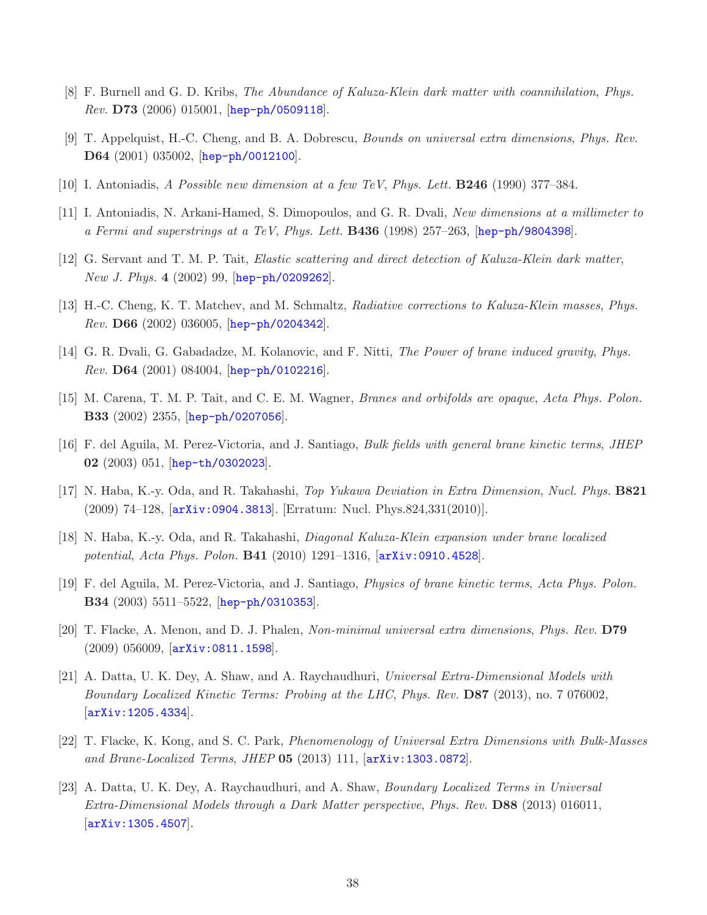[8] F. Burnell and G. D. Kribs, *The Abundance of Kaluza-Klein dark matter with coannihilation*, *Phys. Rev.* **D73** (2006) 015001, [hep-ph/0509118].

[9] T. Appelquist, H.-C. Cheng, and B. A. Dobrescu, *Bounds on universal extra dimensions*, *Phys. Rev.* **D64** (2001) 035002, [hep-ph/0012100].

[10] I. Antoniadis, *A Possible new dimension at a few TeV*, *Phys. Lett.* **B246** (1990) 377–384.

[11] I. Antoniadis, N. Arkani-Hamed, S. Dimopoulos, and G. R. Dvali, *New dimensions at a millimeter to a Fermi and superstrings at a TeV*, *Phys. Lett.* **B436** (1998) 257–263, [hep-ph/9804398].

[12] G. Servant and T. M. P. Tait, *Elastic scattering and direct detection of Kaluza-Klein dark matter*, *New J. Phys.* **4** (2002) 99, [hep-ph/0209262].

[13] H.-C. Cheng, K. T. Matchev, and M. Schmaltz, *Radiative corrections to Kaluza-Klein masses*, *Phys. Rev.* **D66** (2002) 036005, [hep-ph/0204342].

[14] G. R. Dvali, G. Gabadadze, M. Kolanovic, and F. Nitti, *The Power of brane induced gravity*, *Phys. Rev.* **D64** (2001) 084004, [hep-ph/0102216].

[15] M. Carena, T. M. P. Tait, and C. E. M. Wagner, *Branes and orbifolds are opaque*, *Acta Phys. Polon.* **B33** (2002) 2355, [hep-ph/0207056].

[16] F. del Aguila, M. Perez-Victoria, and J. Santiago, *Bulk fields with general brane kinetic terms*, *JHEP* **02** (2003) 051, [hep-th/0302023].

[17] N. Haba, K.-y. Oda, and R. Takahashi, *Top Yukawa Deviation in Extra Dimension*, *Nucl. Phys.* **B821** (2009) 74–128, [arXiv:0904.3813]. [Erratum: Nucl. Phys.824,331(2010)].

[18] N. Haba, K.-y. Oda, and R. Takahashi, *Diagonal Kaluza-Klein expansion under brane localized potential*, *Acta Phys. Polon.* **B41** (2010) 1291–1316, [arXiv:0910.4528].

[19] F. del Aguila, M. Perez-Victoria, and J. Santiago, *Physics of brane kinetic terms*, *Acta Phys. Polon.* **B34** (2003) 5511–5522, [hep-ph/0310353].

[20] T. Flacke, A. Menon, and D. J. Phalen, *Non-minimal universal extra dimensions*, *Phys. Rev.* **D79** (2009) 056009, [arXiv:0811.1598].

[21] A. Datta, U. K. Dey, A. Shaw, and A. Raychaudhuri, *Universal Extra-Dimensional Models with Boundary Localized Kinetic Terms: Probing at the LHC*, *Phys. Rev.* **D87** (2013), no. 7 076002, [arXiv:1205.4334].

[22] T. Flacke, K. Kong, and S. C. Park, *Phenomenology of Universal Extra Dimensions with Bulk-Masses and Brane-Localized Terms*, *JHEP* **05** (2013) 111, [arXiv:1303.0872].

[23] A. Datta, U. K. Dey, A. Raychaudhuri, and A. Shaw, *Boundary Localized Terms in Universal Extra-Dimensional Models through a Dark Matter perspective*, *Phys. Rev.* **D88** (2013) 016011, [arXiv:1305.4507].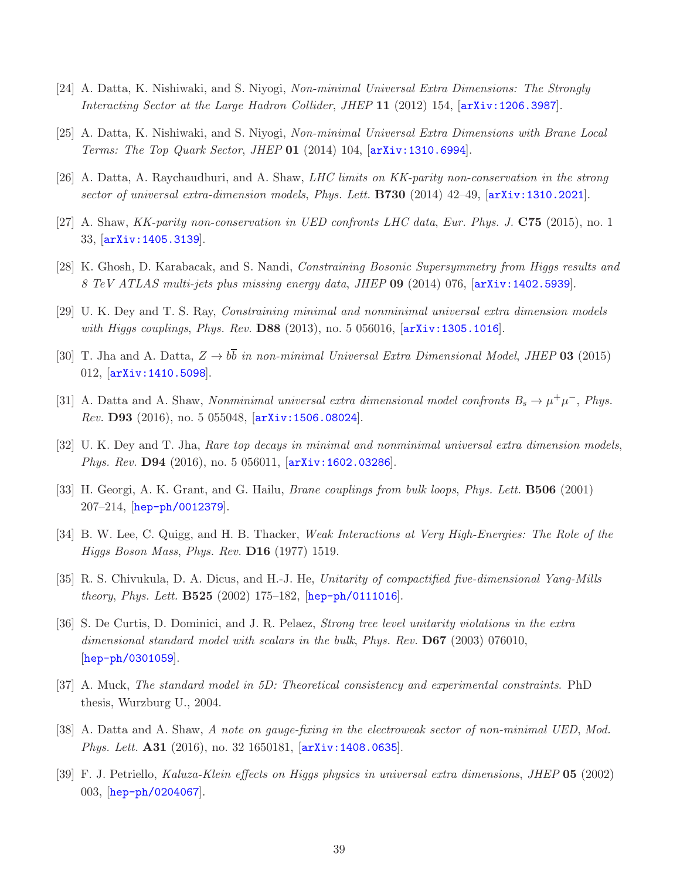[24] A. Datta, K. Nishiwaki, and S. Niyogi, *Non-minimal Universal Extra Dimensions: The Strongly Interacting Sector at the Large Hadron Collider*, *JHEP* **11** (2012) 154, [arXiv:1206.3987].

[25] A. Datta, K. Nishiwaki, and S. Niyogi, *Non-minimal Universal Extra Dimensions with Brane Local Terms: The Top Quark Sector*, *JHEP* **01** (2014) 104, [arXiv:1310.6994].

[26] A. Datta, A. Raychaudhuri, and A. Shaw, *LHC limits on KK-parity non-conservation in the strong sector of universal extra-dimension models*, *Phys. Lett.* **B730** (2014) 42–49, [arXiv:1310.2021].

[27] A. Shaw, *KK-parity non-conservation in UED confronts LHC data*, *Eur. Phys. J.* **C75** (2015), no. 1 33, [arXiv:1405.3139].

[28] K. Ghosh, D. Karabacak, and S. Nandi, *Constraining Bosonic Supersymmetry from Higgs results and 8 TeV ATLAS multi-jets plus missing energy data*, *JHEP* **09** (2014) 076, [arXiv:1402.5939].

[29] U. K. Dey and T. S. Ray, *Constraining minimal and nonminimal universal extra dimension models with Higgs couplings*, *Phys. Rev.* **D88** (2013), no. 5 056016, [arXiv:1305.1016].

[30] T. Jha and A. Datta, *$Z \to b\bar{b}$ in non-minimal Universal Extra Dimensional Model*, *JHEP* **03** (2015) 012, [arXiv:1410.5098].

[31] A. Datta and A. Shaw, *Nonminimal universal extra dimensional model confronts $B_s \to \mu^+\mu^-$*, *Phys. Rev.* **D93** (2016), no. 5 055048, [arXiv:1506.08024].

[32] U. K. Dey and T. Jha, *Rare top decays in minimal and nonminimal universal extra dimension models*, *Phys. Rev.* **D94** (2016), no. 5 056011, [arXiv:1602.03286].

[33] H. Georgi, A. K. Grant, and G. Hailu, *Brane couplings from bulk loops*, *Phys. Lett.* **B506** (2001) 207–214, [hep-ph/0012379].

[34] B. W. Lee, C. Quigg, and H. B. Thacker, *Weak Interactions at Very High-Energies: The Role of the Higgs Boson Mass*, *Phys. Rev.* **D16** (1977) 1519.

[35] R. S. Chivukula, D. A. Dicus, and H.-J. He, *Unitarity of compactified five-dimensional Yang-Mills theory*, *Phys. Lett.* **B525** (2002) 175–182, [hep-ph/0111016].

[36] S. De Curtis, D. Dominici, and J. R. Pelaez, *Strong tree level unitarity violations in the extra dimensional standard model with scalars in the bulk*, *Phys. Rev.* **D67** (2003) 076010, [hep-ph/0301059].

[37] A. Muck, *The standard model in 5D: Theoretical consistency and experimental constraints*. PhD thesis, Wurzburg U., 2004.

[38] A. Datta and A. Shaw, *A note on gauge-fixing in the electroweak sector of non-minimal UED*, *Mod. Phys. Lett.* **A31** (2016), no. 32 1650181, [arXiv:1408.0635].

[39] F. J. Petriello, *Kaluza-Klein effects on Higgs physics in universal extra dimensions*, *JHEP* **05** (2002) 003, [hep-ph/0204067].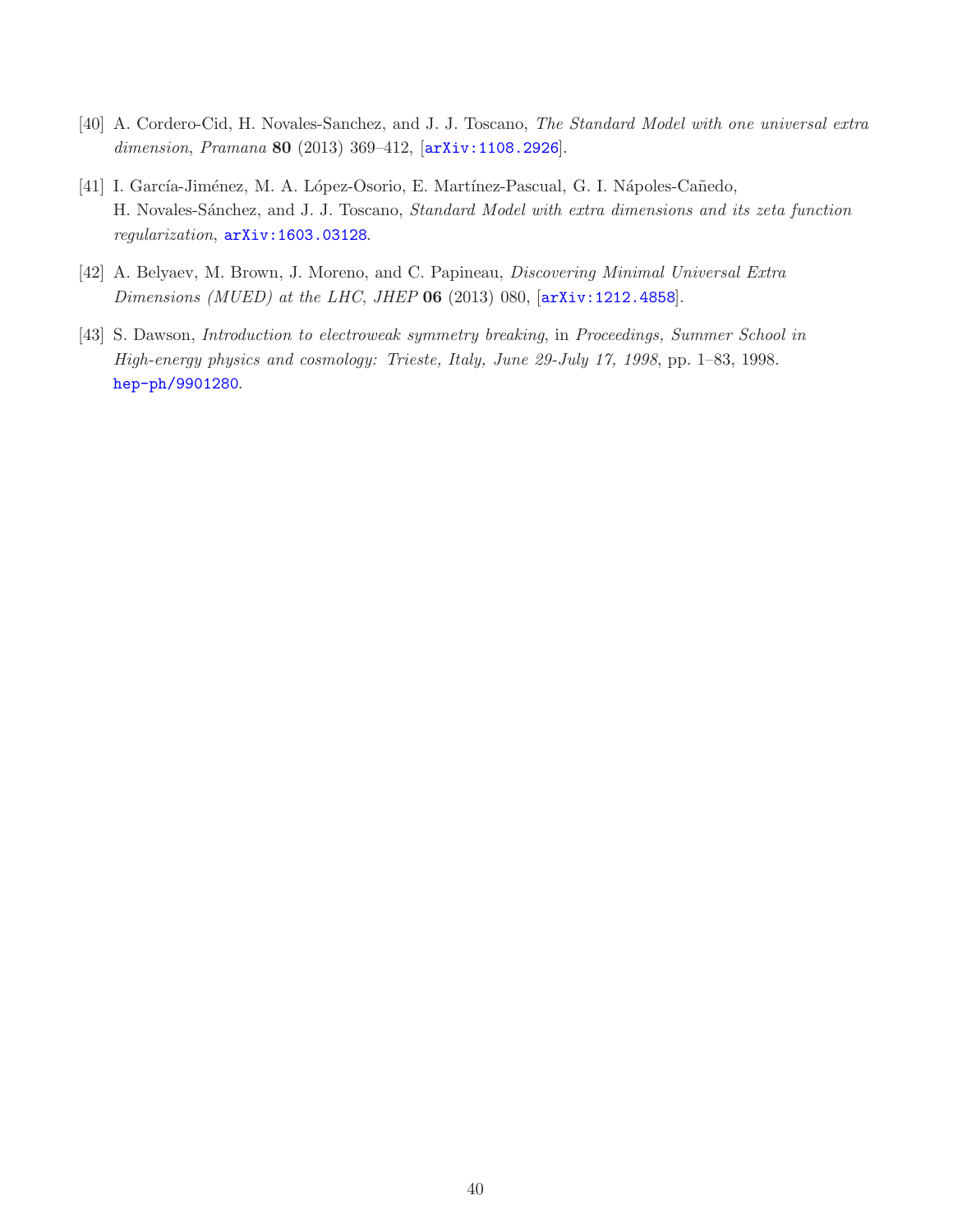[40] A. Cordero-Cid, H. Novales-Sanchez, and J. J. Toscano, *The Standard Model with one universal extra dimension*, *Pramana* **80** (2013) 369–412, [arXiv:1108.2926].

[41] I. García-Jiménez, M. A. López-Osorio, E. Martínez-Pascual, G. I. Nápoles-Cañedo, H. Novales-Sánchez, and J. J. Toscano, *Standard Model with extra dimensions and its zeta function regularization*, arXiv:1603.03128.

[42] A. Belyaev, M. Brown, J. Moreno, and C. Papineau, *Discovering Minimal Universal Extra Dimensions (MUED) at the LHC*, *JHEP* **06** (2013) 080, [arXiv:1212.4858].

[43] S. Dawson, *Introduction to electroweak symmetry breaking*, in *Proceedings, Summer School in High-energy physics and cosmology: Trieste, Italy, June 29-July 17, 1998*, pp. 1–83, 1998. hep-ph/9901280.